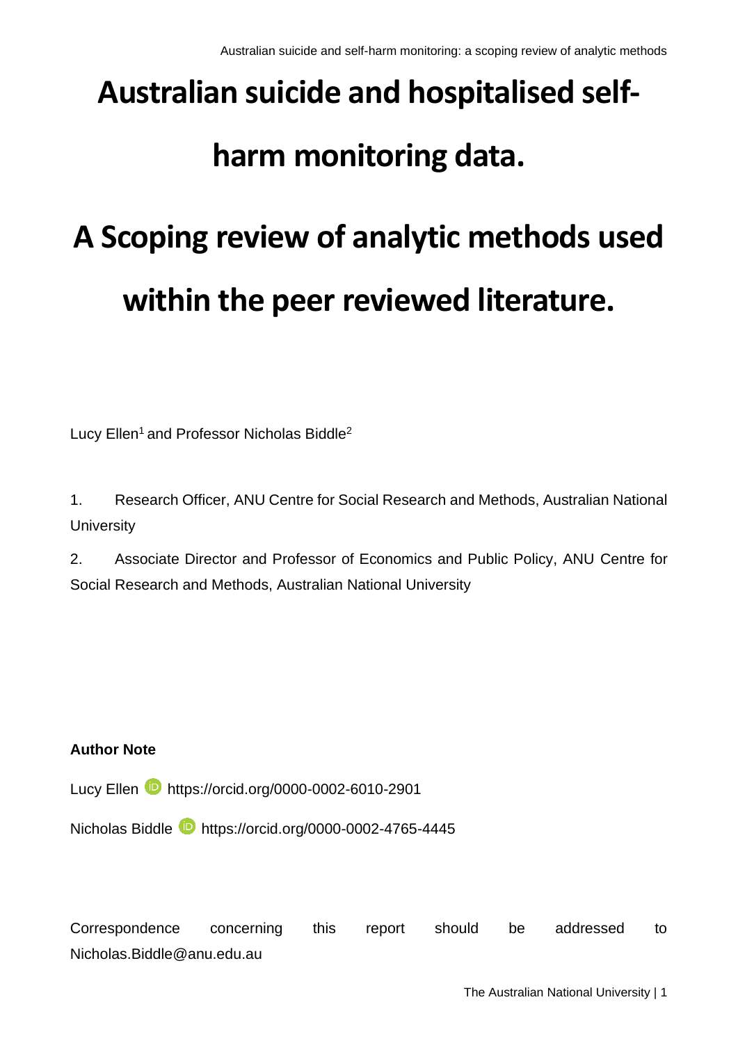# Australian suicide and hospitalised self-harm monitoring data.

# A Scoping review of analytic methods used within the peer reviewed literature.

Lucy Ellen[1] and Professor Nicholas Biddle[2]

1. Research Officer, ANU Centre for Social Research and Methods, Australian National University

2. Associate Director and Professor of Economics and Public Policy, ANU Centre for Social Research and Methods, Australian National University

**Author Note**

Lucy Ellen https://orcid.org/0000-0002-6010-2901

Nicholas Biddle https://orcid.org/0000-0002-4765-4445

Correspondence concerning this report should be addressed to Nicholas.Biddle@anu.edu.au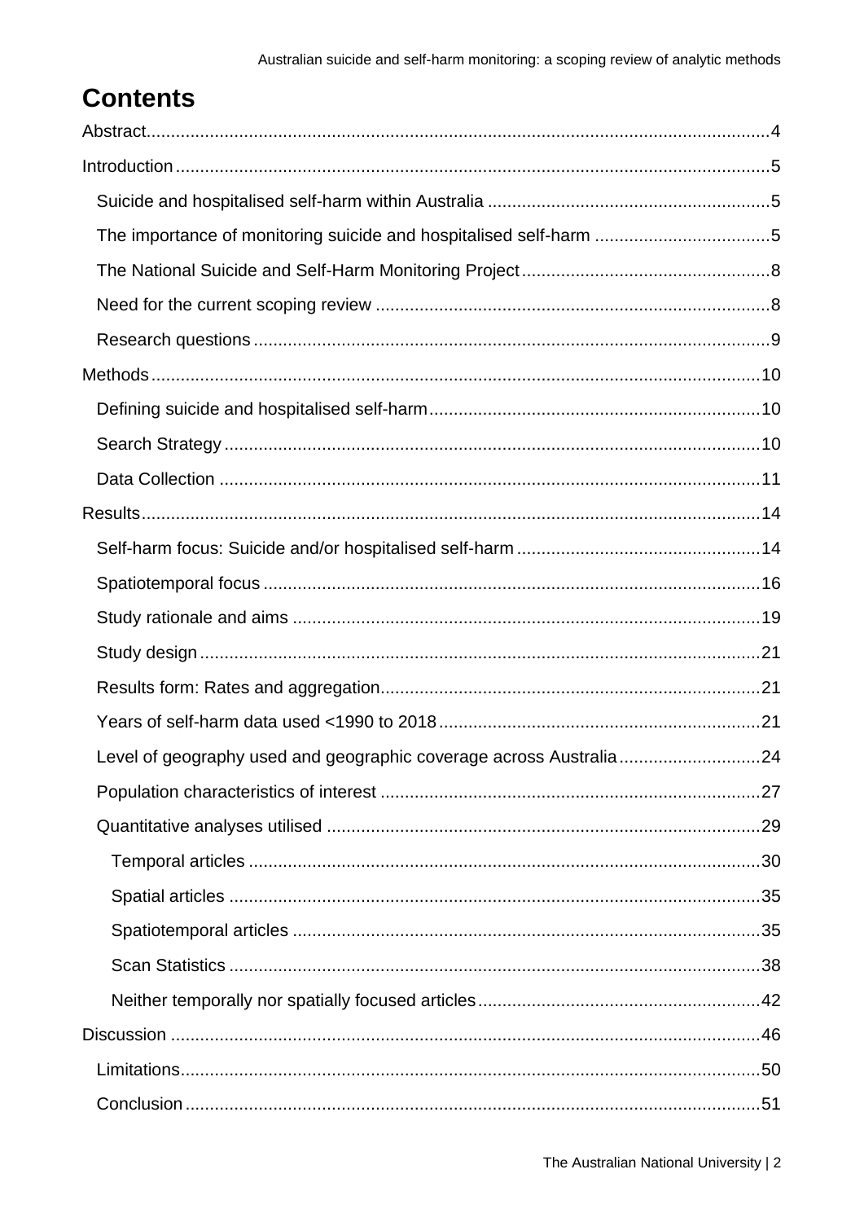# Contents

- Abstract ... 4
- Introduction ... 5
  - Suicide and hospitalised self-harm within Australia ... 5
  - The importance of monitoring suicide and hospitalised self-harm ... 5
  - The National Suicide and Self-Harm Monitoring Project ... 8
  - Need for the current scoping review ... 8
  - Research questions ... 9
- Methods ... 10
  - Defining suicide and hospitalised self-harm ... 10
  - Search Strategy ... 10
  - Data Collection ... 11
- Results ... 14
  - Self-harm focus: Suicide and/or hospitalised self-harm ... 14
  - Spatiotemporal focus ... 16
  - Study rationale and aims ... 19
  - Study design ... 21
  - Results form: Rates and aggregation ... 21
  - Years of self-harm data used <1990 to 2018 ... 21
  - Level of geography used and geographic coverage across Australia ... 24
  - Population characteristics of interest ... 27
  - Quantitative analyses utilised ... 29
    - Temporal articles ... 30
    - Spatial articles ... 35
    - Spatiotemporal articles ... 35
    - Scan Statistics ... 38
    - Neither temporally nor spatially focused articles ... 42
- Discussion ... 46
  - Limitations ... 50
  - Conclusion ... 51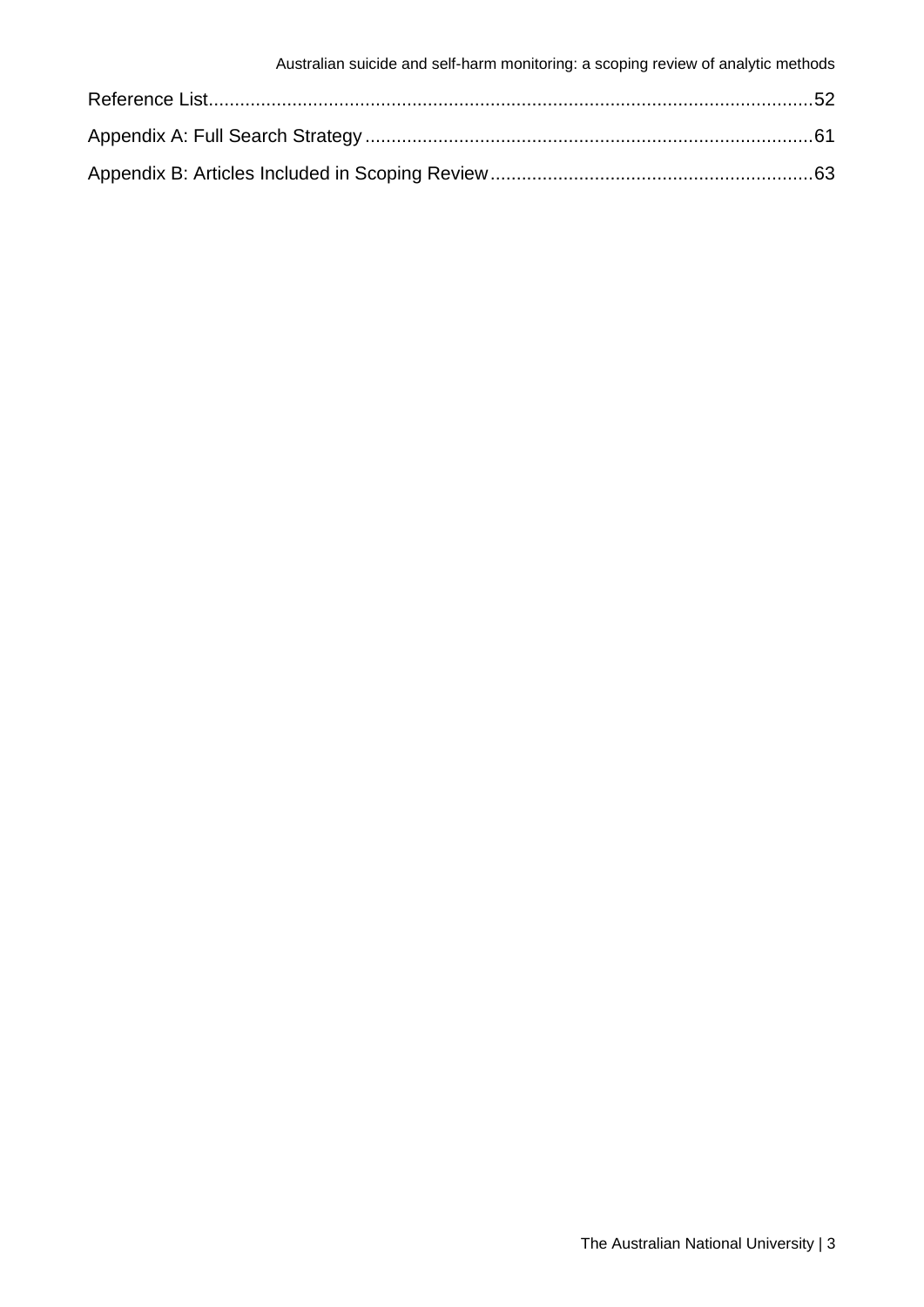Reference List....................................................................................................................52

Appendix A: Full Search Strategy ...................................................................................61

Appendix B: Articles Included in Scoping Review............................................................63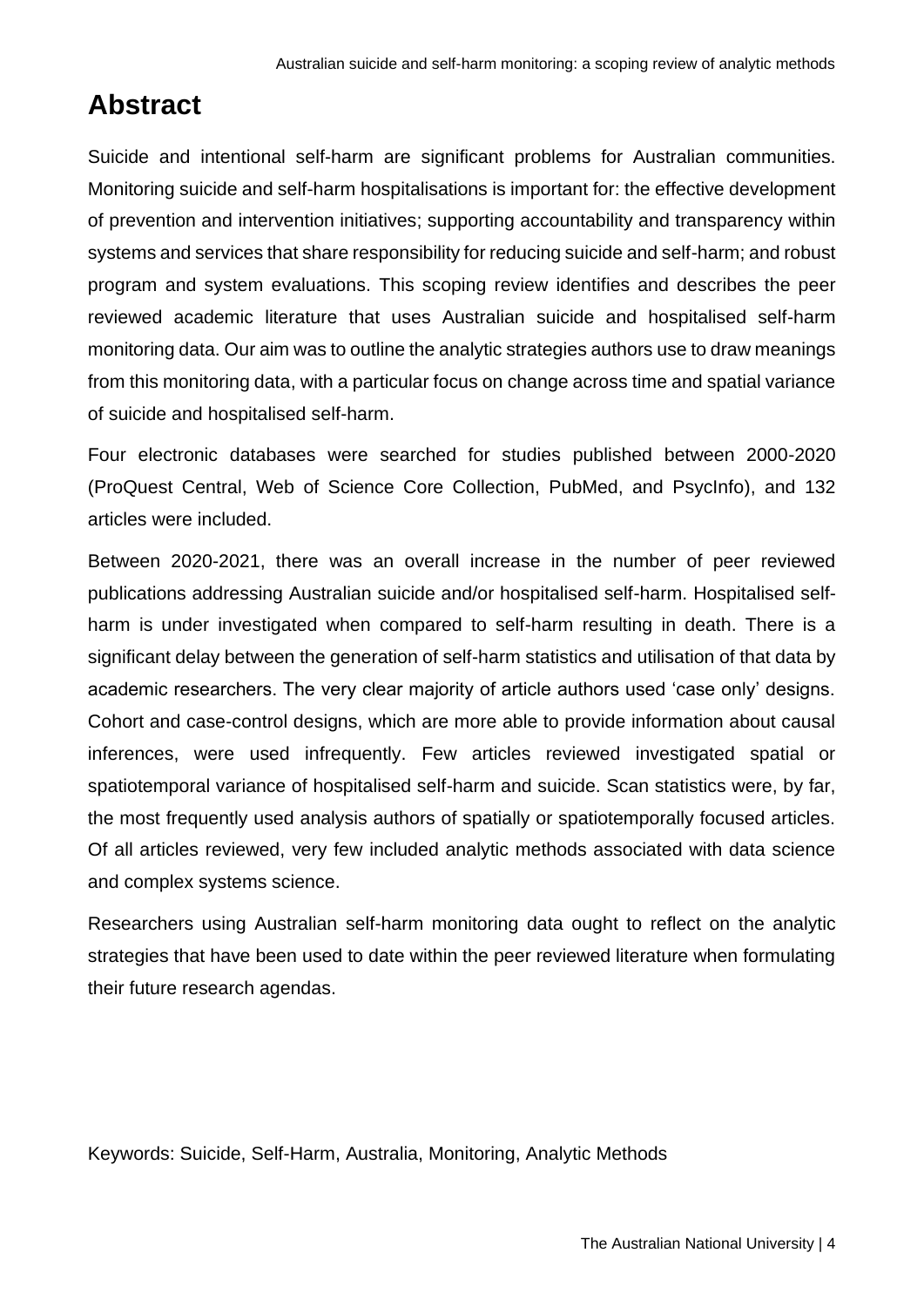# Abstract

Suicide and intentional self-harm are significant problems for Australian communities. Monitoring suicide and self-harm hospitalisations is important for: the effective development of prevention and intervention initiatives; supporting accountability and transparency within systems and services that share responsibility for reducing suicide and self-harm; and robust program and system evaluations. This scoping review identifies and describes the peer reviewed academic literature that uses Australian suicide and hospitalised self-harm monitoring data. Our aim was to outline the analytic strategies authors use to draw meanings from this monitoring data, with a particular focus on change across time and spatial variance of suicide and hospitalised self-harm.

Four electronic databases were searched for studies published between 2000-2020 (ProQuest Central, Web of Science Core Collection, PubMed, and PsycInfo), and 132 articles were included.

Between 2020-2021, there was an overall increase in the number of peer reviewed publications addressing Australian suicide and/or hospitalised self-harm. Hospitalised self-harm is under investigated when compared to self-harm resulting in death. There is a significant delay between the generation of self-harm statistics and utilisation of that data by academic researchers. The very clear majority of article authors used 'case only' designs. Cohort and case-control designs, which are more able to provide information about causal inferences, were used infrequently. Few articles reviewed investigated spatial or spatiotemporal variance of hospitalised self-harm and suicide. Scan statistics were, by far, the most frequently used analysis authors of spatially or spatiotemporally focused articles. Of all articles reviewed, very few included analytic methods associated with data science and complex systems science.

Researchers using Australian self-harm monitoring data ought to reflect on the analytic strategies that have been used to date within the peer reviewed literature when formulating their future research agendas.

Keywords: Suicide, Self-Harm, Australia, Monitoring, Analytic Methods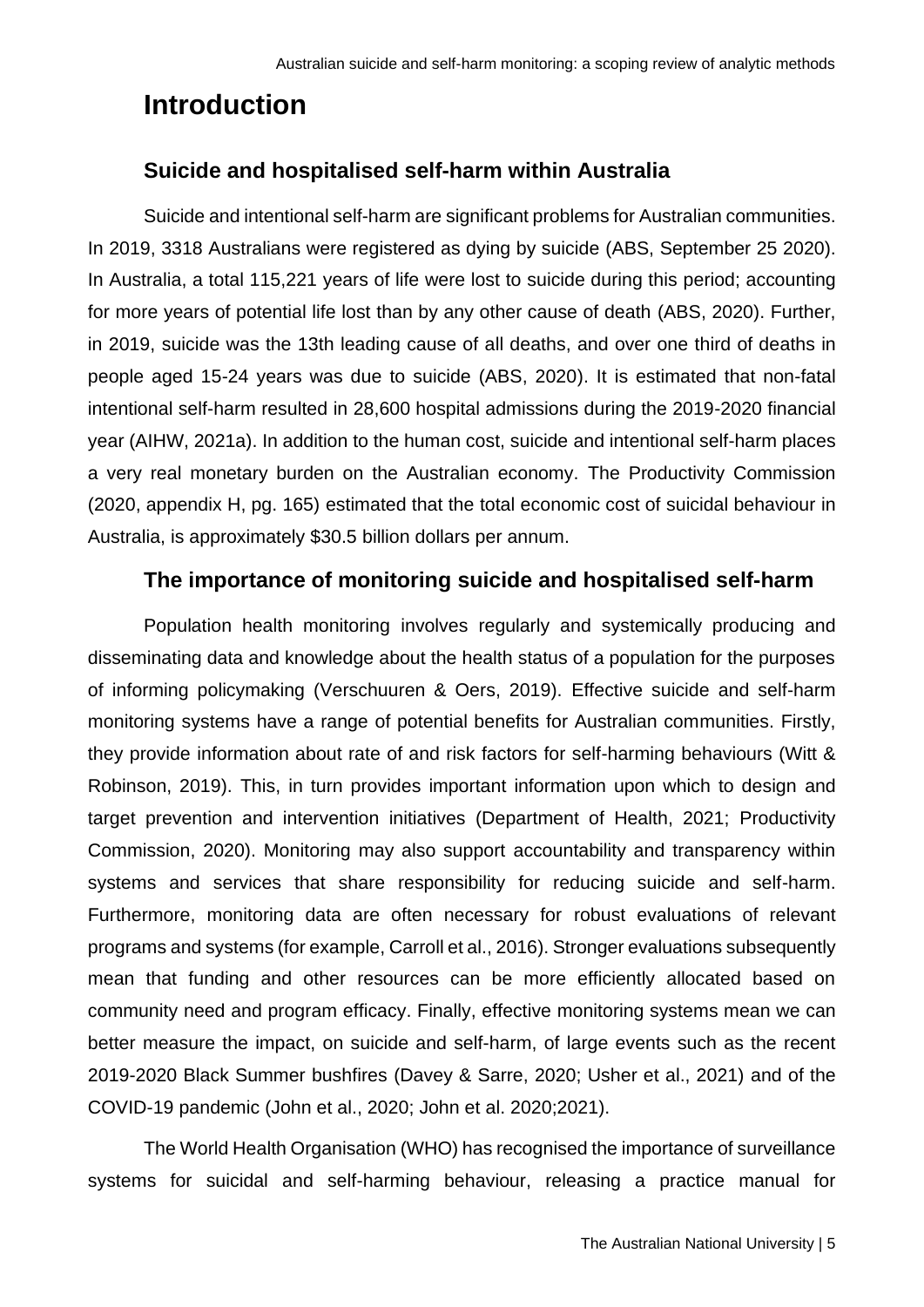# Introduction

## Suicide and hospitalised self-harm within Australia

Suicide and intentional self-harm are significant problems for Australian communities. In 2019, 3318 Australians were registered as dying by suicide (ABS, September 25 2020). In Australia, a total 115,221 years of life were lost to suicide during this period; accounting for more years of potential life lost than by any other cause of death (ABS, 2020). Further, in 2019, suicide was the 13th leading cause of all deaths, and over one third of deaths in people aged 15-24 years was due to suicide (ABS, 2020). It is estimated that non-fatal intentional self-harm resulted in 28,600 hospital admissions during the 2019-2020 financial year (AIHW, 2021a). In addition to the human cost, suicide and intentional self-harm places a very real monetary burden on the Australian economy. The Productivity Commission (2020, appendix H, pg. 165) estimated that the total economic cost of suicidal behaviour in Australia, is approximately $30.5 billion dollars per annum.

## The importance of monitoring suicide and hospitalised self-harm

Population health monitoring involves regularly and systemically producing and disseminating data and knowledge about the health status of a population for the purposes of informing policymaking (Verschuuren & Oers, 2019). Effective suicide and self-harm monitoring systems have a range of potential benefits for Australian communities. Firstly, they provide information about rate of and risk factors for self-harming behaviours (Witt & Robinson, 2019). This, in turn provides important information upon which to design and target prevention and intervention initiatives (Department of Health, 2021; Productivity Commission, 2020). Monitoring may also support accountability and transparency within systems and services that share responsibility for reducing suicide and self-harm. Furthermore, monitoring data are often necessary for robust evaluations of relevant programs and systems (for example, Carroll et al., 2016). Stronger evaluations subsequently mean that funding and other resources can be more efficiently allocated based on community need and program efficacy. Finally, effective monitoring systems mean we can better measure the impact, on suicide and self-harm, of large events such as the recent 2019-2020 Black Summer bushfires (Davey & Sarre, 2020; Usher et al., 2021) and of the COVID-19 pandemic (John et al., 2020; John et al. 2020;2021).

The World Health Organisation (WHO) has recognised the importance of surveillance systems for suicidal and self-harming behaviour, releasing a practice manual for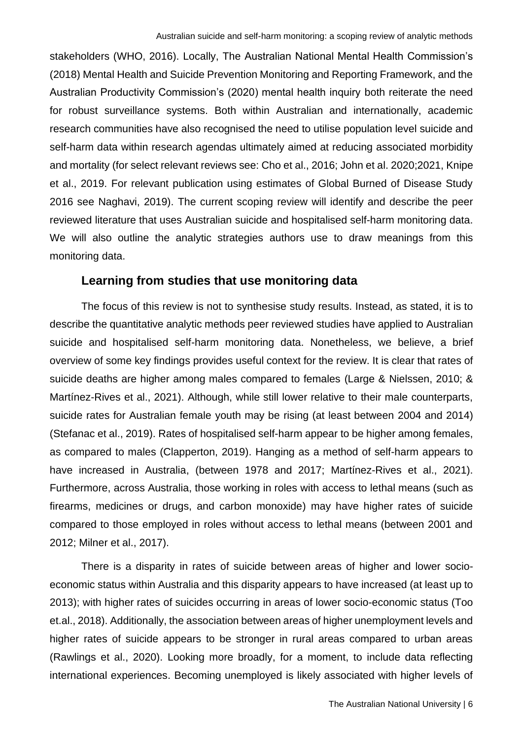stakeholders (WHO, 2016). Locally, The Australian National Mental Health Commission's (2018) Mental Health and Suicide Prevention Monitoring and Reporting Framework, and the Australian Productivity Commission's (2020) mental health inquiry both reiterate the need for robust surveillance systems. Both within Australian and internationally, academic research communities have also recognised the need to utilise population level suicide and self-harm data within research agendas ultimately aimed at reducing associated morbidity and mortality (for select relevant reviews see: Cho et al., 2016; John et al. 2020;2021, Knipe et al., 2019. For relevant publication using estimates of Global Burned of Disease Study 2016 see Naghavi, 2019). The current scoping review will identify and describe the peer reviewed literature that uses Australian suicide and hospitalised self-harm monitoring data. We will also outline the analytic strategies authors use to draw meanings from this monitoring data.

## Learning from studies that use monitoring data

The focus of this review is not to synthesise study results. Instead, as stated, it is to describe the quantitative analytic methods peer reviewed studies have applied to Australian suicide and hospitalised self-harm monitoring data. Nonetheless, we believe, a brief overview of some key findings provides useful context for the review. It is clear that rates of suicide deaths are higher among males compared to females (Large & Nielssen, 2010; & Martínez-Rives et al., 2021). Although, while still lower relative to their male counterparts, suicide rates for Australian female youth may be rising (at least between 2004 and 2014) (Stefanac et al., 2019). Rates of hospitalised self-harm appear to be higher among females, as compared to males (Clapperton, 2019). Hanging as a method of self-harm appears to have increased in Australia, (between 1978 and 2017; Martínez-Rives et al., 2021). Furthermore, across Australia, those working in roles with access to lethal means (such as firearms, medicines or drugs, and carbon monoxide) may have higher rates of suicide compared to those employed in roles without access to lethal means (between 2001 and 2012; Milner et al., 2017).

There is a disparity in rates of suicide between areas of higher and lower socio-economic status within Australia and this disparity appears to have increased (at least up to 2013); with higher rates of suicides occurring in areas of lower socio-economic status (Too et.al., 2018). Additionally, the association between areas of higher unemployment levels and higher rates of suicide appears to be stronger in rural areas compared to urban areas (Rawlings et al., 2020). Looking more broadly, for a moment, to include data reflecting international experiences. Becoming unemployed is likely associated with higher levels of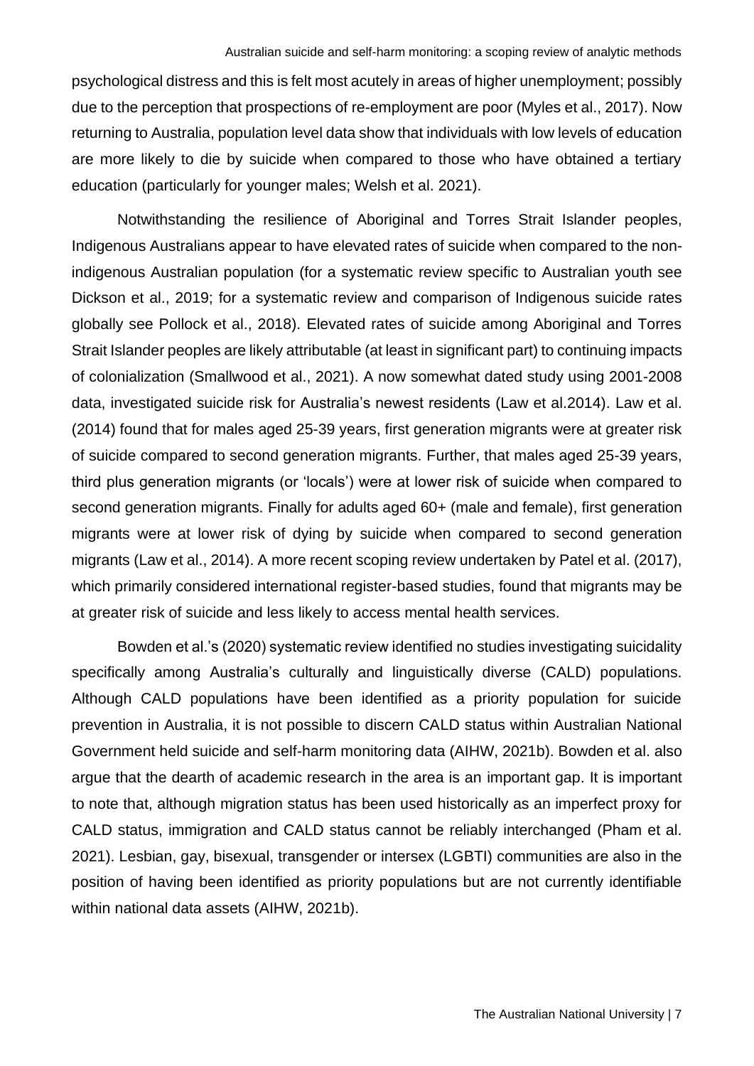psychological distress and this is felt most acutely in areas of higher unemployment; possibly due to the perception that prospections of re-employment are poor (Myles et al., 2017). Now returning to Australia, population level data show that individuals with low levels of education are more likely to die by suicide when compared to those who have obtained a tertiary education (particularly for younger males; Welsh et al. 2021).

Notwithstanding the resilience of Aboriginal and Torres Strait Islander peoples, Indigenous Australians appear to have elevated rates of suicide when compared to the non-indigenous Australian population (for a systematic review specific to Australian youth see Dickson et al., 2019; for a systematic review and comparison of Indigenous suicide rates globally see Pollock et al., 2018). Elevated rates of suicide among Aboriginal and Torres Strait Islander peoples are likely attributable (at least in significant part) to continuing impacts of colonialization (Smallwood et al., 2021). A now somewhat dated study using 2001-2008 data, investigated suicide risk for Australia's newest residents (Law et al.2014). Law et al. (2014) found that for males aged 25-39 years, first generation migrants were at greater risk of suicide compared to second generation migrants. Further, that males aged 25-39 years, third plus generation migrants (or 'locals') were at lower risk of suicide when compared to second generation migrants. Finally for adults aged 60+ (male and female), first generation migrants were at lower risk of dying by suicide when compared to second generation migrants (Law et al., 2014). A more recent scoping review undertaken by Patel et al. (2017), which primarily considered international register-based studies, found that migrants may be at greater risk of suicide and less likely to access mental health services.

Bowden et al.'s (2020) systematic review identified no studies investigating suicidality specifically among Australia's culturally and linguistically diverse (CALD) populations. Although CALD populations have been identified as a priority population for suicide prevention in Australia, it is not possible to discern CALD status within Australian National Government held suicide and self-harm monitoring data (AIHW, 2021b). Bowden et al. also argue that the dearth of academic research in the area is an important gap. It is important to note that, although migration status has been used historically as an imperfect proxy for CALD status, immigration and CALD status cannot be reliably interchanged (Pham et al. 2021). Lesbian, gay, bisexual, transgender or intersex (LGBTI) communities are also in the position of having been identified as priority populations but are not currently identifiable within national data assets (AIHW, 2021b).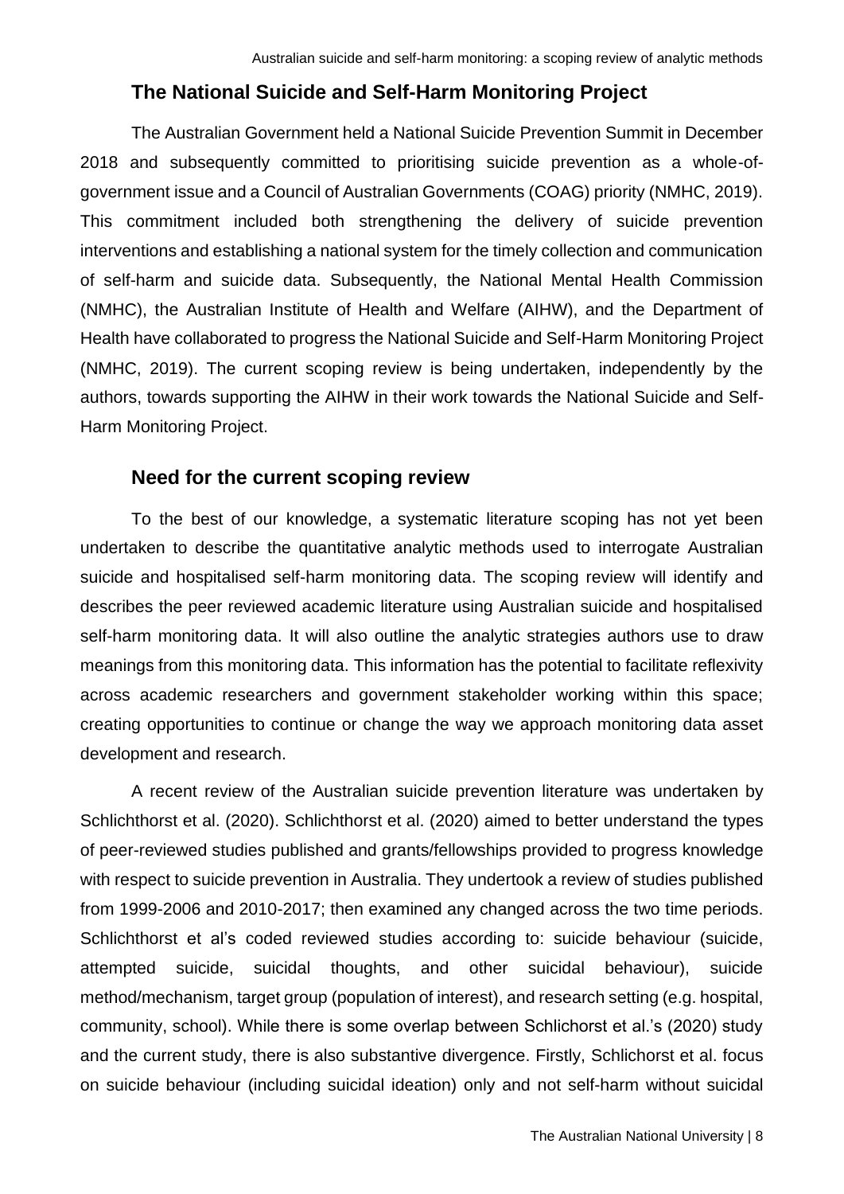## The National Suicide and Self-Harm Monitoring Project

The Australian Government held a National Suicide Prevention Summit in December 2018 and subsequently committed to prioritising suicide prevention as a whole-of-government issue and a Council of Australian Governments (COAG) priority (NMHC, 2019). This commitment included both strengthening the delivery of suicide prevention interventions and establishing a national system for the timely collection and communication of self-harm and suicide data. Subsequently, the National Mental Health Commission (NMHC), the Australian Institute of Health and Welfare (AIHW), and the Department of Health have collaborated to progress the National Suicide and Self-Harm Monitoring Project (NMHC, 2019). The current scoping review is being undertaken, independently by the authors, towards supporting the AIHW in their work towards the National Suicide and Self-Harm Monitoring Project.

## Need for the current scoping review

To the best of our knowledge, a systematic literature scoping has not yet been undertaken to describe the quantitative analytic methods used to interrogate Australian suicide and hospitalised self-harm monitoring data. The scoping review will identify and describes the peer reviewed academic literature using Australian suicide and hospitalised self-harm monitoring data. It will also outline the analytic strategies authors use to draw meanings from this monitoring data. This information has the potential to facilitate reflexivity across academic researchers and government stakeholder working within this space; creating opportunities to continue or change the way we approach monitoring data asset development and research.

A recent review of the Australian suicide prevention literature was undertaken by Schlichthorst et al. (2020). Schlichthorst et al. (2020) aimed to better understand the types of peer-reviewed studies published and grants/fellowships provided to progress knowledge with respect to suicide prevention in Australia. They undertook a review of studies published from 1999-2006 and 2010-2017; then examined any changed across the two time periods. Schlichthorst et al's coded reviewed studies according to: suicide behaviour (suicide, attempted suicide, suicidal thoughts, and other suicidal behaviour), suicide method/mechanism, target group (population of interest), and research setting (e.g. hospital, community, school). While there is some overlap between Schlichorst et al.'s (2020) study and the current study, there is also substantive divergence. Firstly, Schlichorst et al. focus on suicide behaviour (including suicidal ideation) only and not self-harm without suicidal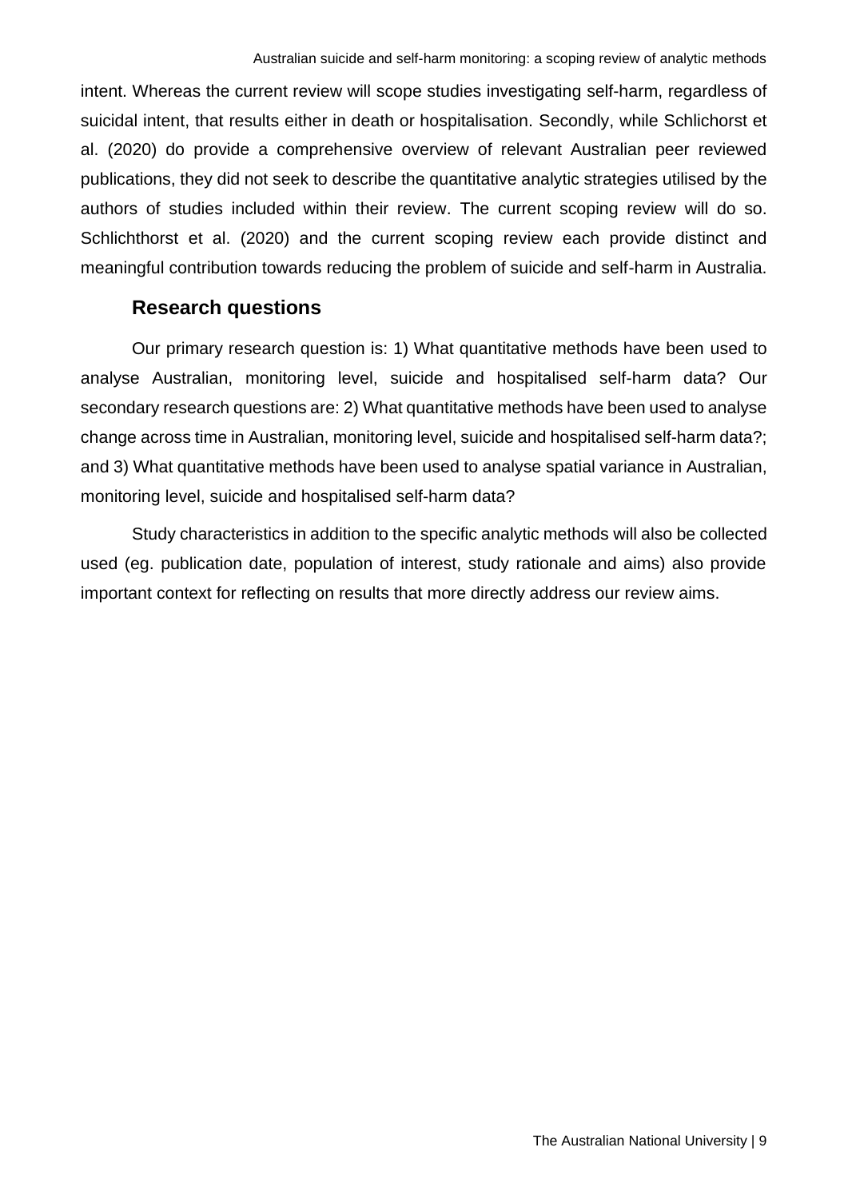intent. Whereas the current review will scope studies investigating self-harm, regardless of suicidal intent, that results either in death or hospitalisation. Secondly, while Schlichorst et al. (2020) do provide a comprehensive overview of relevant Australian peer reviewed publications, they did not seek to describe the quantitative analytic strategies utilised by the authors of studies included within their review. The current scoping review will do so. Schlichthorst et al. (2020) and the current scoping review each provide distinct and meaningful contribution towards reducing the problem of suicide and self-harm in Australia.

## Research questions

Our primary research question is: 1) What quantitative methods have been used to analyse Australian, monitoring level, suicide and hospitalised self-harm data? Our secondary research questions are: 2) What quantitative methods have been used to analyse change across time in Australian, monitoring level, suicide and hospitalised self-harm data?; and 3) What quantitative methods have been used to analyse spatial variance in Australian, monitoring level, suicide and hospitalised self-harm data?

Study characteristics in addition to the specific analytic methods will also be collected used (eg. publication date, population of interest, study rationale and aims) also provide important context for reflecting on results that more directly address our review aims.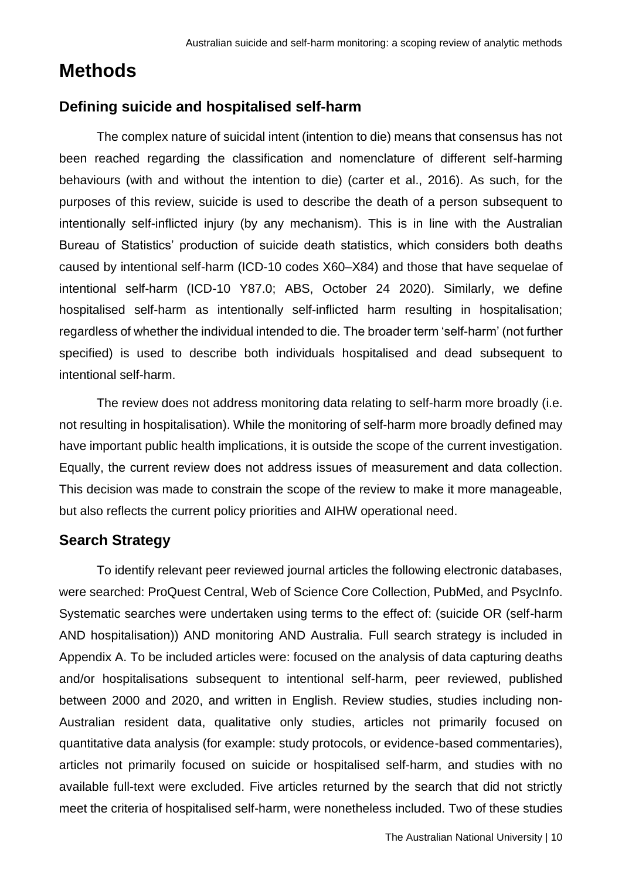# Methods

## Defining suicide and hospitalised self-harm

The complex nature of suicidal intent (intention to die) means that consensus has not been reached regarding the classification and nomenclature of different self-harming behaviours (with and without the intention to die) (carter et al., 2016). As such, for the purposes of this review, suicide is used to describe the death of a person subsequent to intentionally self-inflicted injury (by any mechanism). This is in line with the Australian Bureau of Statistics' production of suicide death statistics, which considers both deaths caused by intentional self-harm (ICD-10 codes X60–X84) and those that have sequelae of intentional self-harm (ICD-10 Y87.0; ABS, October 24 2020). Similarly, we define hospitalised self-harm as intentionally self-inflicted harm resulting in hospitalisation; regardless of whether the individual intended to die. The broader term 'self-harm' (not further specified) is used to describe both individuals hospitalised and dead subsequent to intentional self-harm.

The review does not address monitoring data relating to self-harm more broadly (i.e. not resulting in hospitalisation). While the monitoring of self-harm more broadly defined may have important public health implications, it is outside the scope of the current investigation. Equally, the current review does not address issues of measurement and data collection. This decision was made to constrain the scope of the review to make it more manageable, but also reflects the current policy priorities and AIHW operational need.

## Search Strategy

To identify relevant peer reviewed journal articles the following electronic databases, were searched: ProQuest Central, Web of Science Core Collection, PubMed, and PsycInfo. Systematic searches were undertaken using terms to the effect of: (suicide OR (self-harm AND hospitalisation)) AND monitoring AND Australia. Full search strategy is included in Appendix A. To be included articles were: focused on the analysis of data capturing deaths and/or hospitalisations subsequent to intentional self-harm, peer reviewed, published between 2000 and 2020, and written in English. Review studies, studies including non-Australian resident data, qualitative only studies, articles not primarily focused on quantitative data analysis (for example: study protocols, or evidence-based commentaries), articles not primarily focused on suicide or hospitalised self-harm, and studies with no available full-text were excluded. Five articles returned by the search that did not strictly meet the criteria of hospitalised self-harm, were nonetheless included. Two of these studies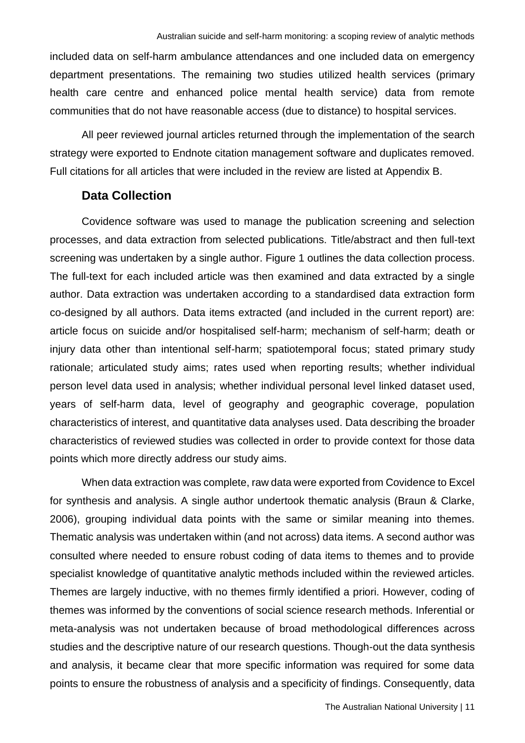included data on self-harm ambulance attendances and one included data on emergency department presentations. The remaining two studies utilized health services (primary health care centre and enhanced police mental health service) data from remote communities that do not have reasonable access (due to distance) to hospital services.

All peer reviewed journal articles returned through the implementation of the search strategy were exported to Endnote citation management software and duplicates removed. Full citations for all articles that were included in the review are listed at Appendix B.

## Data Collection

Covidence software was used to manage the publication screening and selection processes, and data extraction from selected publications. Title/abstract and then full-text screening was undertaken by a single author. Figure 1 outlines the data collection process. The full-text for each included article was then examined and data extracted by a single author. Data extraction was undertaken according to a standardised data extraction form co-designed by all authors. Data items extracted (and included in the current report) are: article focus on suicide and/or hospitalised self-harm; mechanism of self-harm; death or injury data other than intentional self-harm; spatiotemporal focus; stated primary study rationale; articulated study aims; rates used when reporting results; whether individual person level data used in analysis; whether individual personal level linked dataset used, years of self-harm data, level of geography and geographic coverage, population characteristics of interest, and quantitative data analyses used. Data describing the broader characteristics of reviewed studies was collected in order to provide context for those data points which more directly address our study aims.

When data extraction was complete, raw data were exported from Covidence to Excel for synthesis and analysis. A single author undertook thematic analysis (Braun & Clarke, 2006), grouping individual data points with the same or similar meaning into themes. Thematic analysis was undertaken within (and not across) data items. A second author was consulted where needed to ensure robust coding of data items to themes and to provide specialist knowledge of quantitative analytic methods included within the reviewed articles. Themes are largely inductive, with no themes firmly identified a priori. However, coding of themes was informed by the conventions of social science research methods. Inferential or meta-analysis was not undertaken because of broad methodological differences across studies and the descriptive nature of our research questions. Though-out the data synthesis and analysis, it became clear that more specific information was required for some data points to ensure the robustness of analysis and a specificity of findings. Consequently, data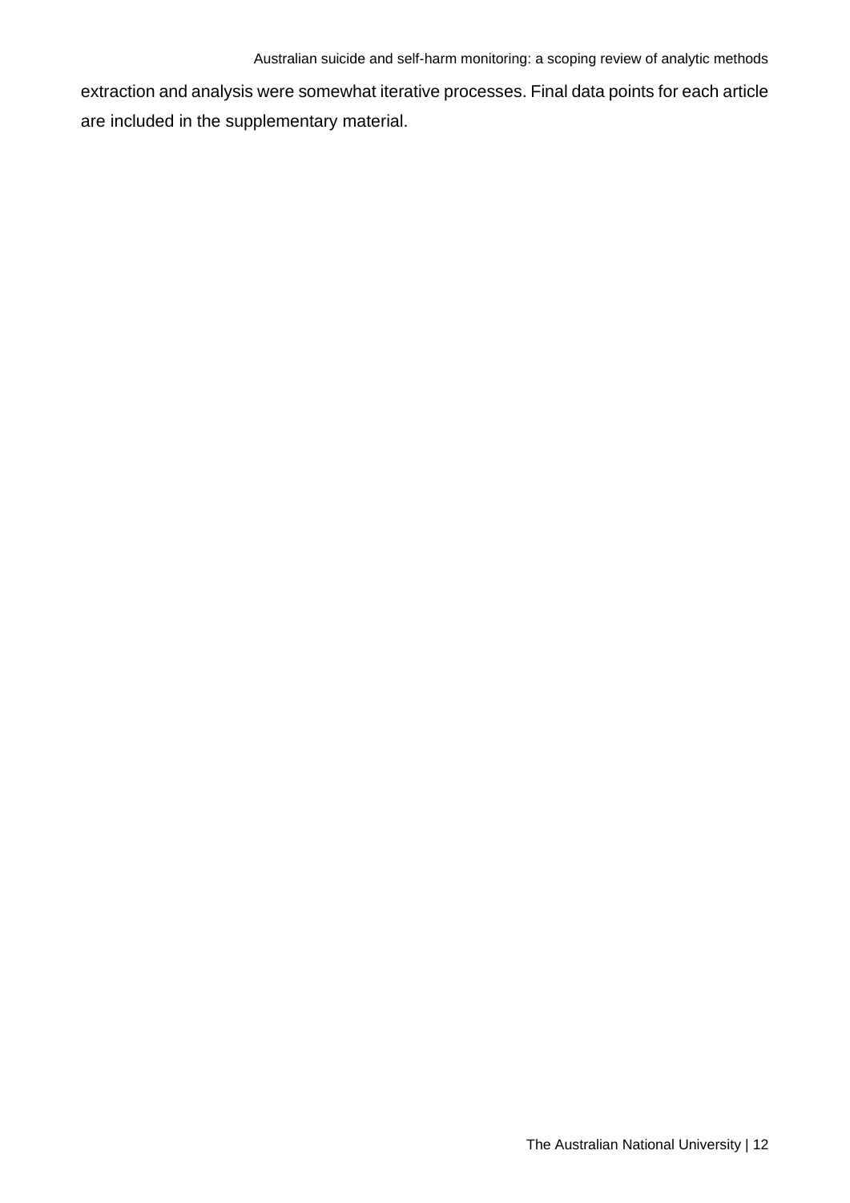extraction and analysis were somewhat iterative processes. Final data points for each article are included in the supplementary material.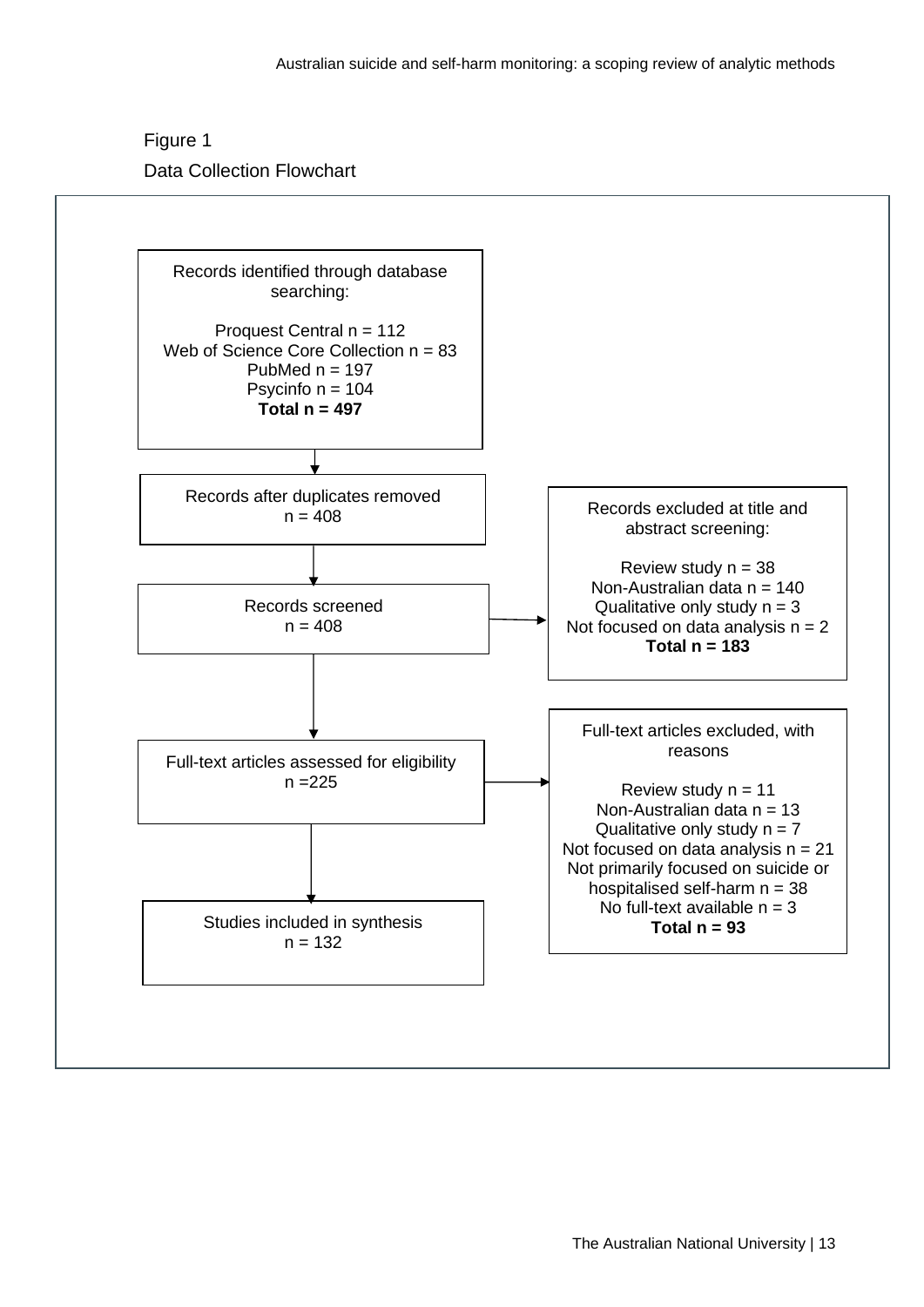Figure 1

Data Collection Flowchart

Records identified through database searching:

Proquest Central n = 112
Web of Science Core Collection n = 83
PubMed n = 197
Psycinfo n = 104
**Total n = 497**

Records after duplicates removed
n = 408

Records screened
n = 408

Records excluded at title and abstract screening:

Review study n = 38
Non-Australian data n = 140
Qualitative only study n = 3
Not focused on data analysis n = 2
**Total n = 183**

Full-text articles assessed for eligibility
n =225

Full-text articles excluded, with reasons

Review study n = 11
Non-Australian data n = 13
Qualitative only study n = 7
Not focused on data analysis n = 21
Not primarily focused on suicide or hospitalised self-harm n = 38
No full-text available n = 3
**Total n = 93**

Studies included in synthesis
n = 132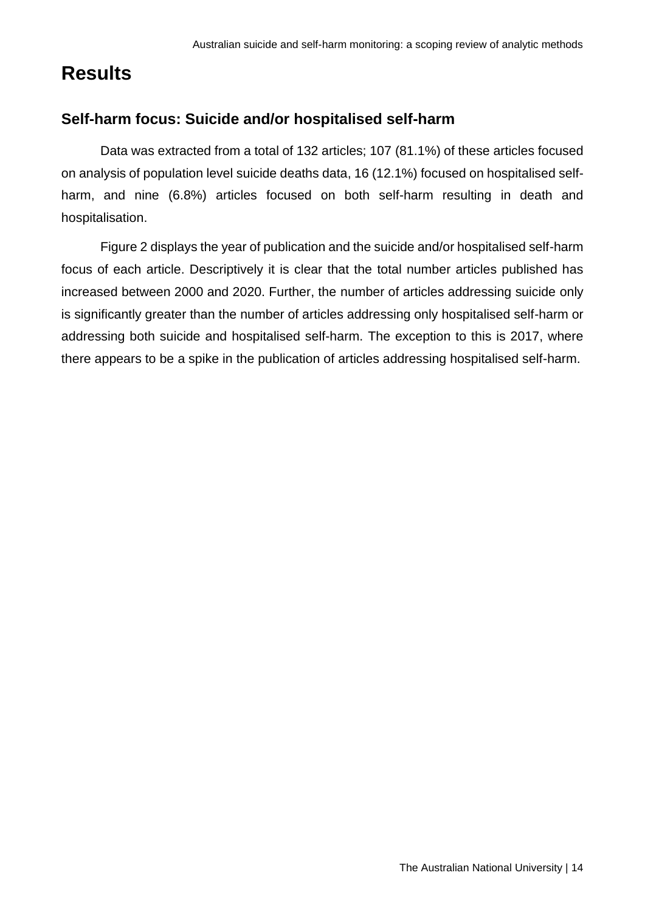# Results

## Self-harm focus: Suicide and/or hospitalised self-harm

Data was extracted from a total of 132 articles; 107 (81.1%) of these articles focused on analysis of population level suicide deaths data, 16 (12.1%) focused on hospitalised self-harm, and nine (6.8%) articles focused on both self-harm resulting in death and hospitalisation.

Figure 2 displays the year of publication and the suicide and/or hospitalised self-harm focus of each article. Descriptively it is clear that the total number articles published has increased between 2000 and 2020. Further, the number of articles addressing suicide only is significantly greater than the number of articles addressing only hospitalised self-harm or addressing both suicide and hospitalised self-harm. The exception to this is 2017, where there appears to be a spike in the publication of articles addressing hospitalised self-harm.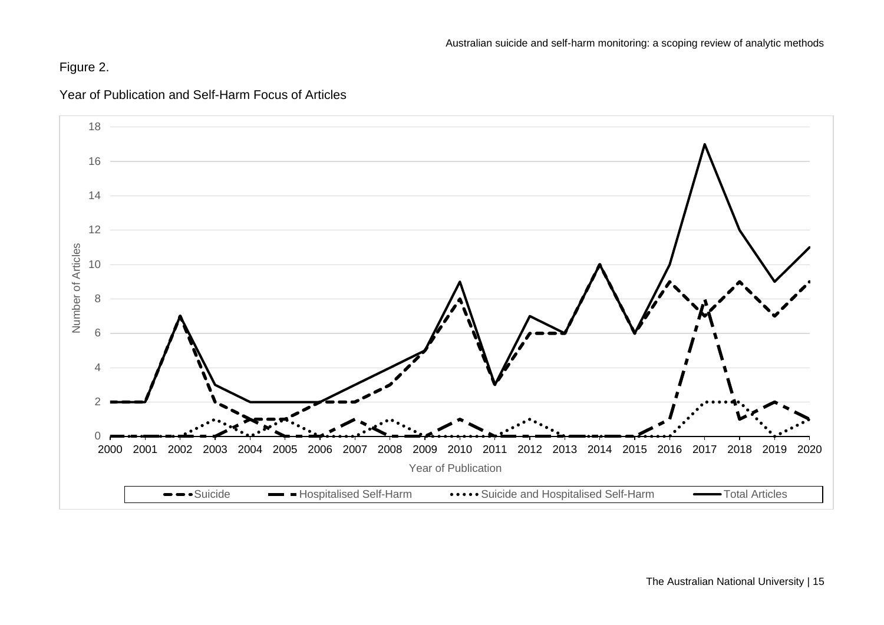Figure 2.

Year of Publication and Self-Harm Focus of Articles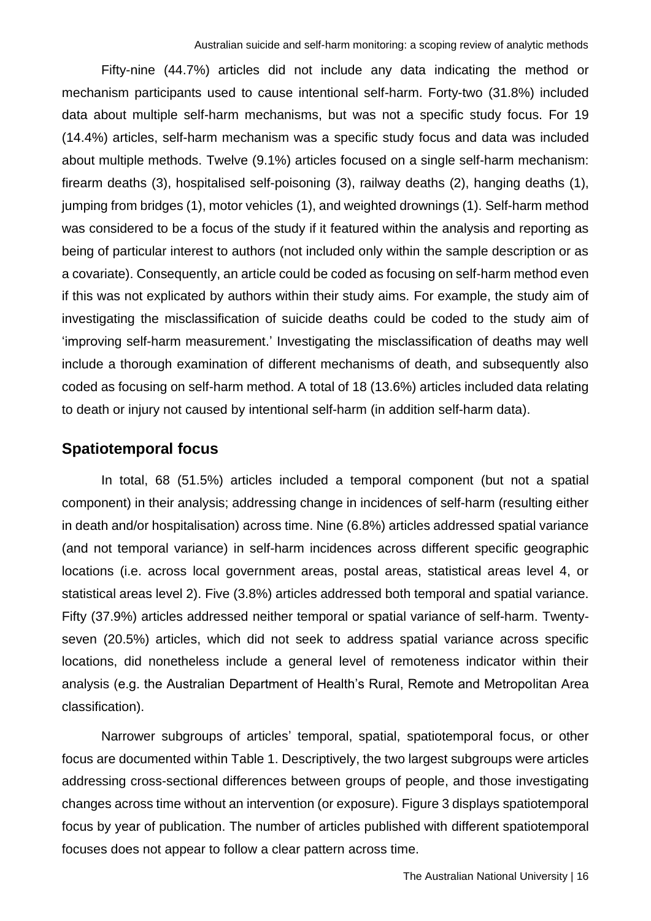Fifty-nine (44.7%) articles did not include any data indicating the method or mechanism participants used to cause intentional self-harm. Forty-two (31.8%) included data about multiple self-harm mechanisms, but was not a specific study focus. For 19 (14.4%) articles, self-harm mechanism was a specific study focus and data was included about multiple methods. Twelve (9.1%) articles focused on a single self-harm mechanism: firearm deaths (3), hospitalised self-poisoning (3), railway deaths (2), hanging deaths (1), jumping from bridges (1), motor vehicles (1), and weighted drownings (1). Self-harm method was considered to be a focus of the study if it featured within the analysis and reporting as being of particular interest to authors (not included only within the sample description or as a covariate). Consequently, an article could be coded as focusing on self-harm method even if this was not explicated by authors within their study aims. For example, the study aim of investigating the misclassification of suicide deaths could be coded to the study aim of 'improving self-harm measurement.' Investigating the misclassification of deaths may well include a thorough examination of different mechanisms of death, and subsequently also coded as focusing on self-harm method. A total of 18 (13.6%) articles included data relating to death or injury not caused by intentional self-harm (in addition self-harm data).

## Spatiotemporal focus

In total, 68 (51.5%) articles included a temporal component (but not a spatial component) in their analysis; addressing change in incidences of self-harm (resulting either in death and/or hospitalisation) across time. Nine (6.8%) articles addressed spatial variance (and not temporal variance) in self-harm incidences across different specific geographic locations (i.e. across local government areas, postal areas, statistical areas level 4, or statistical areas level 2). Five (3.8%) articles addressed both temporal and spatial variance. Fifty (37.9%) articles addressed neither temporal or spatial variance of self-harm. Twenty-seven (20.5%) articles, which did not seek to address spatial variance across specific locations, did nonetheless include a general level of remoteness indicator within their analysis (e.g. the Australian Department of Health's Rural, Remote and Metropolitan Area classification).

Narrower subgroups of articles' temporal, spatial, spatiotemporal focus, or other focus are documented within Table 1. Descriptively, the two largest subgroups were articles addressing cross-sectional differences between groups of people, and those investigating changes across time without an intervention (or exposure). Figure 3 displays spatiotemporal focus by year of publication. The number of articles published with different spatiotemporal focuses does not appear to follow a clear pattern across time.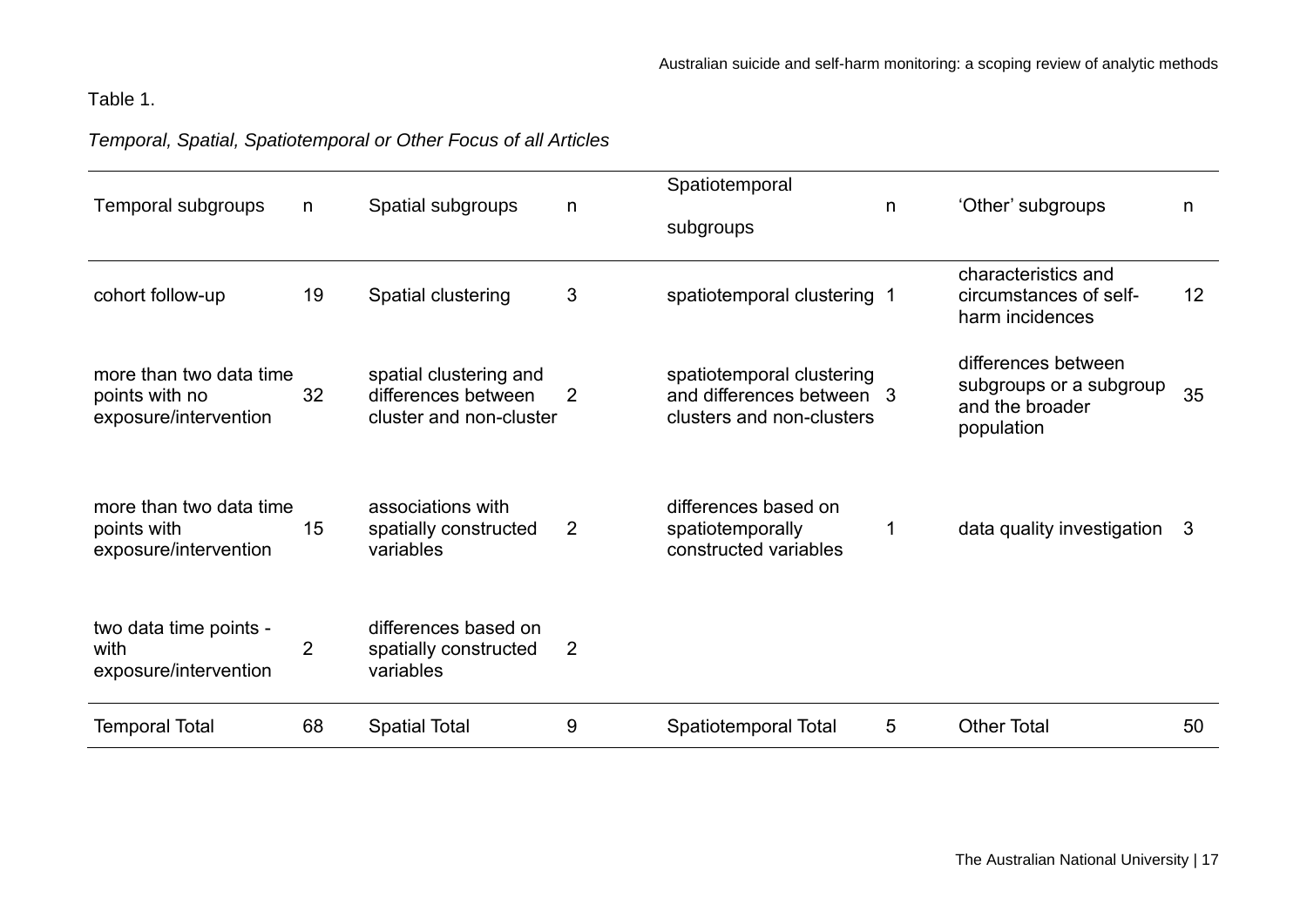Table 1.

*Temporal, Spatial, Spatiotemporal or Other Focus of all Articles*

| Temporal subgroups | n | Spatial subgroups | n | Spatiotemporal subgroups | n | 'Other' subgroups | n |
|---|---|---|---|---|---|---|---|
| cohort follow-up | 19 | Spatial clustering | 3 | spatiotemporal clustering | 1 | characteristics and circumstances of self-harm incidences | 12 |
| more than two data time points with no exposure/intervention | 32 | spatial clustering and differences between cluster and non-cluster | 2 | spatiotemporal clustering and differences between clusters and non-clusters | 3 | differences between subgroups or a subgroup and the broader population | 35 |
| more than two data time points with exposure/intervention | 15 | associations with spatially constructed variables | 2 | differences based on spatiotemporally constructed variables | 1 | data quality investigation | 3 |
| two data time points - with exposure/intervention | 2 | differences based on spatially constructed variables | 2 | | | | |
| Temporal Total | 68 | Spatial Total | 9 | Spatiotemporal Total | 5 | Other Total | 50 |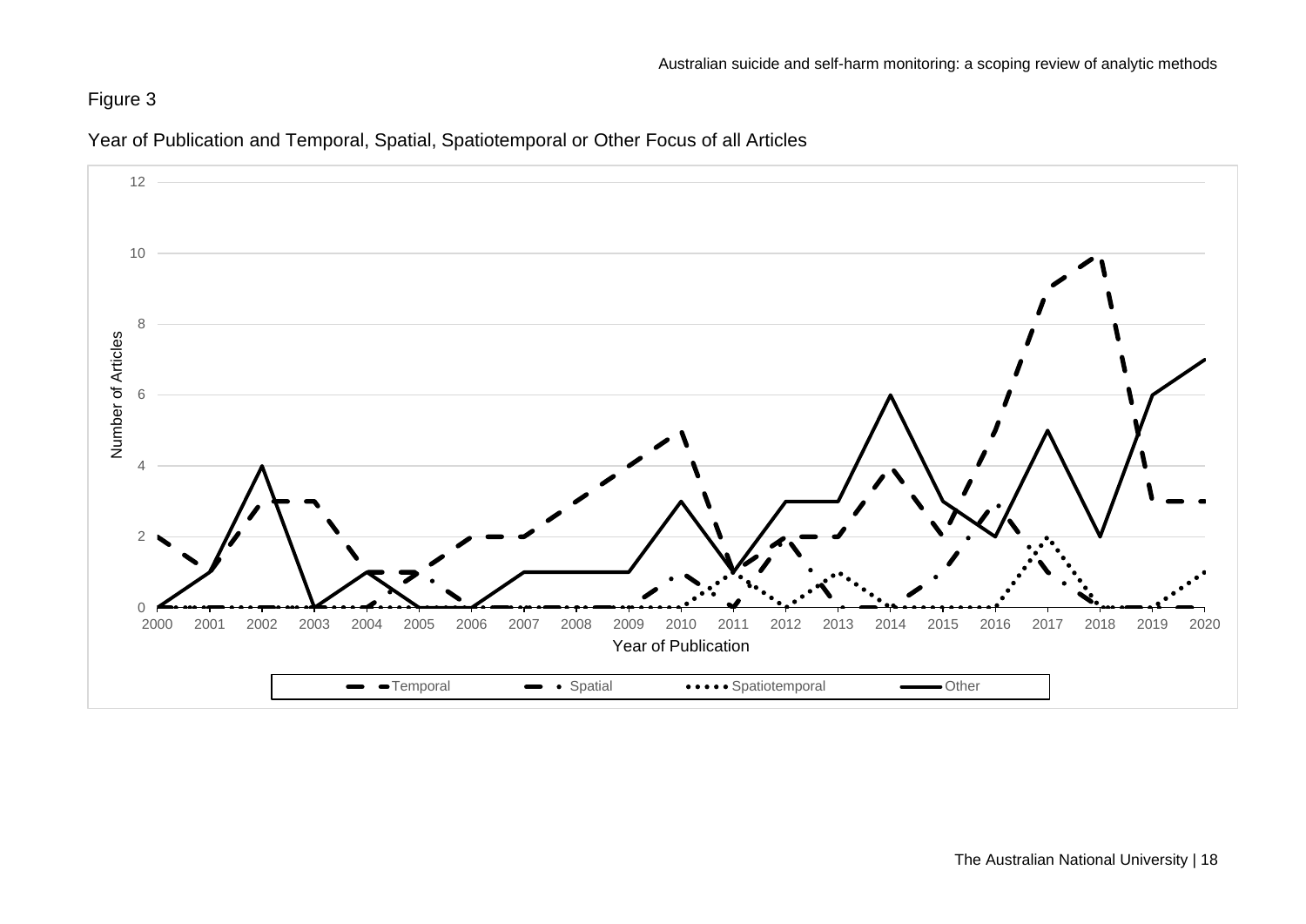Figure 3

Year of Publication and Temporal, Spatial, Spatiotemporal or Other Focus of all Articles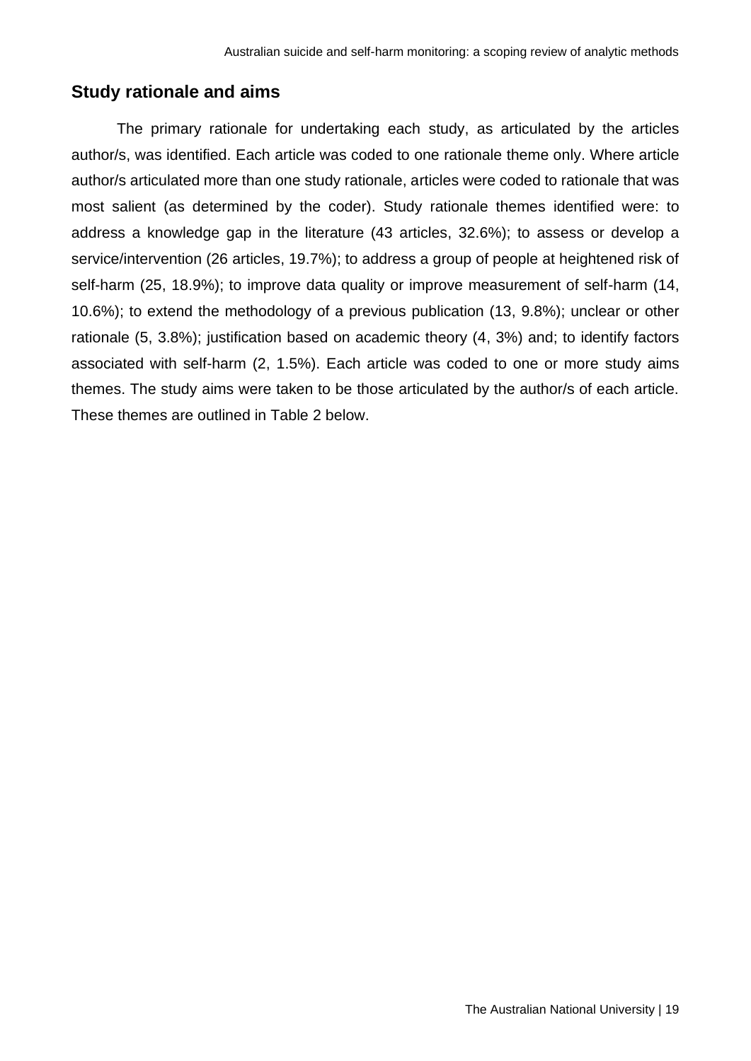## Study rationale and aims

The primary rationale for undertaking each study, as articulated by the articles author/s, was identified. Each article was coded to one rationale theme only. Where article author/s articulated more than one study rationale, articles were coded to rationale that was most salient (as determined by the coder). Study rationale themes identified were: to address a knowledge gap in the literature (43 articles, 32.6%); to assess or develop a service/intervention (26 articles, 19.7%); to address a group of people at heightened risk of self-harm (25, 18.9%); to improve data quality or improve measurement of self-harm (14, 10.6%); to extend the methodology of a previous publication (13, 9.8%); unclear or other rationale (5, 3.8%); justification based on academic theory (4, 3%) and; to identify factors associated with self-harm (2, 1.5%). Each article was coded to one or more study aims themes. The study aims were taken to be those articulated by the author/s of each article. These themes are outlined in Table 2 below.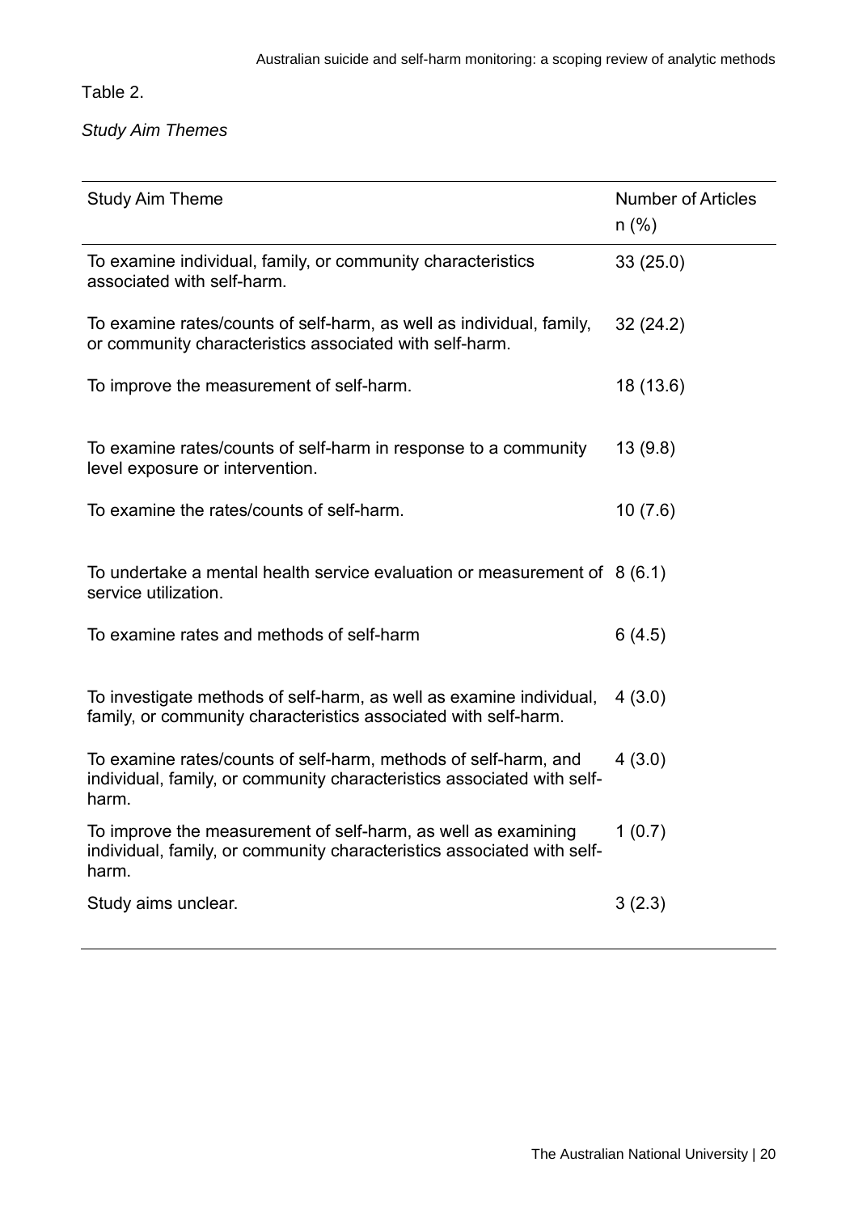Table 2.

*Study Aim Themes*

| Study Aim Theme | Number of Articles n (%) |
|---|---|
| To examine individual, family, or community characteristics associated with self-harm. | 33 (25.0) |
| To examine rates/counts of self-harm, as well as individual, family, or community characteristics associated with self-harm. | 32 (24.2) |
| To improve the measurement of self-harm. | 18 (13.6) |
| To examine rates/counts of self-harm in response to a community level exposure or intervention. | 13 (9.8) |
| To examine the rates/counts of self-harm. | 10 (7.6) |
| To undertake a mental health service evaluation or measurement of service utilization. | 8 (6.1) |
| To examine rates and methods of self-harm | 6 (4.5) |
| To investigate methods of self-harm, as well as examine individual, family, or community characteristics associated with self-harm. | 4 (3.0) |
| To examine rates/counts of self-harm, methods of self-harm, and individual, family, or community characteristics associated with self-harm. | 4 (3.0) |
| To improve the measurement of self-harm, as well as examining individual, family, or community characteristics associated with self-harm. | 1 (0.7) |
| Study aims unclear. | 3 (2.3) |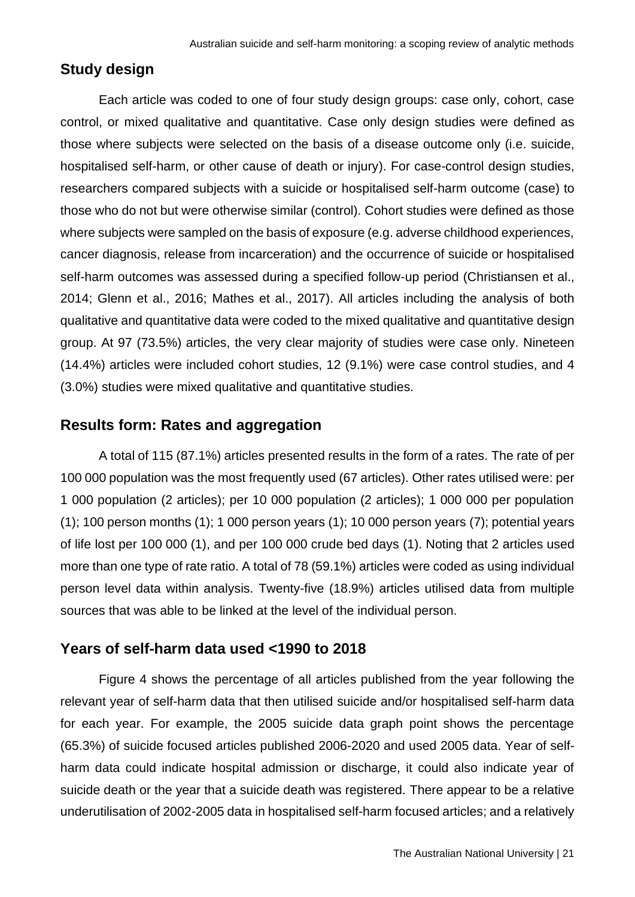## Study design

Each article was coded to one of four study design groups: case only, cohort, case control, or mixed qualitative and quantitative. Case only design studies were defined as those where subjects were selected on the basis of a disease outcome only (i.e. suicide, hospitalised self-harm, or other cause of death or injury). For case-control design studies, researchers compared subjects with a suicide or hospitalised self-harm outcome (case) to those who do not but were otherwise similar (control). Cohort studies were defined as those where subjects were sampled on the basis of exposure (e.g. adverse childhood experiences, cancer diagnosis, release from incarceration) and the occurrence of suicide or hospitalised self-harm outcomes was assessed during a specified follow-up period (Christiansen et al., 2014; Glenn et al., 2016; Mathes et al., 2017). All articles including the analysis of both qualitative and quantitative data were coded to the mixed qualitative and quantitative design group. At 97 (73.5%) articles, the very clear majority of studies were case only. Nineteen (14.4%) articles were included cohort studies, 12 (9.1%) were case control studies, and 4 (3.0%) studies were mixed qualitative and quantitative studies.

## Results form: Rates and aggregation

A total of 115 (87.1%) articles presented results in the form of a rates. The rate of per 100 000 population was the most frequently used (67 articles). Other rates utilised were: per 1 000 population (2 articles); per 10 000 population (2 articles); 1 000 000 per population (1); 100 person months (1); 1 000 person years (1); 10 000 person years (7); potential years of life lost per 100 000 (1), and per 100 000 crude bed days (1). Noting that 2 articles used more than one type of rate ratio. A total of 78 (59.1%) articles were coded as using individual person level data within analysis. Twenty-five (18.9%) articles utilised data from multiple sources that was able to be linked at the level of the individual person.

## Years of self-harm data used <1990 to 2018

Figure 4 shows the percentage of all articles published from the year following the relevant year of self-harm data that then utilised suicide and/or hospitalised self-harm data for each year. For example, the 2005 suicide data graph point shows the percentage (65.3%) of suicide focused articles published 2006-2020 and used 2005 data. Year of self-harm data could indicate hospital admission or discharge, it could also indicate year of suicide death or the year that a suicide death was registered. There appear to be a relative underutilisation of 2002-2005 data in hospitalised self-harm focused articles; and a relatively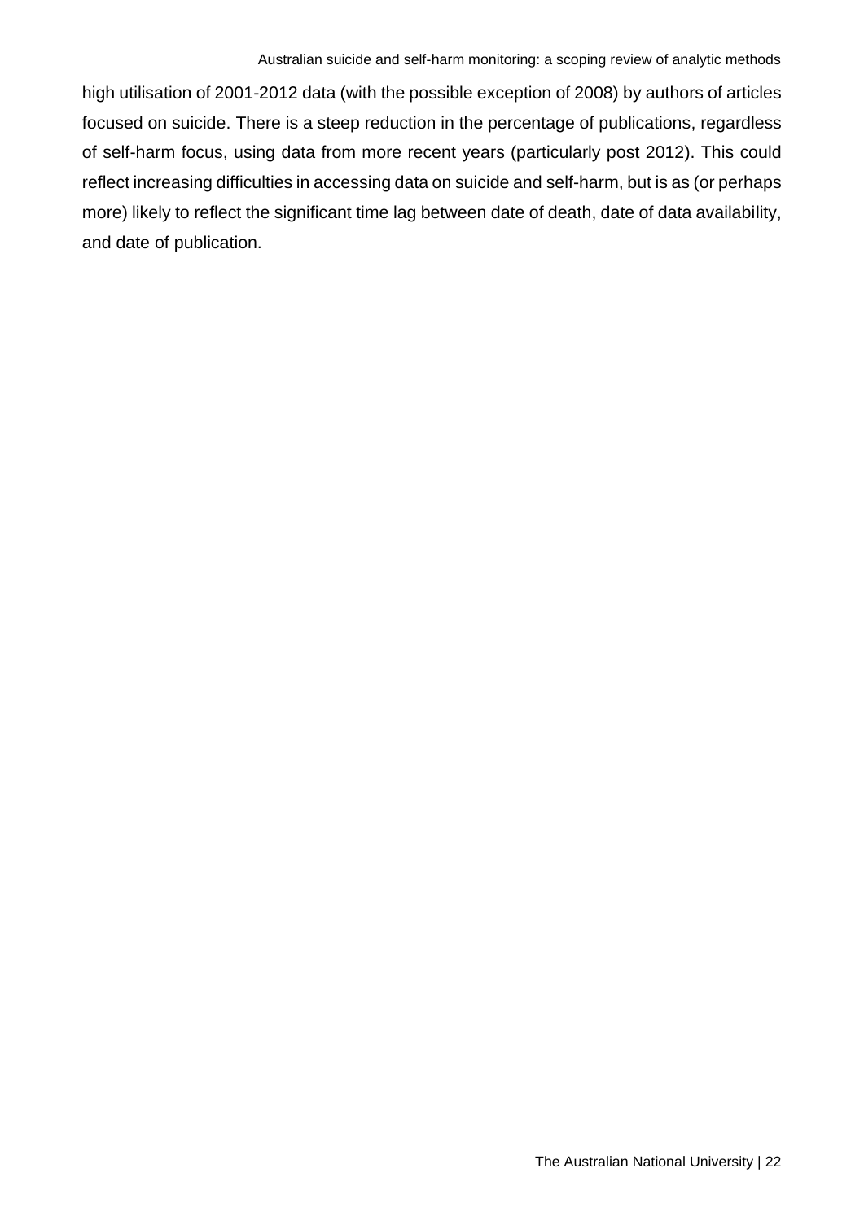high utilisation of 2001-2012 data (with the possible exception of 2008) by authors of articles focused on suicide. There is a steep reduction in the percentage of publications, regardless of self-harm focus, using data from more recent years (particularly post 2012). This could reflect increasing difficulties in accessing data on suicide and self-harm, but is as (or perhaps more) likely to reflect the significant time lag between date of death, date of data availability, and date of publication.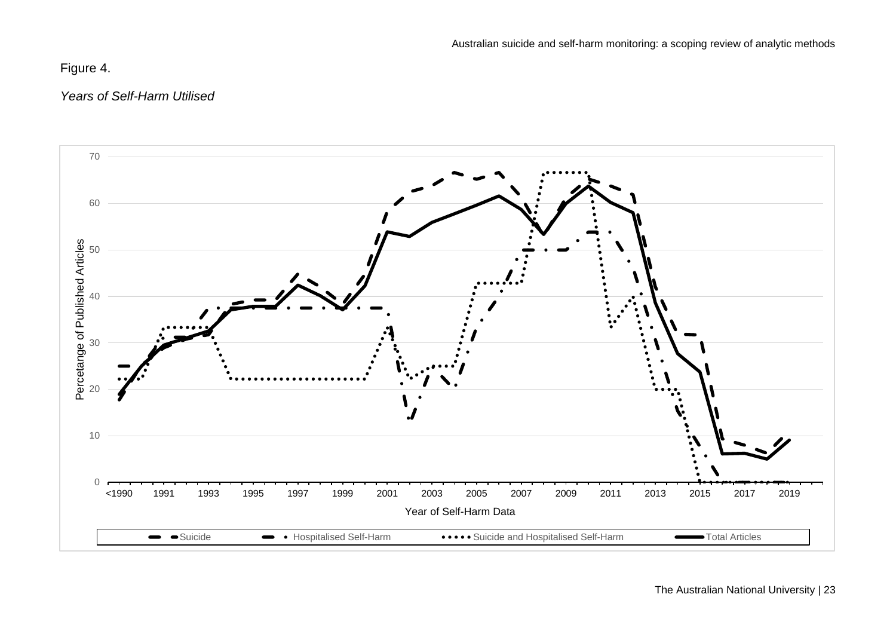Figure 4.

*Years of Self-Harm Utilised*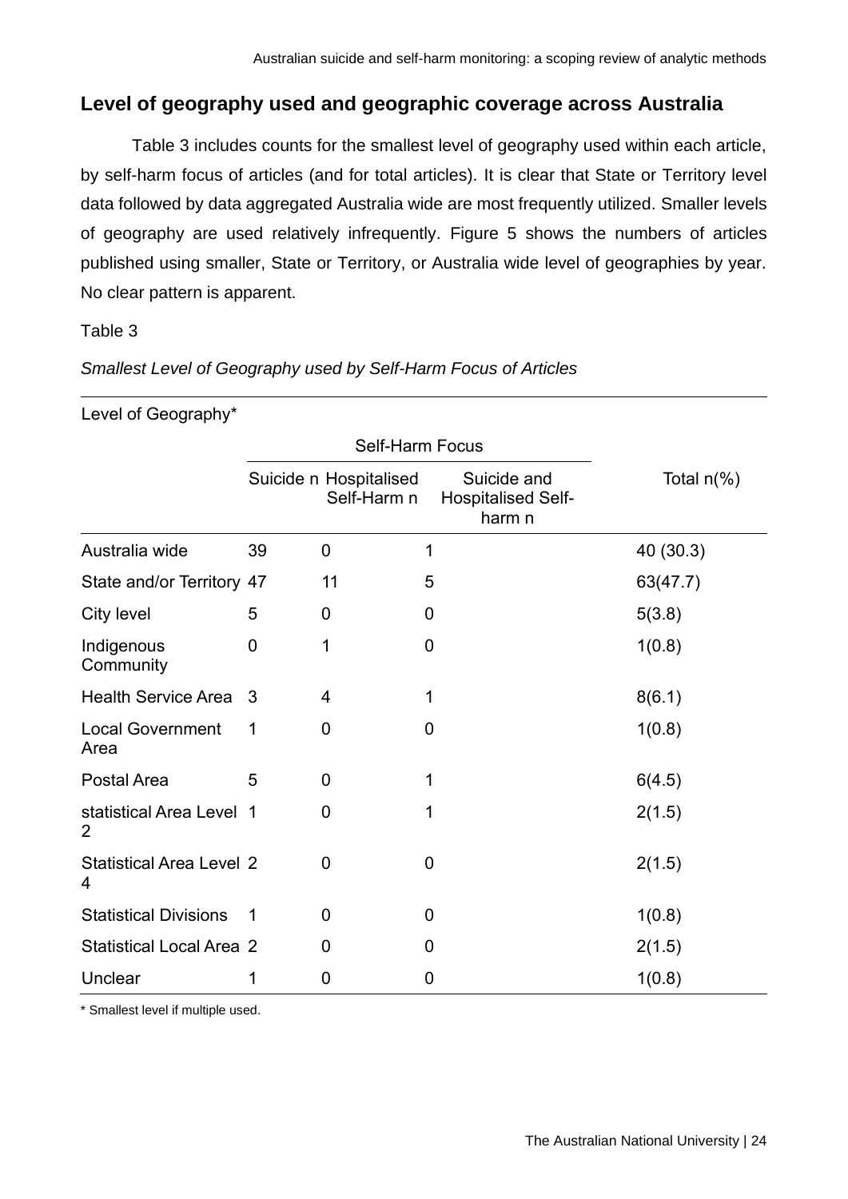## Level of geography used and geographic coverage across Australia

Table 3 includes counts for the smallest level of geography used within each article, by self-harm focus of articles (and for total articles). It is clear that State or Territory level data followed by data aggregated Australia wide are most frequently utilized. Smaller levels of geography are used relatively infrequently. Figure 5 shows the numbers of articles published using smaller, State or Territory, or Australia wide level of geographies by year. No clear pattern is apparent.

Table 3

*Smallest Level of Geography used by Self-Harm Focus of Articles*

| Level of Geography* | Self-Harm Focus | | | |
|---|---|---|---|---|
| | Suicide n | Hospitalised Self-Harm n | Suicide and Hospitalised Self-harm n | Total n(%) |
| Australia wide | 39 | 0 | 1 | 40 (30.3) |
| State and/or Territory | 47 | 11 | 5 | 63(47.7) |
| City level | 5 | 0 | 0 | 5(3.8) |
| Indigenous Community | 0 | 1 | 0 | 1(0.8) |
| Health Service Area | 3 | 4 | 1 | 8(6.1) |
| Local Government Area | 1 | 0 | 0 | 1(0.8) |
| Postal Area | 5 | 0 | 1 | 6(4.5) |
| statistical Area Level 2 | 1 | 0 | 1 | 2(1.5) |
| Statistical Area Level 4 | 2 | 0 | 0 | 2(1.5) |
| Statistical Divisions | 1 | 0 | 0 | 1(0.8) |
| Statistical Local Area | 2 | 0 | 0 | 2(1.5) |
| Unclear | 1 | 0 | 0 | 1(0.8) |

* Smallest level if multiple used.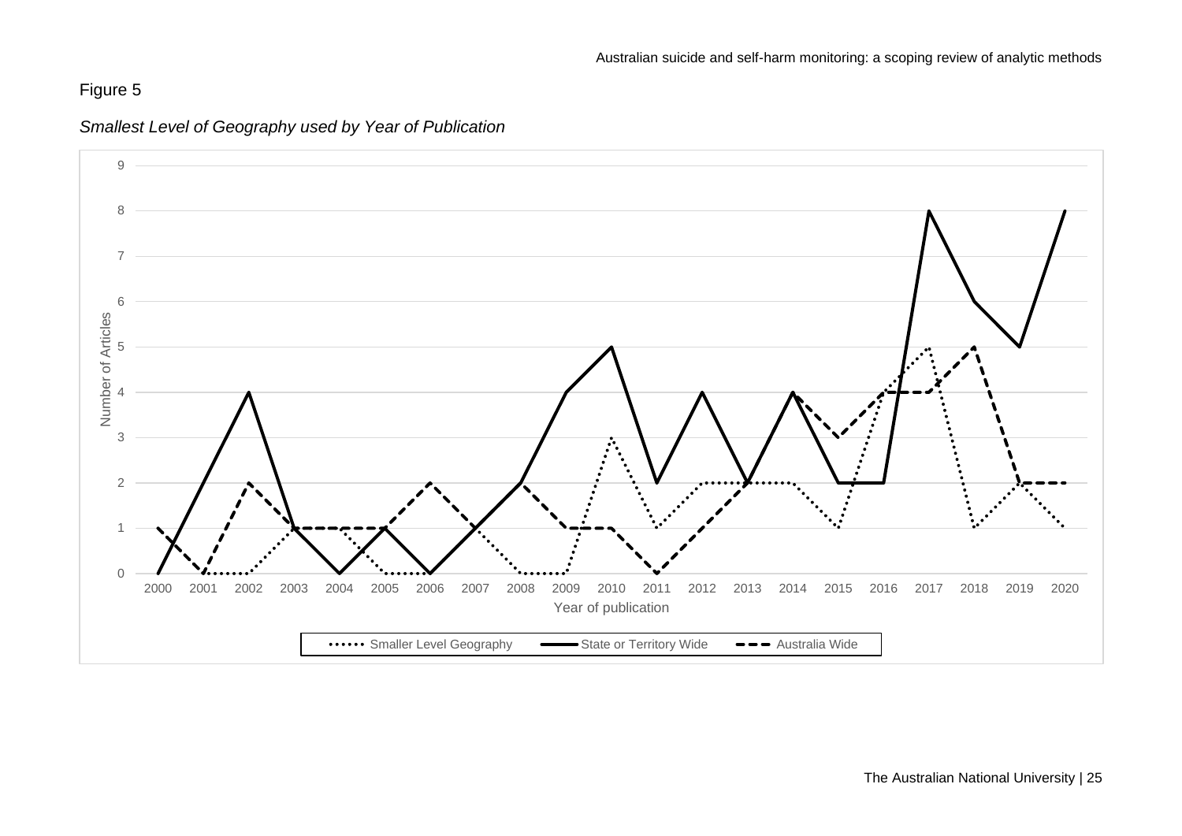Figure 5

*Smallest Level of Geography used by Year of Publication*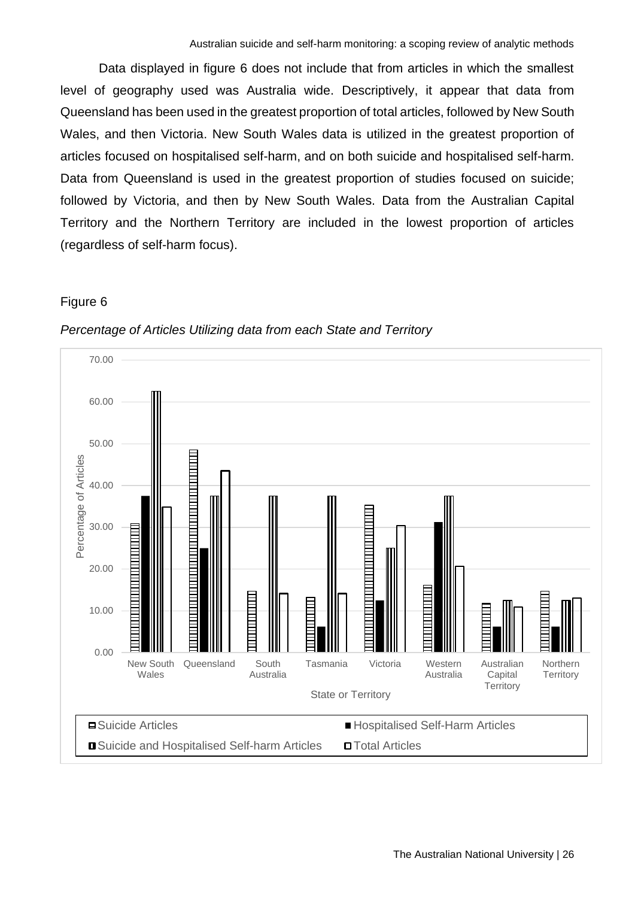Data displayed in figure 6 does not include that from articles in which the smallest level of geography used was Australia wide. Descriptively, it appear that data from Queensland has been used in the greatest proportion of total articles, followed by New South Wales, and then Victoria. New South Wales data is utilized in the greatest proportion of articles focused on hospitalised self-harm, and on both suicide and hospitalised self-harm. Data from Queensland is used in the greatest proportion of studies focused on suicide; followed by Victoria, and then by New South Wales. Data from the Australian Capital Territory and the Northern Territory are included in the lowest proportion of articles (regardless of self-harm focus).

Figure 6

*Percentage of Articles Utilizing data from each State and Territory*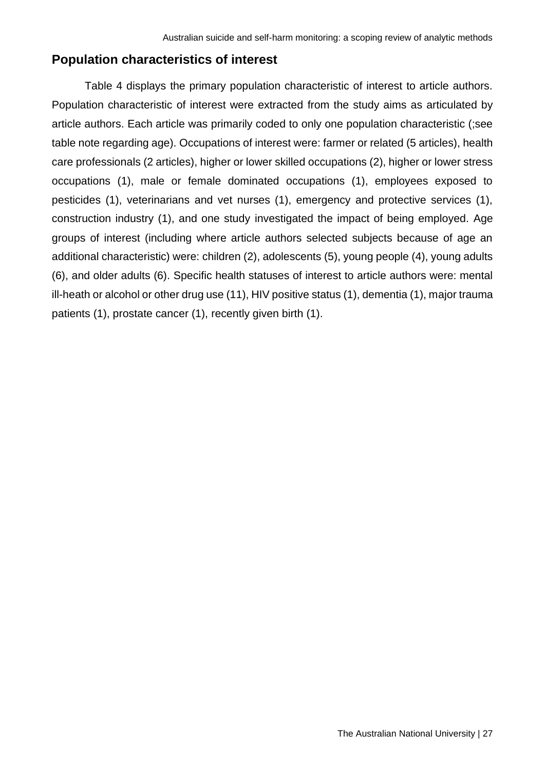## Population characteristics of interest

Table 4 displays the primary population characteristic of interest to article authors. Population characteristic of interest were extracted from the study aims as articulated by article authors. Each article was primarily coded to only one population characteristic (;see table note regarding age). Occupations of interest were: farmer or related (5 articles), health care professionals (2 articles), higher or lower skilled occupations (2), higher or lower stress occupations (1), male or female dominated occupations (1), employees exposed to pesticides (1), veterinarians and vet nurses (1), emergency and protective services (1), construction industry (1), and one study investigated the impact of being employed. Age groups of interest (including where article authors selected subjects because of age an additional characteristic) were: children (2), adolescents (5), young people (4), young adults (6), and older adults (6). Specific health statuses of interest to article authors were: mental ill-heath or alcohol or other drug use (11), HIV positive status (1), dementia (1), major trauma patients (1), prostate cancer (1), recently given birth (1).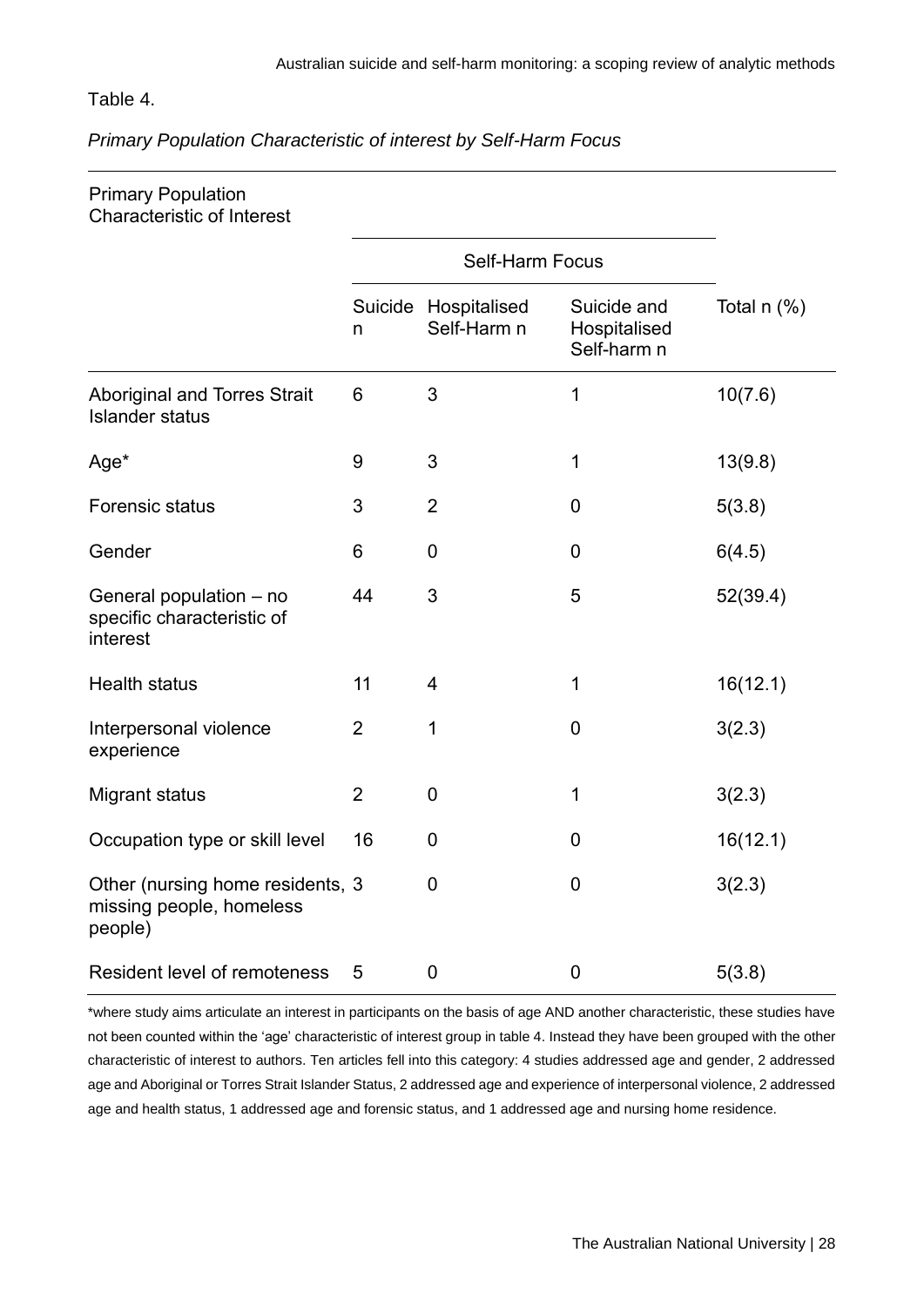Table 4.

*Primary Population Characteristic of interest by Self-Harm Focus*

| Primary Population Characteristic of Interest | Self-Harm Focus | | | |
|---|---|---|---|---|
| | Suicide n | Hospitalised Self-Harm n | Suicide and Hospitalised Self-harm n | Total n (%) |
| Aboriginal and Torres Strait Islander status | 6 | 3 | 1 | 10(7.6) |
| Age* | 9 | 3 | 1 | 13(9.8) |
| Forensic status | 3 | 2 | 0 | 5(3.8) |
| Gender | 6 | 0 | 0 | 6(4.5) |
| General population – no specific characteristic of interest | 44 | 3 | 5 | 52(39.4) |
| Health status | 11 | 4 | 1 | 16(12.1) |
| Interpersonal violence experience | 2 | 1 | 0 | 3(2.3) |
| Migrant status | 2 | 0 | 1 | 3(2.3) |
| Occupation type or skill level | 16 | 0 | 0 | 16(12.1) |
| Other (nursing home residents, missing people, homeless people) | 3 | 0 | 0 | 3(2.3) |
| Resident level of remoteness | 5 | 0 | 0 | 5(3.8) |

*where study aims articulate an interest in participants on the basis of age AND another characteristic, these studies have not been counted within the 'age' characteristic of interest group in table 4. Instead they have been grouped with the other characteristic of interest to authors. Ten articles fell into this category: 4 studies addressed age and gender, 2 addressed age and Aboriginal or Torres Strait Islander Status, 2 addressed age and experience of interpersonal violence, 2 addressed age and health status, 1 addressed age and forensic status, and 1 addressed age and nursing home residence.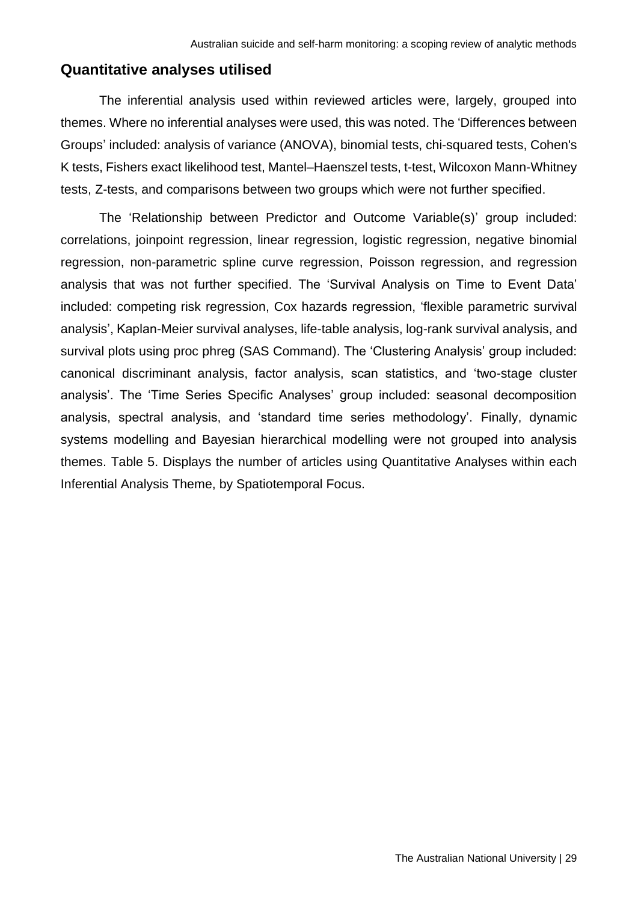## Quantitative analyses utilised

The inferential analysis used within reviewed articles were, largely, grouped into themes. Where no inferential analyses were used, this was noted. The 'Differences between Groups' included: analysis of variance (ANOVA), binomial tests, chi-squared tests, Cohen's K tests, Fishers exact likelihood test, Mantel–Haenszel tests, t-test, Wilcoxon Mann-Whitney tests, Z-tests, and comparisons between two groups which were not further specified.

The 'Relationship between Predictor and Outcome Variable(s)' group included: correlations, joinpoint regression, linear regression, logistic regression, negative binomial regression, non-parametric spline curve regression, Poisson regression, and regression analysis that was not further specified. The 'Survival Analysis on Time to Event Data' included: competing risk regression, Cox hazards regression, 'flexible parametric survival analysis', Kaplan-Meier survival analyses, life-table analysis, log-rank survival analysis, and survival plots using proc phreg (SAS Command). The 'Clustering Analysis' group included: canonical discriminant analysis, factor analysis, scan statistics, and 'two-stage cluster analysis'. The 'Time Series Specific Analyses' group included: seasonal decomposition analysis, spectral analysis, and 'standard time series methodology'. Finally, dynamic systems modelling and Bayesian hierarchical modelling were not grouped into analysis themes. Table 5. Displays the number of articles using Quantitative Analyses within each Inferential Analysis Theme, by Spatiotemporal Focus.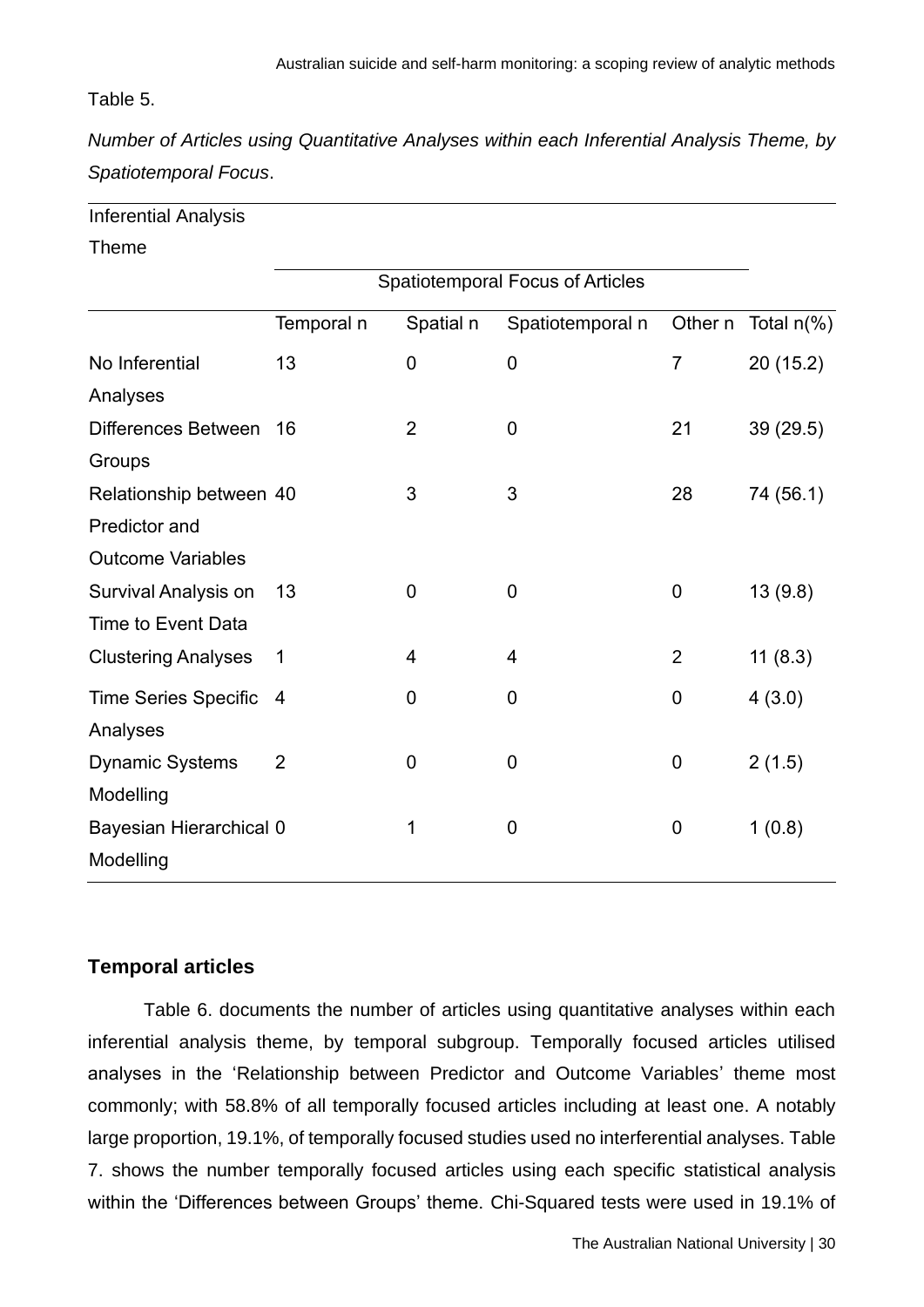Table 5.

*Number of Articles using Quantitative Analyses within each Inferential Analysis Theme, by Spatiotemporal Focus*.

| Inferential Analysis Theme | Spatiotemporal Focus of Articles | | | | |
|---|---|---|---|---|---|
| | Temporal n | Spatial n | Spatiotemporal n | Other n | Total n(%) |
| No Inferential Analyses | 13 | 0 | 0 | 7 | 20 (15.2) |
| Differences Between Groups | 16 | 2 | 0 | 21 | 39 (29.5) |
| Relationship between Predictor and Outcome Variables | 40 | 3 | 3 | 28 | 74 (56.1) |
| Survival Analysis on Time to Event Data | 13 | 0 | 0 | 0 | 13 (9.8) |
| Clustering Analyses | 1 | 4 | 4 | 2 | 11 (8.3) |
| Time Series Specific Analyses | 4 | 0 | 0 | 0 | 4 (3.0) |
| Dynamic Systems Modelling | 2 | 0 | 0 | 0 | 2 (1.5) |
| Bayesian Hierarchical Modelling | 0 | 1 | 0 | 0 | 1 (0.8) |

### Temporal articles

Table 6. documents the number of articles using quantitative analyses within each inferential analysis theme, by temporal subgroup. Temporally focused articles utilised analyses in the 'Relationship between Predictor and Outcome Variables' theme most commonly; with 58.8% of all temporally focused articles including at least one. A notably large proportion, 19.1%, of temporally focused studies used no interferential analyses. Table 7. shows the number temporally focused articles using each specific statistical analysis within the 'Differences between Groups' theme. Chi-Squared tests were used in 19.1% of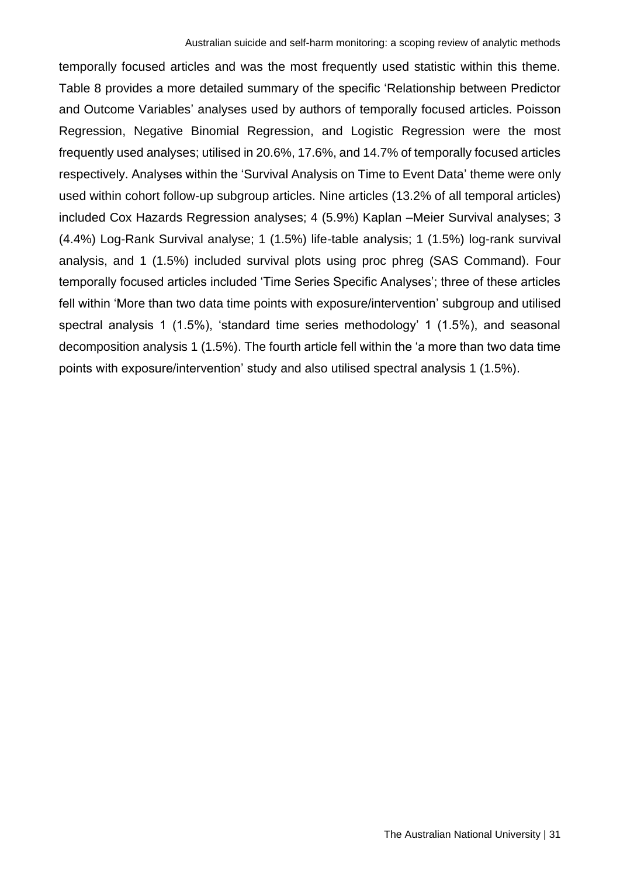temporally focused articles and was the most frequently used statistic within this theme. Table 8 provides a more detailed summary of the specific 'Relationship between Predictor and Outcome Variables' analyses used by authors of temporally focused articles. Poisson Regression, Negative Binomial Regression, and Logistic Regression were the most frequently used analyses; utilised in 20.6%, 17.6%, and 14.7% of temporally focused articles respectively. Analyses within the 'Survival Analysis on Time to Event Data' theme were only used within cohort follow-up subgroup articles. Nine articles (13.2% of all temporal articles) included Cox Hazards Regression analyses; 4 (5.9%) Kaplan –Meier Survival analyses; 3 (4.4%) Log-Rank Survival analyse; 1 (1.5%) life-table analysis; 1 (1.5%) log-rank survival analysis, and 1 (1.5%) included survival plots using proc phreg (SAS Command). Four temporally focused articles included 'Time Series Specific Analyses'; three of these articles fell within 'More than two data time points with exposure/intervention' subgroup and utilised spectral analysis 1 (1.5%), 'standard time series methodology' 1 (1.5%), and seasonal decomposition analysis 1 (1.5%). The fourth article fell within the 'a more than two data time points with exposure/intervention' study and also utilised spectral analysis 1 (1.5%).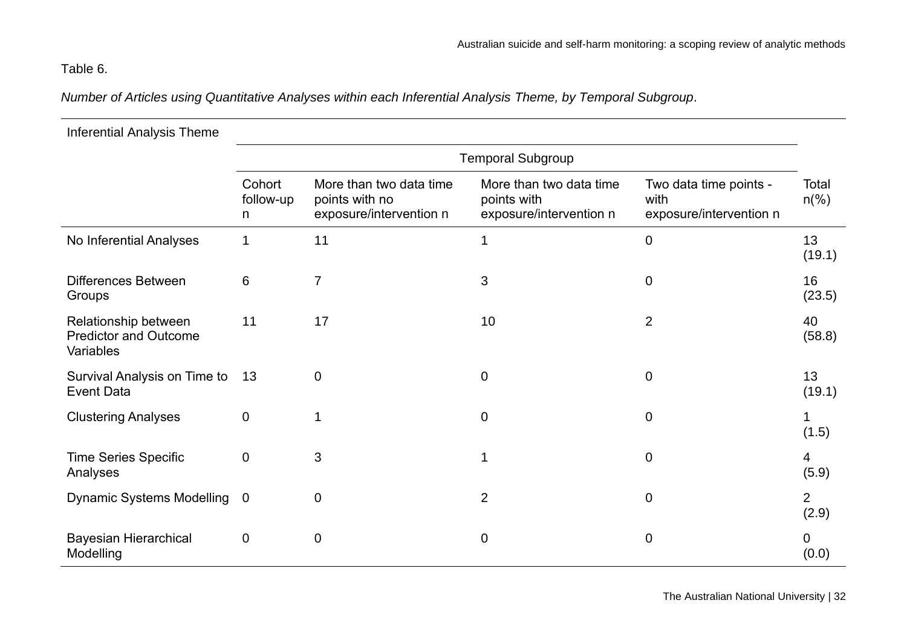Table 6.

*Number of Articles using Quantitative Analyses within each Inferential Analysis Theme, by Temporal Subgroup*.

| Inferential Analysis Theme | Temporal Subgroup | | | | |
|---|---|---|---|---|---|
| | Cohort follow-up n | More than two data time points with no exposure/intervention n | More than two data time points with exposure/intervention n | Two data time points - with exposure/intervention n | Total n(%) |
| No Inferential Analyses | 1 | 11 | 1 | 0 | 13 (19.1) |
| Differences Between Groups | 6 | 7 | 3 | 0 | 16 (23.5) |
| Relationship between Predictor and Outcome Variables | 11 | 17 | 10 | 2 | 40 (58.8) |
| Survival Analysis on Time to Event Data | 13 | 0 | 0 | 0 | 13 (19.1) |
| Clustering Analyses | 0 | 1 | 0 | 0 | 1 (1.5) |
| Time Series Specific Analyses | 0 | 3 | 1 | 0 | 4 (5.9) |
| Dynamic Systems Modelling | 0 | 0 | 2 | 0 | 2 (2.9) |
| Bayesian Hierarchical Modelling | 0 | 0 | 0 | 0 | 0 (0.0) |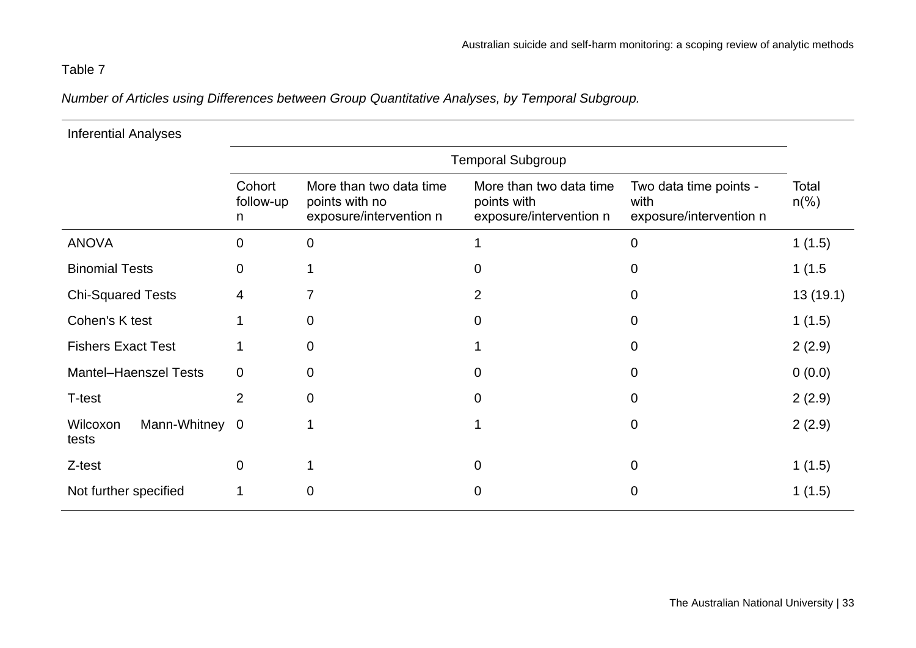Table 7

*Number of Articles using Differences between Group Quantitative Analyses, by Temporal Subgroup.*

| Inferential Analyses | Temporal Subgroup | | | | |
|---|---|---|---|---|---|
| | Cohort follow-up n | More than two data time points with no exposure/intervention n | More than two data time points with exposure/intervention n | Two data time points - with exposure/intervention n | Total n(%) |
| ANOVA | 0 | 0 | 1 | 0 | 1 (1.5) |
| Binomial Tests | 0 | 1 | 0 | 0 | 1 (1.5 |
| Chi-Squared Tests | 4 | 7 | 2 | 0 | 13 (19.1) |
| Cohen's K test | 1 | 0 | 0 | 0 | 1 (1.5) |
| Fishers Exact Test | 1 | 0 | 1 | 0 | 2 (2.9) |
| Mantel–Haenszel Tests | 0 | 0 | 0 | 0 | 0 (0.0) |
| T-test | 2 | 0 | 0 | 0 | 2 (2.9) |
| Wilcoxon Mann-Whitney tests | 0 | 1 | 1 | 0 | 2 (2.9) |
| Z-test | 0 | 1 | 0 | 0 | 1 (1.5) |
| Not further specified | 1 | 0 | 0 | 0 | 1 (1.5) |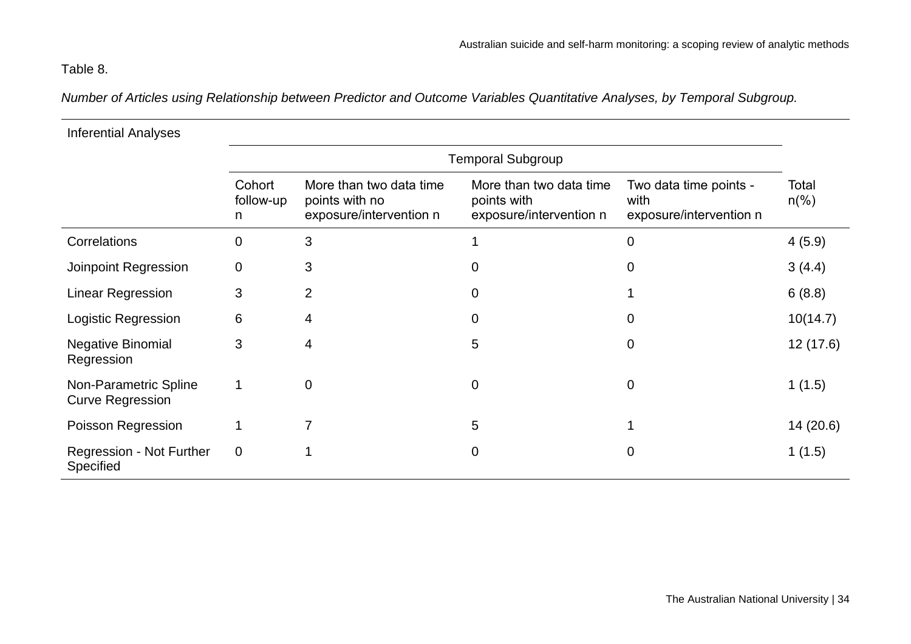Table 8.

*Number of Articles using Relationship between Predictor and Outcome Variables Quantitative Analyses, by Temporal Subgroup.*

| Inferential Analyses | Temporal Subgroup | | | | |
|---|---|---|---|---|---|
| | Cohort follow-up n | More than two data time points with no exposure/intervention n | More than two data time points with exposure/intervention n | Two data time points - with exposure/intervention n | Total n(%) |
| Correlations | 0 | 3 | 1 | 0 | 4 (5.9) |
| Joinpoint Regression | 0 | 3 | 0 | 0 | 3 (4.4) |
| Linear Regression | 3 | 2 | 0 | 1 | 6 (8.8) |
| Logistic Regression | 6 | 4 | 0 | 0 | 10(14.7) |
| Negative Binomial Regression | 3 | 4 | 5 | 0 | 12 (17.6) |
| Non-Parametric Spline Curve Regression | 1 | 0 | 0 | 0 | 1 (1.5) |
| Poisson Regression | 1 | 7 | 5 | 1 | 14 (20.6) |
| Regression - Not Further Specified | 0 | 1 | 0 | 0 | 1 (1.5) |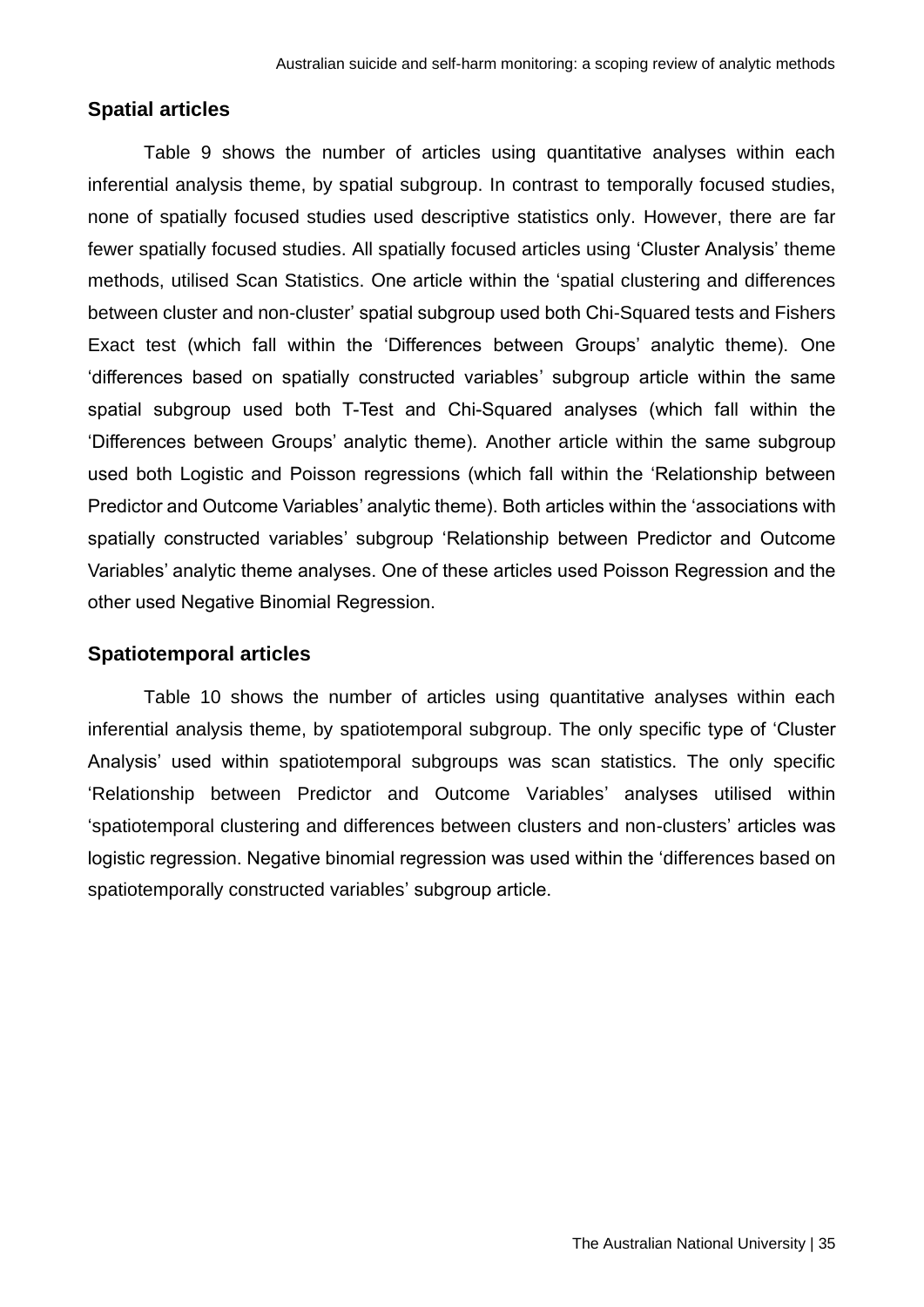## Spatial articles

Table 9 shows the number of articles using quantitative analyses within each inferential analysis theme, by spatial subgroup. In contrast to temporally focused studies, none of spatially focused studies used descriptive statistics only. However, there are far fewer spatially focused studies. All spatially focused articles using 'Cluster Analysis' theme methods, utilised Scan Statistics. One article within the 'spatial clustering and differences between cluster and non-cluster' spatial subgroup used both Chi-Squared tests and Fishers Exact test (which fall within the 'Differences between Groups' analytic theme). One 'differences based on spatially constructed variables' subgroup article within the same spatial subgroup used both T-Test and Chi-Squared analyses (which fall within the 'Differences between Groups' analytic theme). Another article within the same subgroup used both Logistic and Poisson regressions (which fall within the 'Relationship between Predictor and Outcome Variables' analytic theme). Both articles within the 'associations with spatially constructed variables' subgroup 'Relationship between Predictor and Outcome Variables' analytic theme analyses. One of these articles used Poisson Regression and the other used Negative Binomial Regression.

## Spatiotemporal articles

Table 10 shows the number of articles using quantitative analyses within each inferential analysis theme, by spatiotemporal subgroup. The only specific type of 'Cluster Analysis' used within spatiotemporal subgroups was scan statistics. The only specific 'Relationship between Predictor and Outcome Variables' analyses utilised within 'spatiotemporal clustering and differences between clusters and non-clusters' articles was logistic regression. Negative binomial regression was used within the 'differences based on spatiotemporally constructed variables' subgroup article.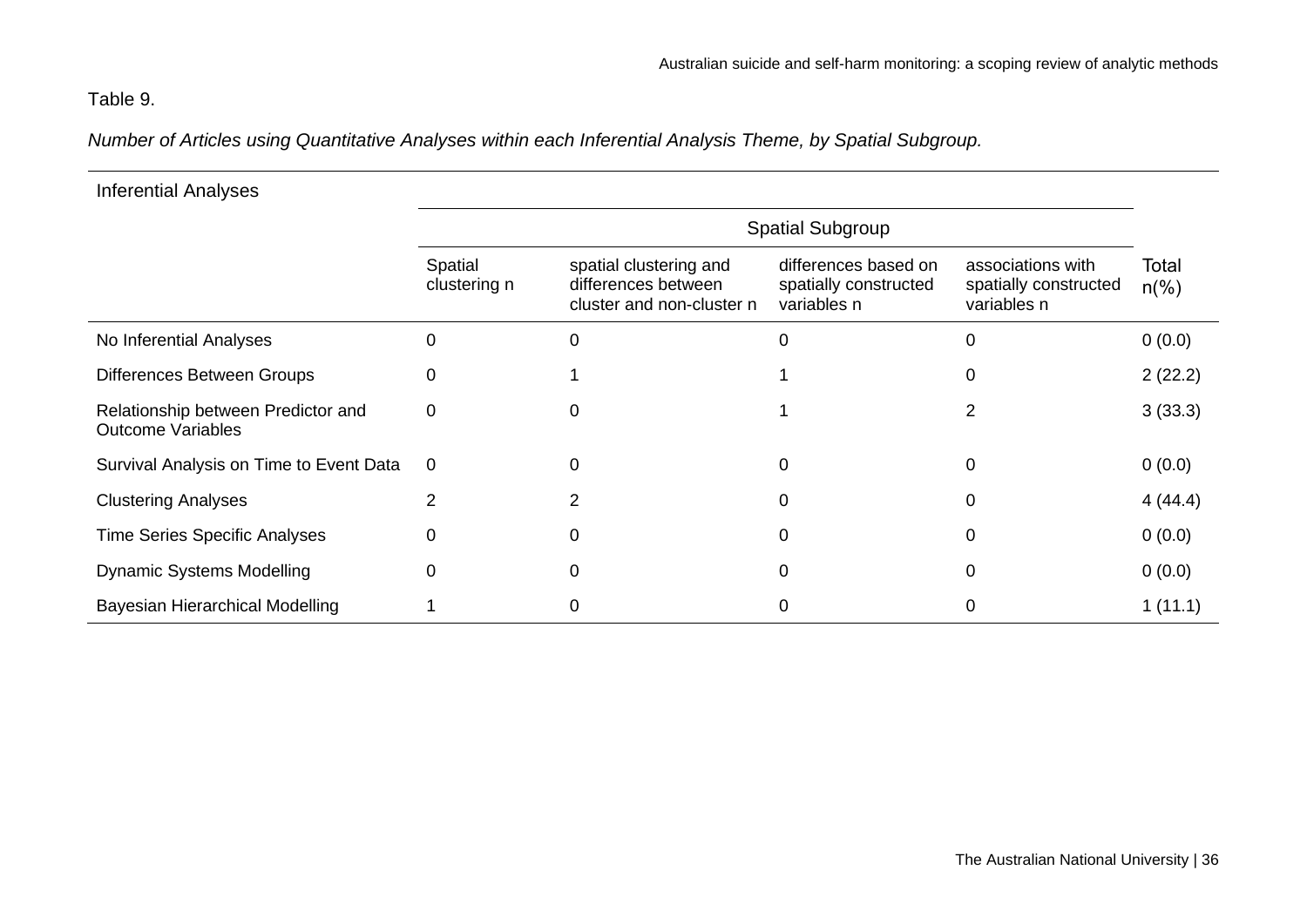Table 9.

*Number of Articles using Quantitative Analyses within each Inferential Analysis Theme, by Spatial Subgroup.*

| Inferential Analyses | Spatial Subgroup | | | | |
|---|---|---|---|---|---|
| | Spatial clustering n | spatial clustering and differences between cluster and non-cluster n | differences based on spatially constructed variables n | associations with spatially constructed variables n | Total n(%) |
| No Inferential Analyses | 0 | 0 | 0 | 0 | 0 (0.0) |
| Differences Between Groups | 0 | 1 | 1 | 0 | 2 (22.2) |
| Relationship between Predictor and Outcome Variables | 0 | 0 | 1 | 2 | 3 (33.3) |
| Survival Analysis on Time to Event Data | 0 | 0 | 0 | 0 | 0 (0.0) |
| Clustering Analyses | 2 | 2 | 0 | 0 | 4 (44.4) |
| Time Series Specific Analyses | 0 | 0 | 0 | 0 | 0 (0.0) |
| Dynamic Systems Modelling | 0 | 0 | 0 | 0 | 0 (0.0) |
| Bayesian Hierarchical Modelling | 1 | 0 | 0 | 0 | 1 (11.1) |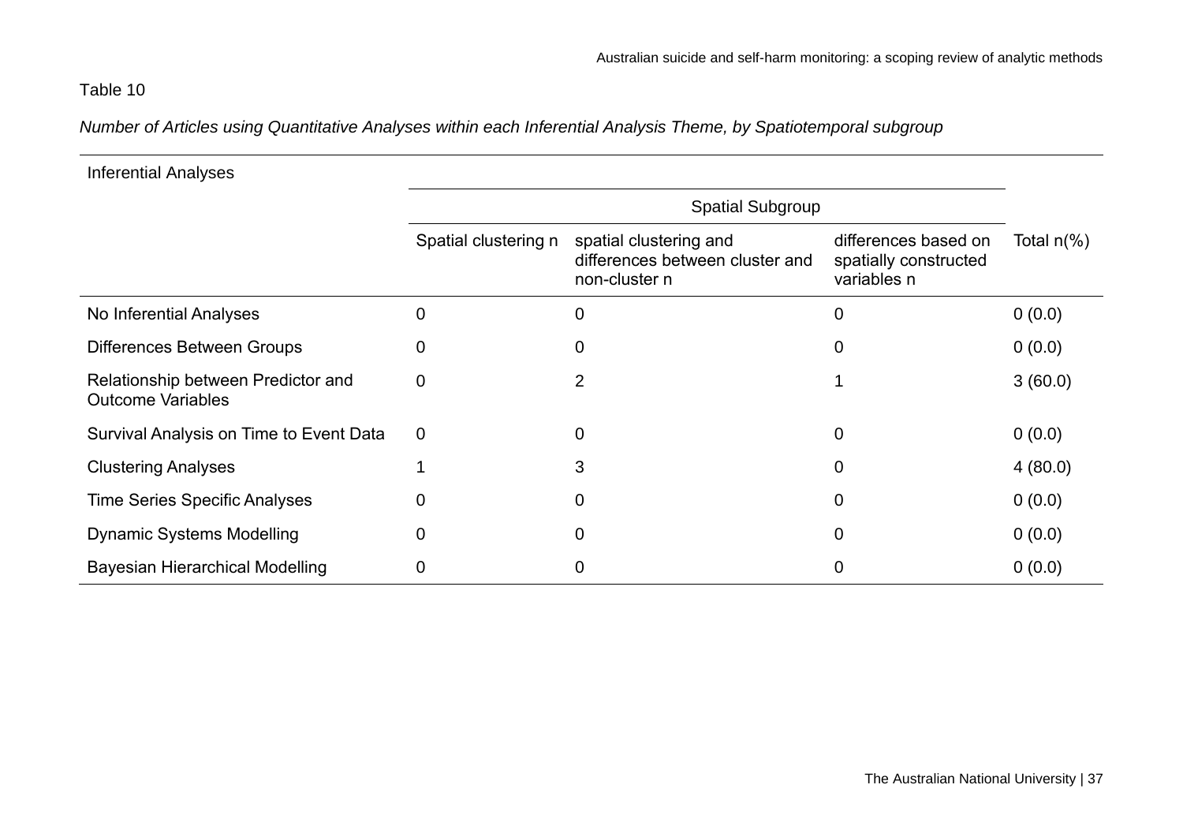Table 10

*Number of Articles using Quantitative Analyses within each Inferential Analysis Theme, by Spatiotemporal subgroup*

| Inferential Analyses | Spatial Subgroup | | | Total n(%) |
|---|---|---|---|---|
| | Spatial clustering n | spatial clustering and differences between cluster and non-cluster n | differences based on spatially constructed variables n | |
| No Inferential Analyses | 0 | 0 | 0 | 0 (0.0) |
| Differences Between Groups | 0 | 0 | 0 | 0 (0.0) |
| Relationship between Predictor and Outcome Variables | 0 | 2 | 1 | 3 (60.0) |
| Survival Analysis on Time to Event Data | 0 | 0 | 0 | 0 (0.0) |
| Clustering Analyses | 1 | 3 | 0 | 4 (80.0) |
| Time Series Specific Analyses | 0 | 0 | 0 | 0 (0.0) |
| Dynamic Systems Modelling | 0 | 0 | 0 | 0 (0.0) |
| Bayesian Hierarchical Modelling | 0 | 0 | 0 | 0 (0.0) |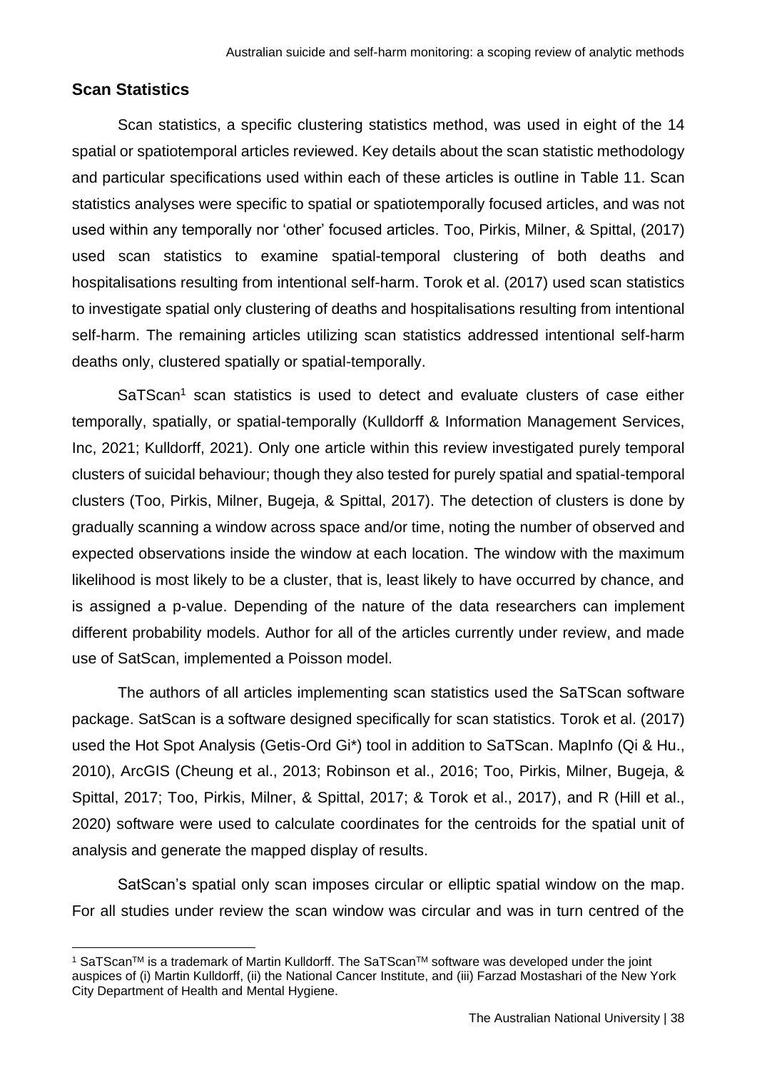## Scan Statistics

Scan statistics, a specific clustering statistics method, was used in eight of the 14 spatial or spatiotemporal articles reviewed. Key details about the scan statistic methodology and particular specifications used within each of these articles is outline in Table 11. Scan statistics analyses were specific to spatial or spatiotemporally focused articles, and was not used within any temporally nor 'other' focused articles. Too, Pirkis, Milner, & Spittal, (2017) used scan statistics to examine spatial-temporal clustering of both deaths and hospitalisations resulting from intentional self-harm. Torok et al. (2017) used scan statistics to investigate spatial only clustering of deaths and hospitalisations resulting from intentional self-harm. The remaining articles utilizing scan statistics addressed intentional self-harm deaths only, clustered spatially or spatial-temporally.

SaTScan[1] scan statistics is used to detect and evaluate clusters of case either temporally, spatially, or spatial-temporally (Kulldorff & Information Management Services, Inc, 2021; Kulldorff, 2021). Only one article within this review investigated purely temporal clusters of suicidal behaviour; though they also tested for purely spatial and spatial-temporal clusters (Too, Pirkis, Milner, Bugeja, & Spittal, 2017). The detection of clusters is done by gradually scanning a window across space and/or time, noting the number of observed and expected observations inside the window at each location. The window with the maximum likelihood is most likely to be a cluster, that is, least likely to have occurred by chance, and is assigned a p-value. Depending of the nature of the data researchers can implement different probability models. Author for all of the articles currently under review, and made use of SatScan, implemented a Poisson model.

The authors of all articles implementing scan statistics used the SaTScan software package. SatScan is a software designed specifically for scan statistics. Torok et al. (2017) used the Hot Spot Analysis (Getis-Ord Gi*) tool in addition to SaTScan. MapInfo (Qi & Hu., 2010), ArcGIS (Cheung et al., 2013; Robinson et al., 2016; Too, Pirkis, Milner, Bugeja, & Spittal, 2017; Too, Pirkis, Milner, & Spittal, 2017; & Torok et al., 2017), and R (Hill et al., 2020) software were used to calculate coordinates for the centroids for the spatial unit of analysis and generate the mapped display of results.

SatScan's spatial only scan imposes circular or elliptic spatial window on the map. For all studies under review the scan window was circular and was in turn centred of the

[1] SaTScan™ is a trademark of Martin Kulldorff. The SaTScan™ software was developed under the joint auspices of (i) Martin Kulldorff, (ii) the National Cancer Institute, and (iii) Farzad Mostashari of the New York City Department of Health and Mental Hygiene.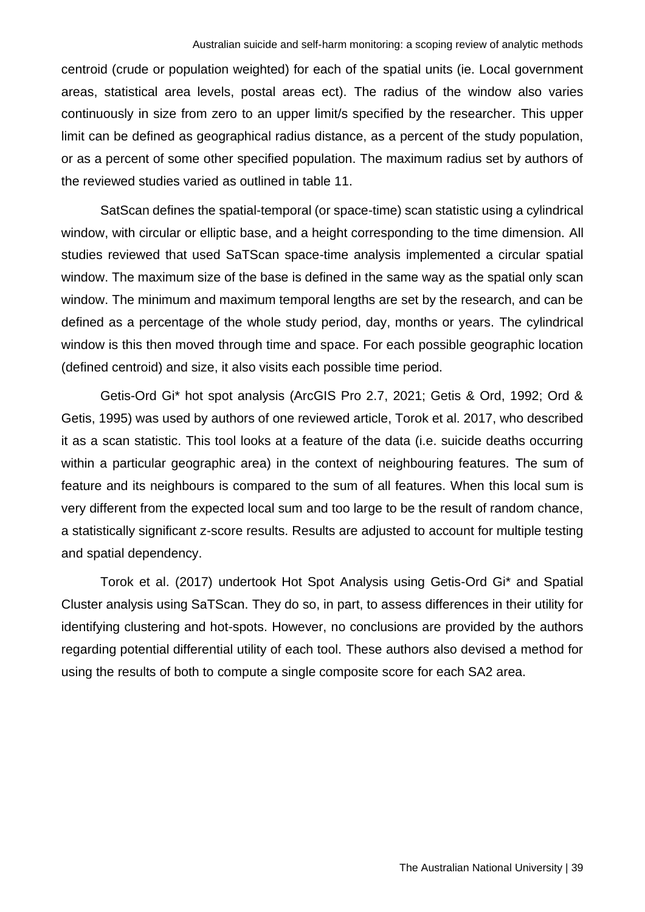centroid (crude or population weighted) for each of the spatial units (ie. Local government areas, statistical area levels, postal areas ect). The radius of the window also varies continuously in size from zero to an upper limit/s specified by the researcher. This upper limit can be defined as geographical radius distance, as a percent of the study population, or as a percent of some other specified population. The maximum radius set by authors of the reviewed studies varied as outlined in table 11.

SatScan defines the spatial-temporal (or space-time) scan statistic using a cylindrical window, with circular or elliptic base, and a height corresponding to the time dimension. All studies reviewed that used SaTScan space-time analysis implemented a circular spatial window. The maximum size of the base is defined in the same way as the spatial only scan window. The minimum and maximum temporal lengths are set by the research, and can be defined as a percentage of the whole study period, day, months or years. The cylindrical window is this then moved through time and space. For each possible geographic location (defined centroid) and size, it also visits each possible time period.

Getis-Ord Gi* hot spot analysis (ArcGIS Pro 2.7, 2021; Getis & Ord, 1992; Ord & Getis, 1995) was used by authors of one reviewed article, Torok et al. 2017, who described it as a scan statistic. This tool looks at a feature of the data (i.e. suicide deaths occurring within a particular geographic area) in the context of neighbouring features. The sum of feature and its neighbours is compared to the sum of all features. When this local sum is very different from the expected local sum and too large to be the result of random chance, a statistically significant z-score results. Results are adjusted to account for multiple testing and spatial dependency.

Torok et al. (2017) undertook Hot Spot Analysis using Getis-Ord Gi* and Spatial Cluster analysis using SaTScan. They do so, in part, to assess differences in their utility for identifying clustering and hot-spots. However, no conclusions are provided by the authors regarding potential differential utility of each tool. These authors also devised a method for using the results of both to compute a single composite score for each SA2 area.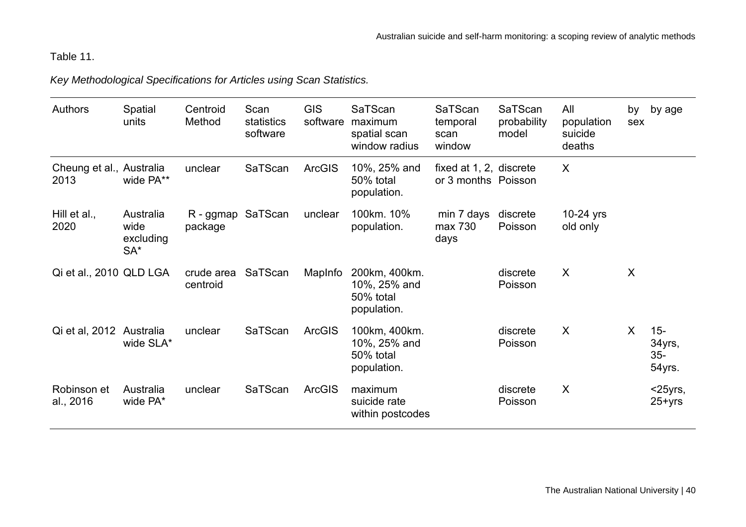Table 11.

*Key Methodological Specifications for Articles using Scan Statistics.*

| Authors | Spatial units | Centroid Method | Scan statistics software | GIS software | SaTScan maximum spatial scan window radius | SaTScan temporal scan window | SaTScan probability model | All population suicide deaths | by sex | by age |
|---|---|---|---|---|---|---|---|---|---|---|
| Cheung et al., 2013 | Australia wide PA** | unclear | SaTScan | ArcGIS | 10%, 25% and 50% total population. | fixed at 1, 2, or 3 months | discrete Poisson | X | | |
| Hill et al., 2020 | Australia wide excluding SA* | R - ggmap package | SaTScan | unclear | 100km. 10% population. | min 7 days max 730 days | discrete Poisson | 10-24 yrs old only | | |
| Qi et al., 2010 | QLD LGA | crude area centroid | SaTScan | MapInfo | 200km, 400km. 10%, 25% and 50% total population. | | discrete Poisson | X | X | |
| Qi et al, 2012 | Australia wide SLA* | unclear | SaTScan | ArcGIS | 100km, 400km. 10%, 25% and 50% total population. | | discrete Poisson | X | X | 15-34yrs, 35-54yrs. |
| Robinson et al., 2016 | Australia wide PA* | unclear | SaTScan | ArcGIS | maximum suicide rate within postcodes | | discrete Poisson | X | | <25yrs, 25+yrs |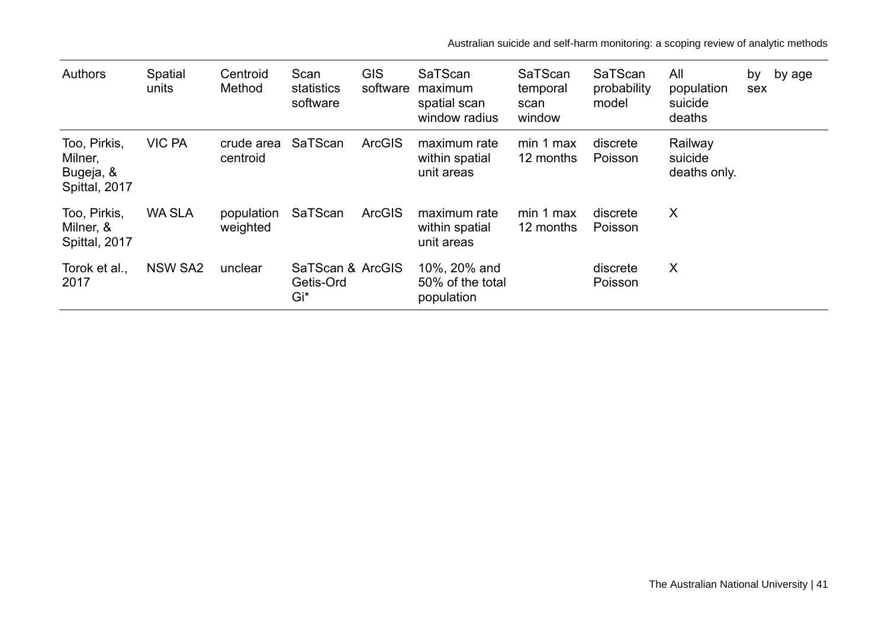| Authors | Spatial units | Centroid Method | Scan statistics software | GIS software | SaTScan maximum spatial scan window radius | SaTScan temporal scan window | SaTScan probability model | All population suicide deaths | by sex | by age |
|---|---|---|---|---|---|---|---|---|---|---|
| Too, Pirkis, Milner, Bugeja, & Spittal, 2017 | VIC PA | crude area centroid | SaTScan | ArcGIS | maximum rate within spatial unit areas | min 1 max 12 months | discrete Poisson | Railway suicide deaths only. | | |
| Too, Pirkis, Milner, & Spittal, 2017 | WA SLA | population weighted | SaTScan | ArcGIS | maximum rate within spatial unit areas | min 1 max 12 months | discrete Poisson | X | | |
| Torok et al., 2017 | NSW SA2 | unclear | SaTScan & Getis-Ord Gi* | ArcGIS | 10%, 20% and 50% of the total population | | discrete Poisson | X | | |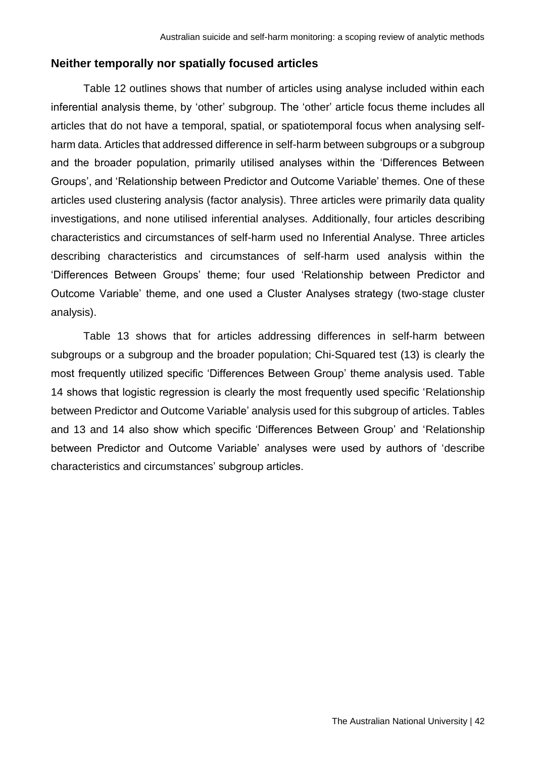## Neither temporally nor spatially focused articles

Table 12 outlines shows that number of articles using analyse included within each inferential analysis theme, by 'other' subgroup. The 'other' article focus theme includes all articles that do not have a temporal, spatial, or spatiotemporal focus when analysing self-harm data. Articles that addressed difference in self-harm between subgroups or a subgroup and the broader population, primarily utilised analyses within the 'Differences Between Groups', and 'Relationship between Predictor and Outcome Variable' themes. One of these articles used clustering analysis (factor analysis). Three articles were primarily data quality investigations, and none utilised inferential analyses. Additionally, four articles describing characteristics and circumstances of self-harm used no Inferential Analyse. Three articles describing characteristics and circumstances of self-harm used analysis within the 'Differences Between Groups' theme; four used 'Relationship between Predictor and Outcome Variable' theme, and one used a Cluster Analyses strategy (two-stage cluster analysis).

Table 13 shows that for articles addressing differences in self-harm between subgroups or a subgroup and the broader population; Chi-Squared test (13) is clearly the most frequently utilized specific 'Differences Between Group' theme analysis used. Table 14 shows that logistic regression is clearly the most frequently used specific 'Relationship between Predictor and Outcome Variable' analysis used for this subgroup of articles. Tables and 13 and 14 also show which specific 'Differences Between Group' and 'Relationship between Predictor and Outcome Variable' analyses were used by authors of 'describe characteristics and circumstances' subgroup articles.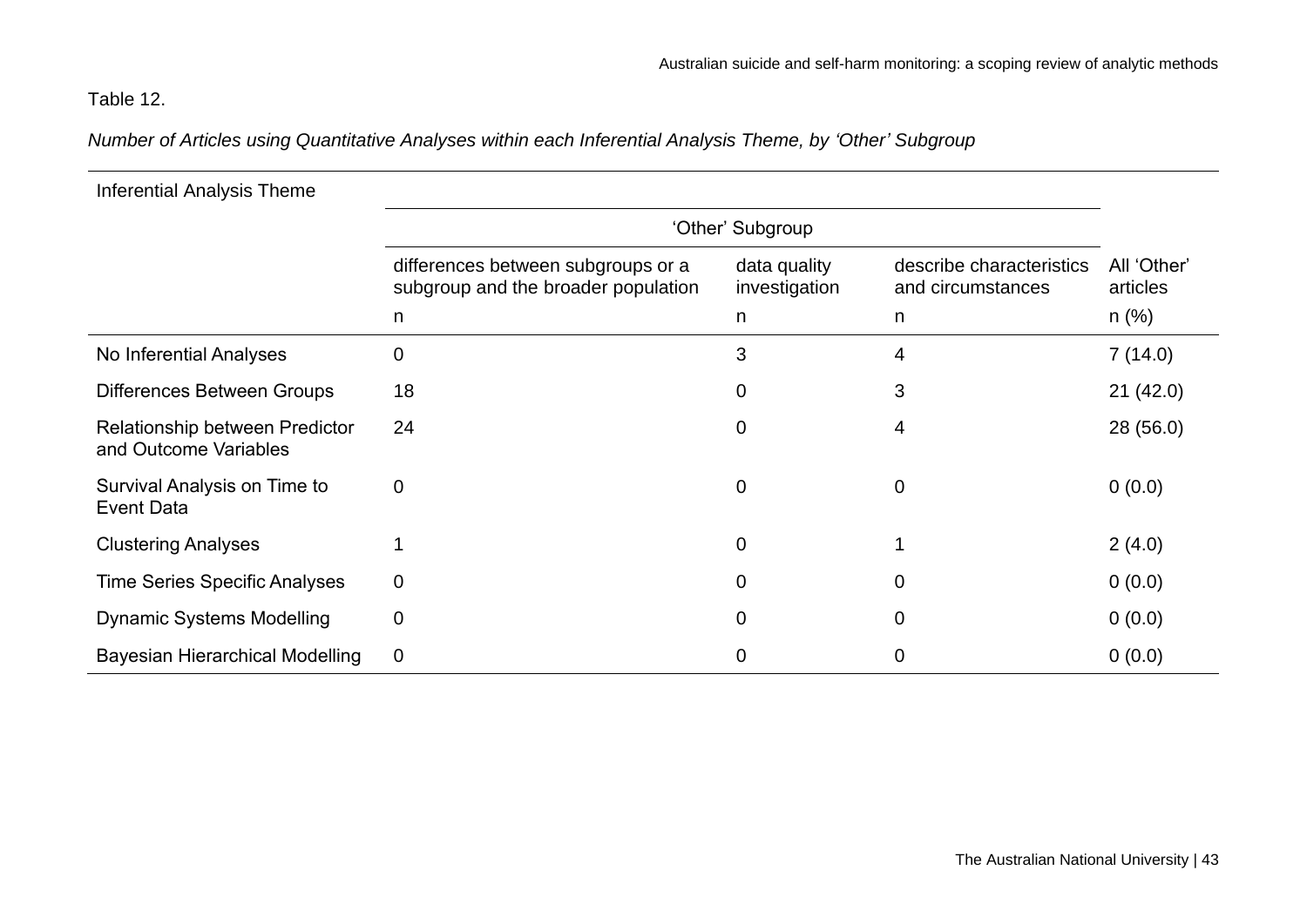Table 12.

*Number of Articles using Quantitative Analyses within each Inferential Analysis Theme, by 'Other' Subgroup*

| Inferential Analysis Theme | 'Other' Subgroup | | | |
|---|---|---|---|---|
| | differences between subgroups or a subgroup and the broader population | data quality investigation | describe characteristics and circumstances | All 'Other' articles |
| | n | n | n | n (%) |
| No Inferential Analyses | 0 | 3 | 4 | 7 (14.0) |
| Differences Between Groups | 18 | 0 | 3 | 21 (42.0) |
| Relationship between Predictor and Outcome Variables | 24 | 0 | 4 | 28 (56.0) |
| Survival Analysis on Time to Event Data | 0 | 0 | 0 | 0 (0.0) |
| Clustering Analyses | 1 | 0 | 1 | 2 (4.0) |
| Time Series Specific Analyses | 0 | 0 | 0 | 0 (0.0) |
| Dynamic Systems Modelling | 0 | 0 | 0 | 0 (0.0) |
| Bayesian Hierarchical Modelling | 0 | 0 | 0 | 0 (0.0) |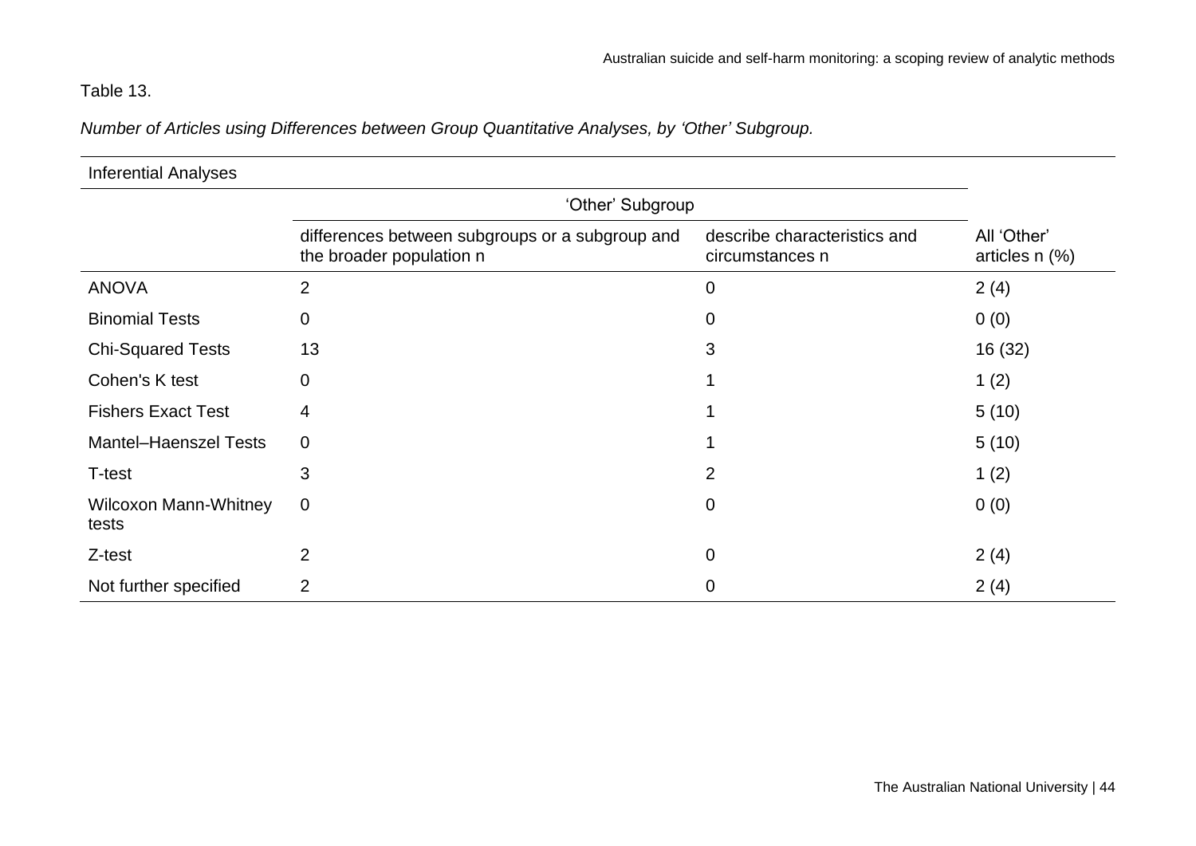Table 13.

*Number of Articles using Differences between Group Quantitative Analyses, by 'Other' Subgroup.*

| Inferential Analyses | | | |
|---|---|---|---|
| | 'Other' Subgroup | | |
| | differences between subgroups or a subgroup and the broader population n | describe characteristics and circumstances n | All 'Other' articles n (%) |
| ANOVA | 2 | 0 | 2 (4) |
| Binomial Tests | 0 | 0 | 0 (0) |
| Chi-Squared Tests | 13 | 3 | 16 (32) |
| Cohen's K test | 0 | 1 | 1 (2) |
| Fishers Exact Test | 4 | 1 | 5 (10) |
| Mantel–Haenszel Tests | 0 | 1 | 5 (10) |
| T-test | 3 | 2 | 1 (2) |
| Wilcoxon Mann-Whitney tests | 0 | 0 | 0 (0) |
| Z-test | 2 | 0 | 2 (4) |
| Not further specified | 2 | 0 | 2 (4) |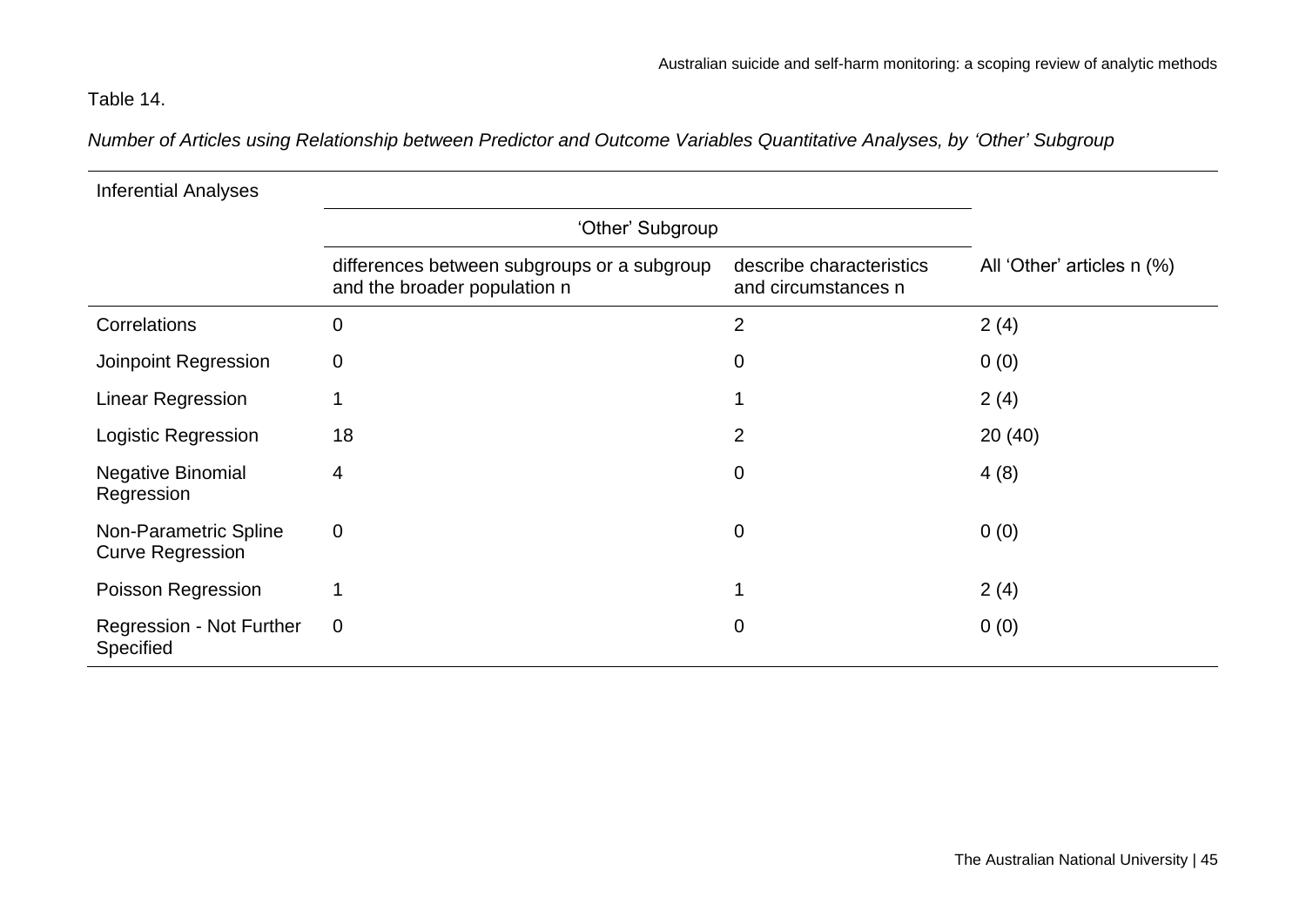Table 14.

*Number of Articles using Relationship between Predictor and Outcome Variables Quantitative Analyses, by 'Other' Subgroup*

| Inferential Analyses | 'Other' Subgroup | | |
|---|---|---|---|
| | differences between subgroups or a subgroup and the broader population n | describe characteristics and circumstances n | All 'Other' articles n (%) |
| Correlations | 0 | 2 | 2 (4) |
| Joinpoint Regression | 0 | 0 | 0 (0) |
| Linear Regression | 1 | 1 | 2 (4) |
| Logistic Regression | 18 | 2 | 20 (40) |
| Negative Binomial Regression | 4 | 0 | 4 (8) |
| Non-Parametric Spline Curve Regression | 0 | 0 | 0 (0) |
| Poisson Regression | 1 | 1 | 2 (4) |
| Regression - Not Further Specified | 0 | 0 | 0 (0) |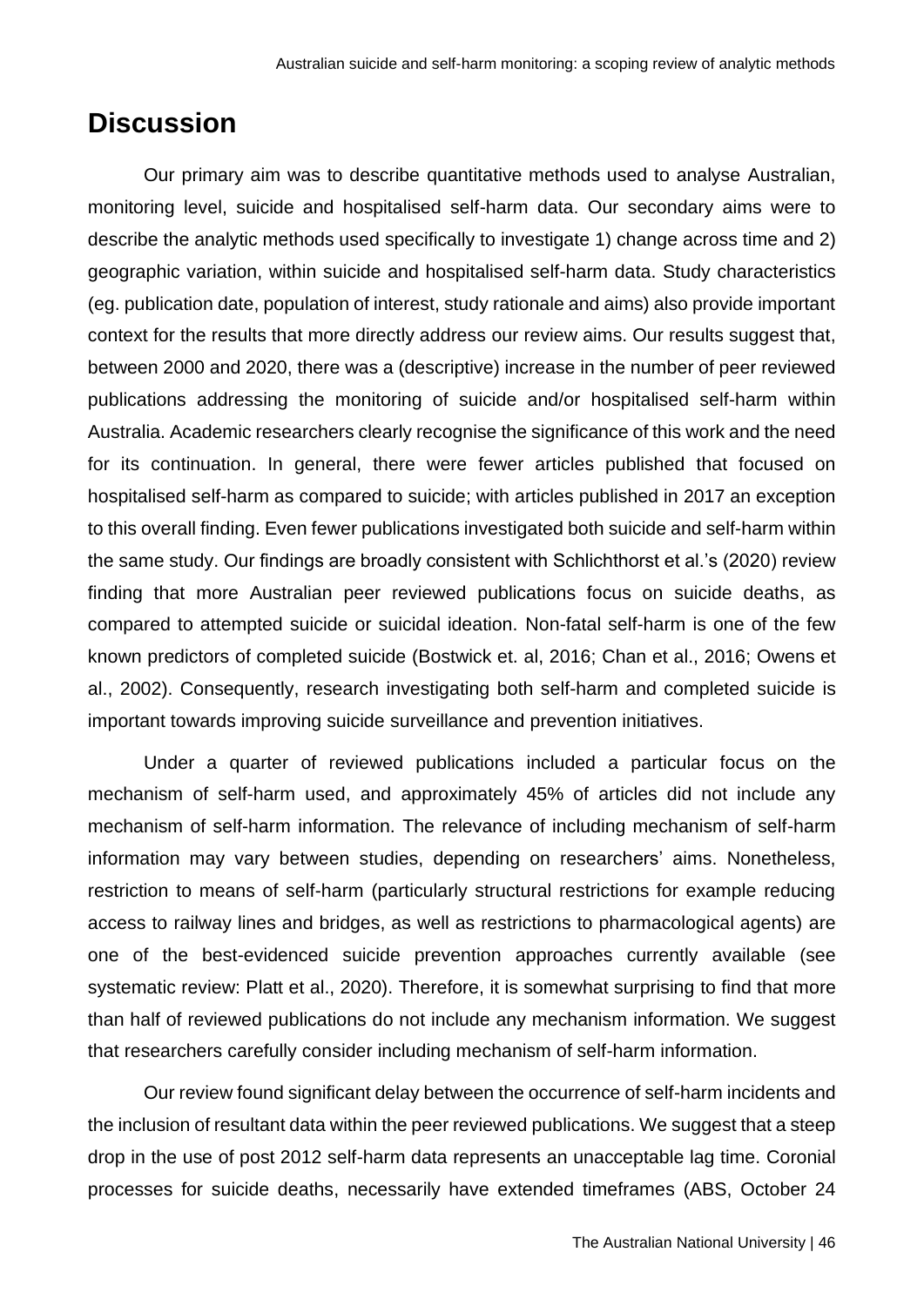# Discussion

Our primary aim was to describe quantitative methods used to analyse Australian, monitoring level, suicide and hospitalised self-harm data. Our secondary aims were to describe the analytic methods used specifically to investigate 1) change across time and 2) geographic variation, within suicide and hospitalised self-harm data. Study characteristics (eg. publication date, population of interest, study rationale and aims) also provide important context for the results that more directly address our review aims. Our results suggest that, between 2000 and 2020, there was a (descriptive) increase in the number of peer reviewed publications addressing the monitoring of suicide and/or hospitalised self-harm within Australia. Academic researchers clearly recognise the significance of this work and the need for its continuation. In general, there were fewer articles published that focused on hospitalised self-harm as compared to suicide; with articles published in 2017 an exception to this overall finding. Even fewer publications investigated both suicide and self-harm within the same study. Our findings are broadly consistent with Schlichthorst et al.'s (2020) review finding that more Australian peer reviewed publications focus on suicide deaths, as compared to attempted suicide or suicidal ideation. Non-fatal self-harm is one of the few known predictors of completed suicide (Bostwick et. al, 2016; Chan et al., 2016; Owens et al., 2002). Consequently, research investigating both self-harm and completed suicide is important towards improving suicide surveillance and prevention initiatives.

Under a quarter of reviewed publications included a particular focus on the mechanism of self-harm used, and approximately 45% of articles did not include any mechanism of self-harm information. The relevance of including mechanism of self-harm information may vary between studies, depending on researchers' aims. Nonetheless, restriction to means of self-harm (particularly structural restrictions for example reducing access to railway lines and bridges, as well as restrictions to pharmacological agents) are one of the best-evidenced suicide prevention approaches currently available (see systematic review: Platt et al., 2020). Therefore, it is somewhat surprising to find that more than half of reviewed publications do not include any mechanism information. We suggest that researchers carefully consider including mechanism of self-harm information.

Our review found significant delay between the occurrence of self-harm incidents and the inclusion of resultant data within the peer reviewed publications. We suggest that a steep drop in the use of post 2012 self-harm data represents an unacceptable lag time. Coronial processes for suicide deaths, necessarily have extended timeframes (ABS, October 24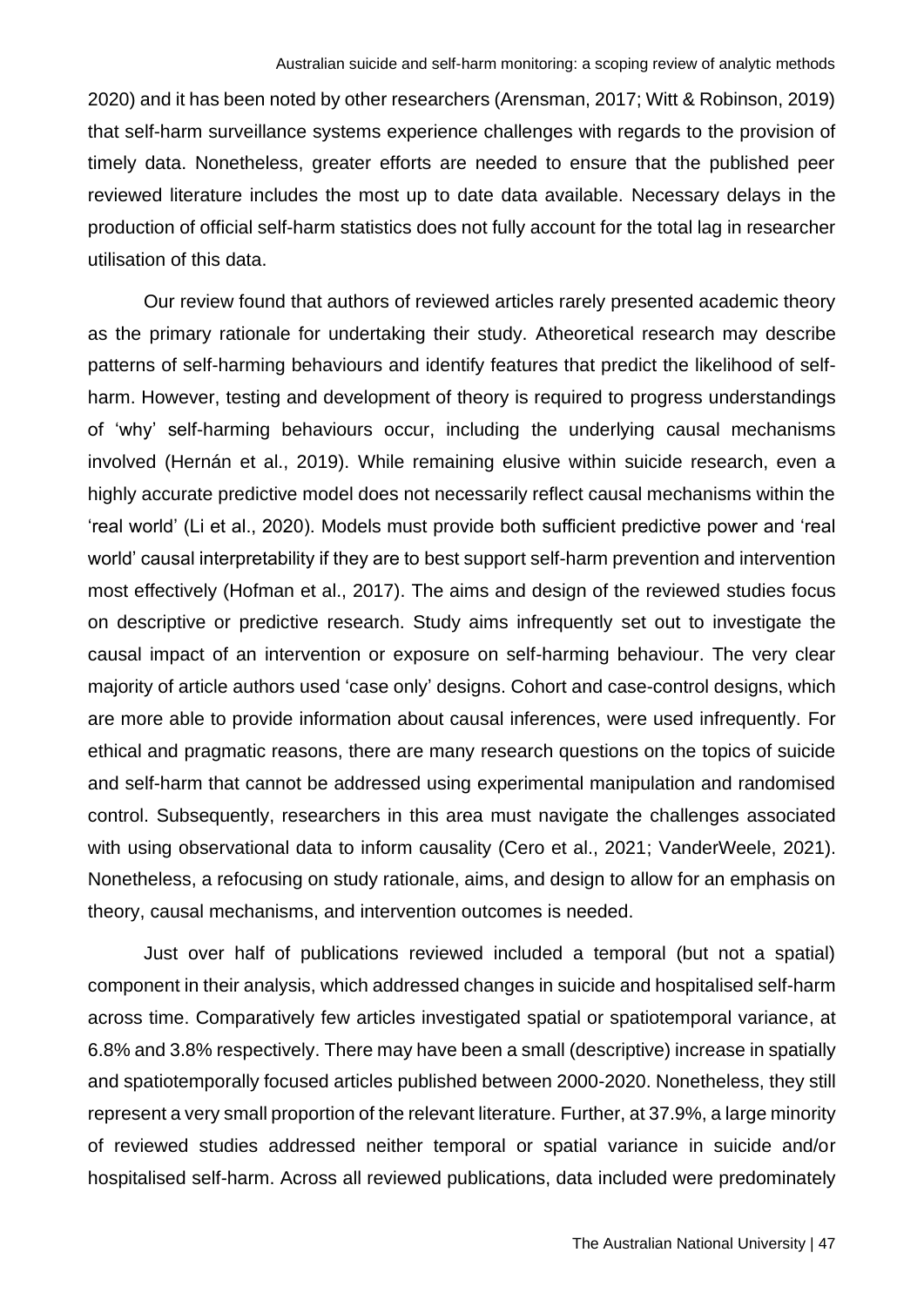2020) and it has been noted by other researchers (Arensman, 2017; Witt & Robinson, 2019) that self-harm surveillance systems experience challenges with regards to the provision of timely data. Nonetheless, greater efforts are needed to ensure that the published peer reviewed literature includes the most up to date data available. Necessary delays in the production of official self-harm statistics does not fully account for the total lag in researcher utilisation of this data.

Our review found that authors of reviewed articles rarely presented academic theory as the primary rationale for undertaking their study. Atheoretical research may describe patterns of self-harming behaviours and identify features that predict the likelihood of self-harm. However, testing and development of theory is required to progress understandings of 'why' self-harming behaviours occur, including the underlying causal mechanisms involved (Hernán et al., 2019). While remaining elusive within suicide research, even a highly accurate predictive model does not necessarily reflect causal mechanisms within the 'real world' (Li et al., 2020). Models must provide both sufficient predictive power and 'real world' causal interpretability if they are to best support self-harm prevention and intervention most effectively (Hofman et al., 2017). The aims and design of the reviewed studies focus on descriptive or predictive research. Study aims infrequently set out to investigate the causal impact of an intervention or exposure on self-harming behaviour. The very clear majority of article authors used 'case only' designs. Cohort and case-control designs, which are more able to provide information about causal inferences, were used infrequently. For ethical and pragmatic reasons, there are many research questions on the topics of suicide and self-harm that cannot be addressed using experimental manipulation and randomised control. Subsequently, researchers in this area must navigate the challenges associated with using observational data to inform causality (Cero et al., 2021; VanderWeele, 2021). Nonetheless, a refocusing on study rationale, aims, and design to allow for an emphasis on theory, causal mechanisms, and intervention outcomes is needed.

Just over half of publications reviewed included a temporal (but not a spatial) component in their analysis, which addressed changes in suicide and hospitalised self-harm across time. Comparatively few articles investigated spatial or spatiotemporal variance, at 6.8% and 3.8% respectively. There may have been a small (descriptive) increase in spatially and spatiotemporally focused articles published between 2000-2020. Nonetheless, they still represent a very small proportion of the relevant literature. Further, at 37.9%, a large minority of reviewed studies addressed neither temporal or spatial variance in suicide and/or hospitalised self-harm. Across all reviewed publications, data included were predominately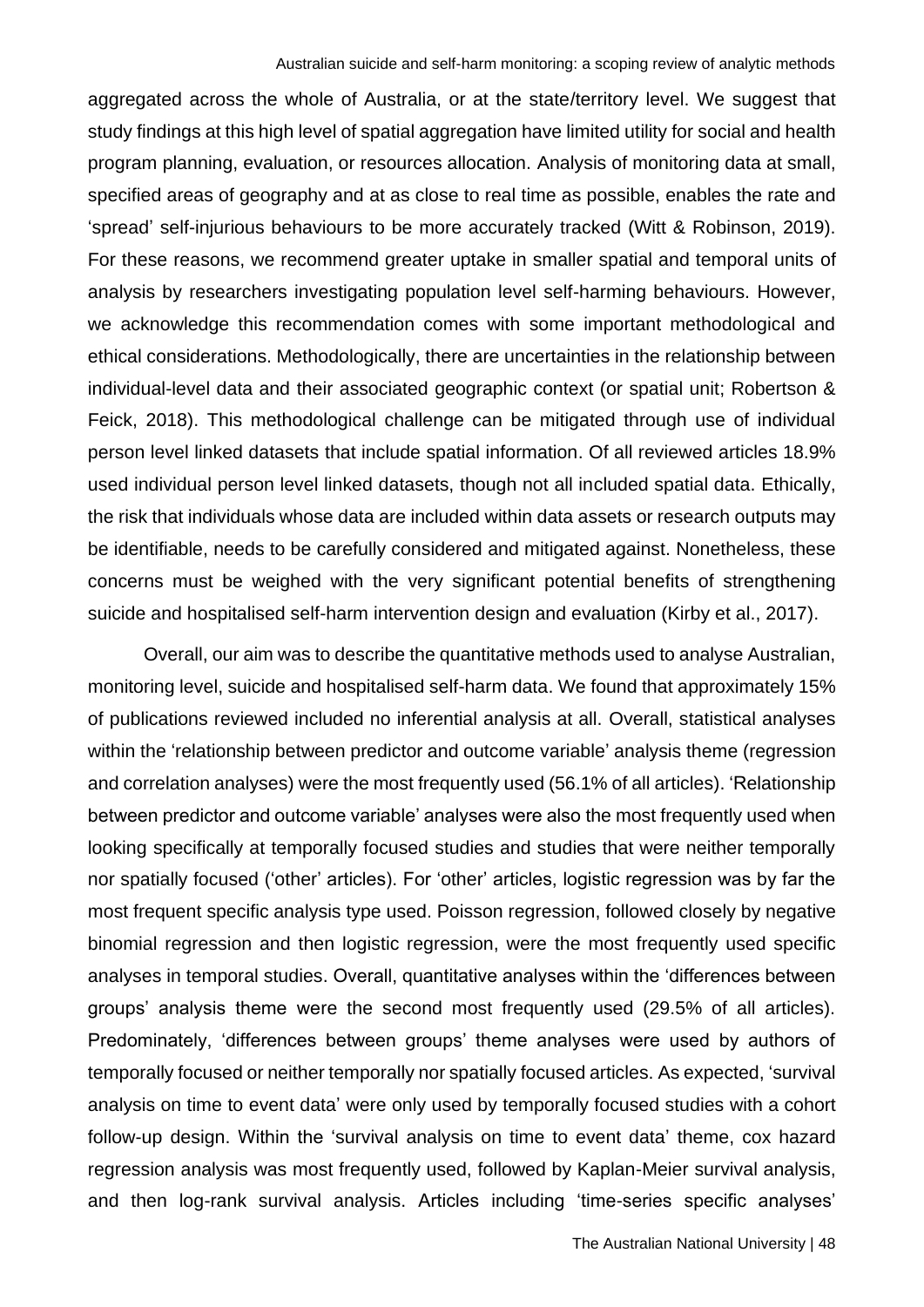aggregated across the whole of Australia, or at the state/territory level. We suggest that study findings at this high level of spatial aggregation have limited utility for social and health program planning, evaluation, or resources allocation. Analysis of monitoring data at small, specified areas of geography and at as close to real time as possible, enables the rate and 'spread' self-injurious behaviours to be more accurately tracked (Witt & Robinson, 2019). For these reasons, we recommend greater uptake in smaller spatial and temporal units of analysis by researchers investigating population level self-harming behaviours. However, we acknowledge this recommendation comes with some important methodological and ethical considerations. Methodologically, there are uncertainties in the relationship between individual-level data and their associated geographic context (or spatial unit; Robertson & Feick, 2018). This methodological challenge can be mitigated through use of individual person level linked datasets that include spatial information. Of all reviewed articles 18.9% used individual person level linked datasets, though not all included spatial data. Ethically, the risk that individuals whose data are included within data assets or research outputs may be identifiable, needs to be carefully considered and mitigated against. Nonetheless, these concerns must be weighed with the very significant potential benefits of strengthening suicide and hospitalised self-harm intervention design and evaluation (Kirby et al., 2017).

Overall, our aim was to describe the quantitative methods used to analyse Australian, monitoring level, suicide and hospitalised self-harm data. We found that approximately 15% of publications reviewed included no inferential analysis at all. Overall, statistical analyses within the 'relationship between predictor and outcome variable' analysis theme (regression and correlation analyses) were the most frequently used (56.1% of all articles). 'Relationship between predictor and outcome variable' analyses were also the most frequently used when looking specifically at temporally focused studies and studies that were neither temporally nor spatially focused ('other' articles). For 'other' articles, logistic regression was by far the most frequent specific analysis type used. Poisson regression, followed closely by negative binomial regression and then logistic regression, were the most frequently used specific analyses in temporal studies. Overall, quantitative analyses within the 'differences between groups' analysis theme were the second most frequently used (29.5% of all articles). Predominately, 'differences between groups' theme analyses were used by authors of temporally focused or neither temporally nor spatially focused articles. As expected, 'survival analysis on time to event data' were only used by temporally focused studies with a cohort follow-up design. Within the 'survival analysis on time to event data' theme, cox hazard regression analysis was most frequently used, followed by Kaplan-Meier survival analysis, and then log-rank survival analysis. Articles including 'time-series specific analyses'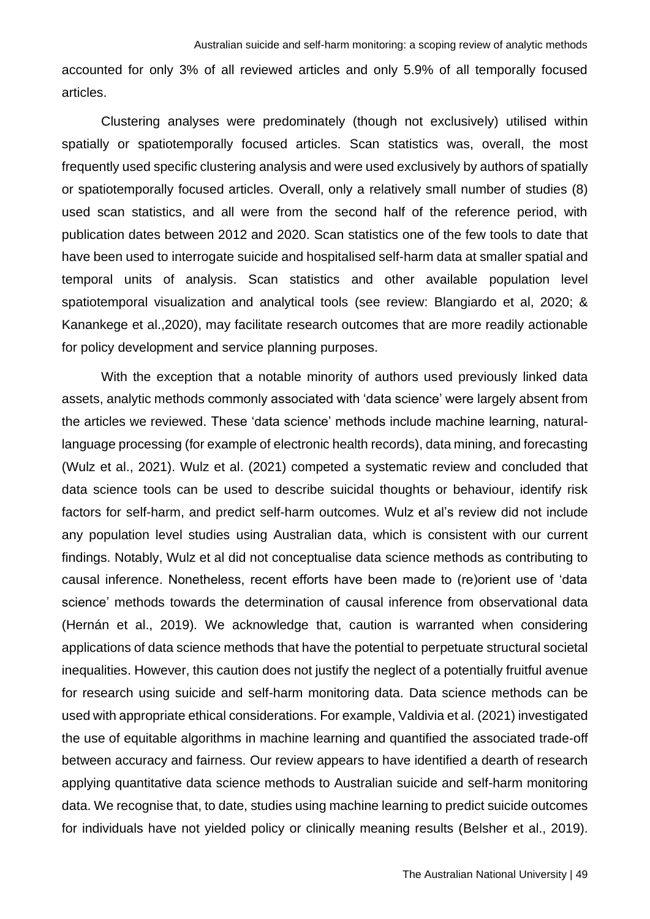accounted for only 3% of all reviewed articles and only 5.9% of all temporally focused articles.

Clustering analyses were predominately (though not exclusively) utilised within spatially or spatiotemporally focused articles. Scan statistics was, overall, the most frequently used specific clustering analysis and were used exclusively by authors of spatially or spatiotemporally focused articles. Overall, only a relatively small number of studies (8) used scan statistics, and all were from the second half of the reference period, with publication dates between 2012 and 2020. Scan statistics one of the few tools to date that have been used to interrogate suicide and hospitalised self-harm data at smaller spatial and temporal units of analysis. Scan statistics and other available population level spatiotemporal visualization and analytical tools (see review: Blangiardo et al, 2020; & Kanankege et al.,2020), may facilitate research outcomes that are more readily actionable for policy development and service planning purposes.

With the exception that a notable minority of authors used previously linked data assets, analytic methods commonly associated with 'data science' were largely absent from the articles we reviewed. These 'data science' methods include machine learning, natural-language processing (for example of electronic health records), data mining, and forecasting (Wulz et al., 2021). Wulz et al. (2021) competed a systematic review and concluded that data science tools can be used to describe suicidal thoughts or behaviour, identify risk factors for self-harm, and predict self-harm outcomes. Wulz et al's review did not include any population level studies using Australian data, which is consistent with our current findings. Notably, Wulz et al did not conceptualise data science methods as contributing to causal inference. Nonetheless, recent efforts have been made to (re)orient use of 'data science' methods towards the determination of causal inference from observational data (Hernán et al., 2019). We acknowledge that, caution is warranted when considering applications of data science methods that have the potential to perpetuate structural societal inequalities. However, this caution does not justify the neglect of a potentially fruitful avenue for research using suicide and self-harm monitoring data. Data science methods can be used with appropriate ethical considerations. For example, Valdivia et al. (2021) investigated the use of equitable algorithms in machine learning and quantified the associated trade-off between accuracy and fairness. Our review appears to have identified a dearth of research applying quantitative data science methods to Australian suicide and self-harm monitoring data. We recognise that, to date, studies using machine learning to predict suicide outcomes for individuals have not yielded policy or clinically meaning results (Belsher et al., 2019).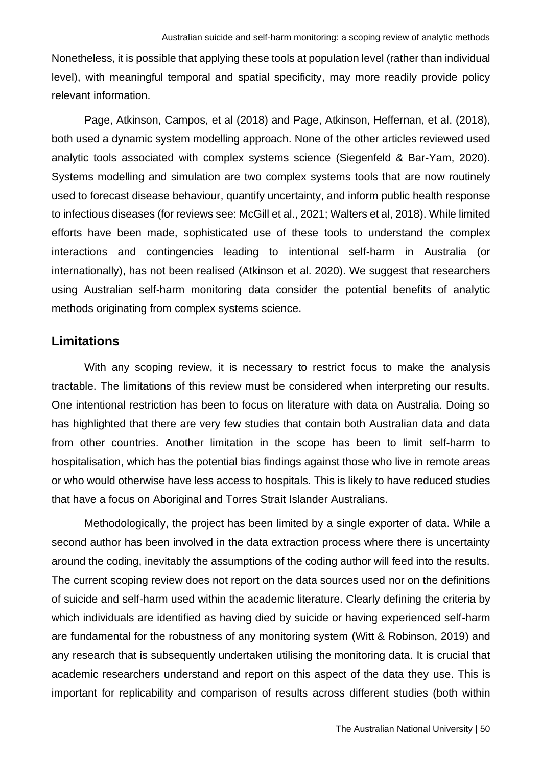Nonetheless, it is possible that applying these tools at population level (rather than individual level), with meaningful temporal and spatial specificity, may more readily provide policy relevant information.

Page, Atkinson, Campos, et al (2018) and Page, Atkinson, Heffernan, et al. (2018), both used a dynamic system modelling approach. None of the other articles reviewed used analytic tools associated with complex systems science (Siegenfeld & Bar-Yam, 2020). Systems modelling and simulation are two complex systems tools that are now routinely used to forecast disease behaviour, quantify uncertainty, and inform public health response to infectious diseases (for reviews see: McGill et al., 2021; Walters et al, 2018). While limited efforts have been made, sophisticated use of these tools to understand the complex interactions and contingencies leading to intentional self-harm in Australia (or internationally), has not been realised (Atkinson et al. 2020). We suggest that researchers using Australian self-harm monitoring data consider the potential benefits of analytic methods originating from complex systems science.

## Limitations

With any scoping review, it is necessary to restrict focus to make the analysis tractable. The limitations of this review must be considered when interpreting our results. One intentional restriction has been to focus on literature with data on Australia. Doing so has highlighted that there are very few studies that contain both Australian data and data from other countries. Another limitation in the scope has been to limit self-harm to hospitalisation, which has the potential bias findings against those who live in remote areas or who would otherwise have less access to hospitals. This is likely to have reduced studies that have a focus on Aboriginal and Torres Strait Islander Australians.

Methodologically, the project has been limited by a single exporter of data. While a second author has been involved in the data extraction process where there is uncertainty around the coding, inevitably the assumptions of the coding author will feed into the results. The current scoping review does not report on the data sources used nor on the definitions of suicide and self-harm used within the academic literature. Clearly defining the criteria by which individuals are identified as having died by suicide or having experienced self-harm are fundamental for the robustness of any monitoring system (Witt & Robinson, 2019) and any research that is subsequently undertaken utilising the monitoring data. It is crucial that academic researchers understand and report on this aspect of the data they use. This is important for replicability and comparison of results across different studies (both within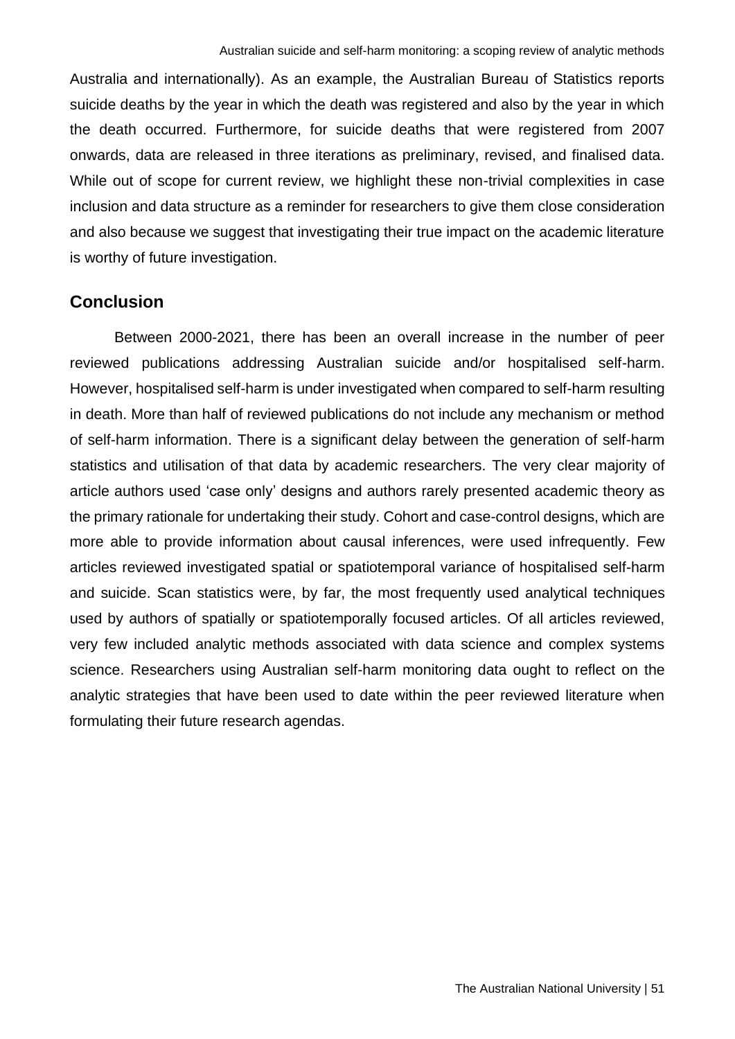Australia and internationally). As an example, the Australian Bureau of Statistics reports suicide deaths by the year in which the death was registered and also by the year in which the death occurred. Furthermore, for suicide deaths that were registered from 2007 onwards, data are released in three iterations as preliminary, revised, and finalised data. While out of scope for current review, we highlight these non-trivial complexities in case inclusion and data structure as a reminder for researchers to give them close consideration and also because we suggest that investigating their true impact on the academic literature is worthy of future investigation.

## Conclusion

Between 2000-2021, there has been an overall increase in the number of peer reviewed publications addressing Australian suicide and/or hospitalised self-harm. However, hospitalised self-harm is under investigated when compared to self-harm resulting in death. More than half of reviewed publications do not include any mechanism or method of self-harm information. There is a significant delay between the generation of self-harm statistics and utilisation of that data by academic researchers. The very clear majority of article authors used 'case only' designs and authors rarely presented academic theory as the primary rationale for undertaking their study. Cohort and case-control designs, which are more able to provide information about causal inferences, were used infrequently. Few articles reviewed investigated spatial or spatiotemporal variance of hospitalised self-harm and suicide. Scan statistics were, by far, the most frequently used analytical techniques used by authors of spatially or spatiotemporally focused articles. Of all articles reviewed, very few included analytic methods associated with data science and complex systems science. Researchers using Australian self-harm monitoring data ought to reflect on the analytic strategies that have been used to date within the peer reviewed literature when formulating their future research agendas.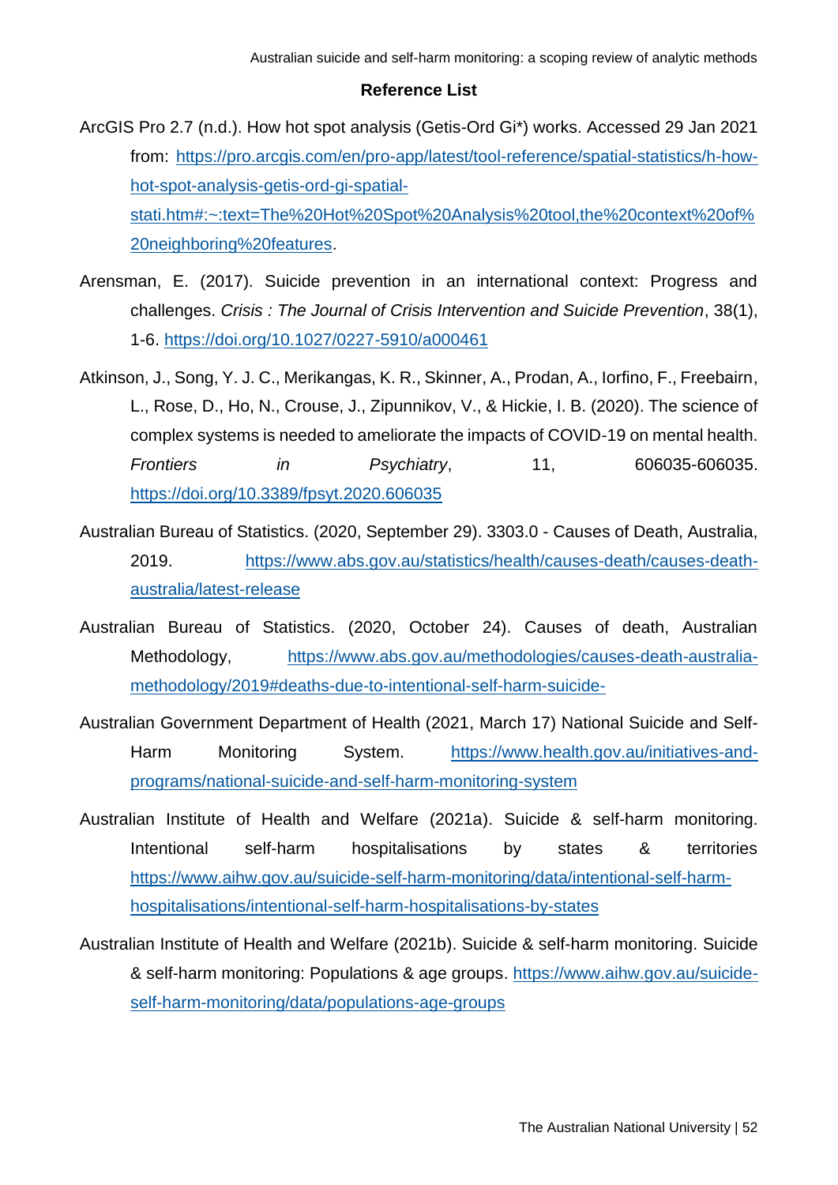**Reference List**

ArcGIS Pro 2.7 (n.d.). How hot spot analysis (Getis-Ord Gi*) works. Accessed 29 Jan 2021 from: https://pro.arcgis.com/en/pro-app/latest/tool-reference/spatial-statistics/h-how-hot-spot-analysis-getis-ord-gi-spatial-stati.htm#:~:text=The%20Hot%20Spot%20Analysis%20tool,the%20context%20of%20neighboring%20features.

Arensman, E. (2017). Suicide prevention in an international context: Progress and challenges. *Crisis : The Journal of Crisis Intervention and Suicide Prevention*, 38(1), 1-6. https://doi.org/10.1027/0227-5910/a000461

Atkinson, J., Song, Y. J. C., Merikangas, K. R., Skinner, A., Prodan, A., Iorfino, F., Freebairn, L., Rose, D., Ho, N., Crouse, J., Zipunnikov, V., & Hickie, I. B. (2020). The science of complex systems is needed to ameliorate the impacts of COVID-19 on mental health. *Frontiers in Psychiatry*, 11, 606035-606035. https://doi.org/10.3389/fpsyt.2020.606035

Australian Bureau of Statistics. (2020, September 29). 3303.0 - Causes of Death, Australia, 2019. https://www.abs.gov.au/statistics/health/causes-death/causes-death-australia/latest-release

Australian Bureau of Statistics. (2020, October 24). Causes of death, Australian Methodology, https://www.abs.gov.au/methodologies/causes-death-australia-methodology/2019#deaths-due-to-intentional-self-harm-suicide-

Australian Government Department of Health (2021, March 17) National Suicide and Self-Harm Monitoring System. https://www.health.gov.au/initiatives-and-programs/national-suicide-and-self-harm-monitoring-system

Australian Institute of Health and Welfare (2021a). Suicide & self-harm monitoring. Intentional self-harm hospitalisations by states & territories https://www.aihw.gov.au/suicide-self-harm-monitoring/data/intentional-self-harm-hospitalisations/intentional-self-harm-hospitalisations-by-states

Australian Institute of Health and Welfare (2021b). Suicide & self-harm monitoring. Suicide & self-harm monitoring: Populations & age groups. https://www.aihw.gov.au/suicide-self-harm-monitoring/data/populations-age-groups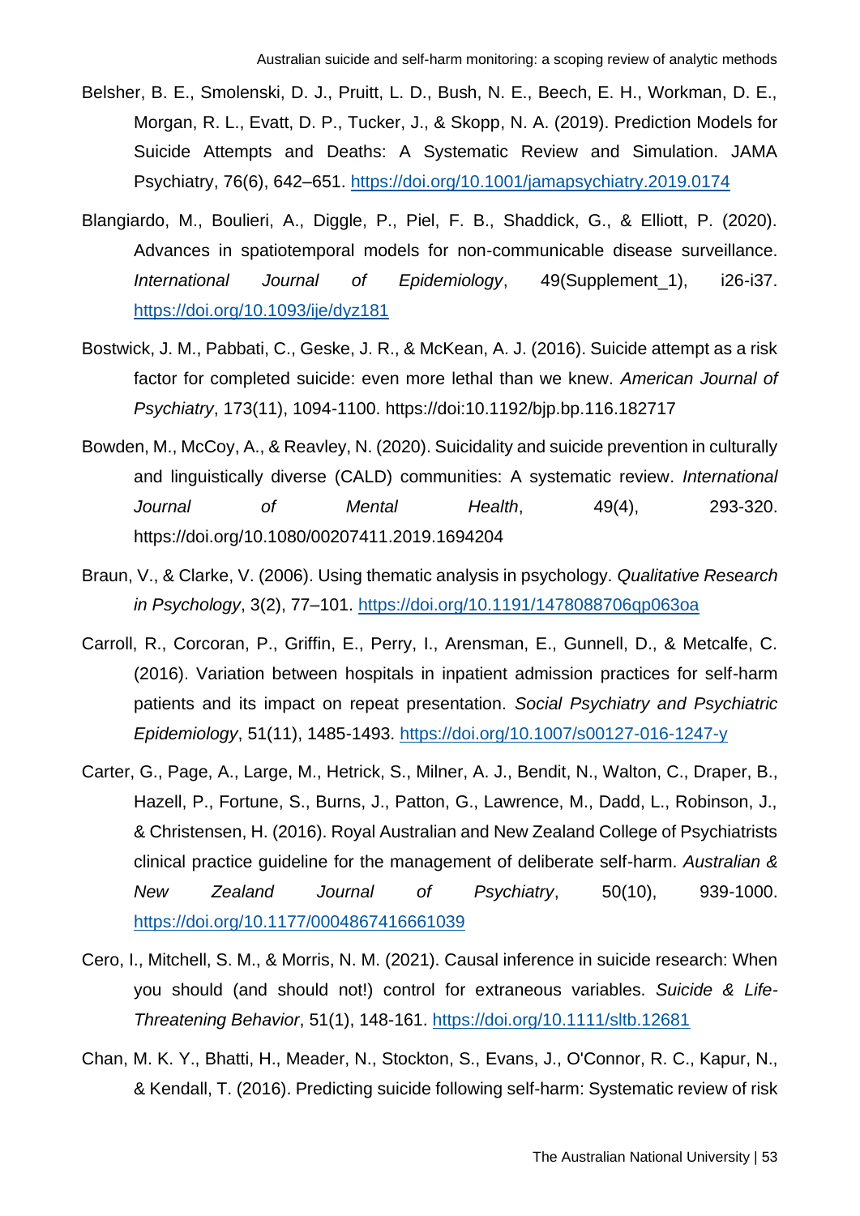Belsher, B. E., Smolenski, D. J., Pruitt, L. D., Bush, N. E., Beech, E. H., Workman, D. E., Morgan, R. L., Evatt, D. P., Tucker, J., & Skopp, N. A. (2019). Prediction Models for Suicide Attempts and Deaths: A Systematic Review and Simulation. JAMA Psychiatry, 76(6), 642–651. https://doi.org/10.1001/jamapsychiatry.2019.0174

Blangiardo, M., Boulieri, A., Diggle, P., Piel, F. B., Shaddick, G., & Elliott, P. (2020). Advances in spatiotemporal models for non-communicable disease surveillance. *International Journal of Epidemiology*, 49(Supplement_1), i26-i37. https://doi.org/10.1093/ije/dyz181

Bostwick, J. M., Pabbati, C., Geske, J. R., & McKean, A. J. (2016). Suicide attempt as a risk factor for completed suicide: even more lethal than we knew. *American Journal of Psychiatry*, 173(11), 1094-1100. https://doi:10.1192/bjp.bp.116.182717

Bowden, M., McCoy, A., & Reavley, N. (2020). Suicidality and suicide prevention in culturally and linguistically diverse (CALD) communities: A systematic review. *International Journal of Mental Health*, 49(4), 293-320. https://doi.org/10.1080/00207411.2019.1694204

Braun, V., & Clarke, V. (2006). Using thematic analysis in psychology. *Qualitative Research in Psychology*, 3(2), 77–101. https://doi.org/10.1191/1478088706qp063oa

Carroll, R., Corcoran, P., Griffin, E., Perry, I., Arensman, E., Gunnell, D., & Metcalfe, C. (2016). Variation between hospitals in inpatient admission practices for self-harm patients and its impact on repeat presentation. *Social Psychiatry and Psychiatric Epidemiology*, 51(11), 1485-1493. https://doi.org/10.1007/s00127-016-1247-y

Carter, G., Page, A., Large, M., Hetrick, S., Milner, A. J., Bendit, N., Walton, C., Draper, B., Hazell, P., Fortune, S., Burns, J., Patton, G., Lawrence, M., Dadd, L., Robinson, J., & Christensen, H. (2016). Royal Australian and New Zealand College of Psychiatrists clinical practice guideline for the management of deliberate self-harm. *Australian & New Zealand Journal of Psychiatry*, 50(10), 939-1000. https://doi.org/10.1177/0004867416661039

Cero, I., Mitchell, S. M., & Morris, N. M. (2021). Causal inference in suicide research: When you should (and should not!) control for extraneous variables. *Suicide & Life-Threatening Behavior*, 51(1), 148-161. https://doi.org/10.1111/sltb.12681

Chan, M. K. Y., Bhatti, H., Meader, N., Stockton, S., Evans, J., O'Connor, R. C., Kapur, N., & Kendall, T. (2016). Predicting suicide following self-harm: Systematic review of risk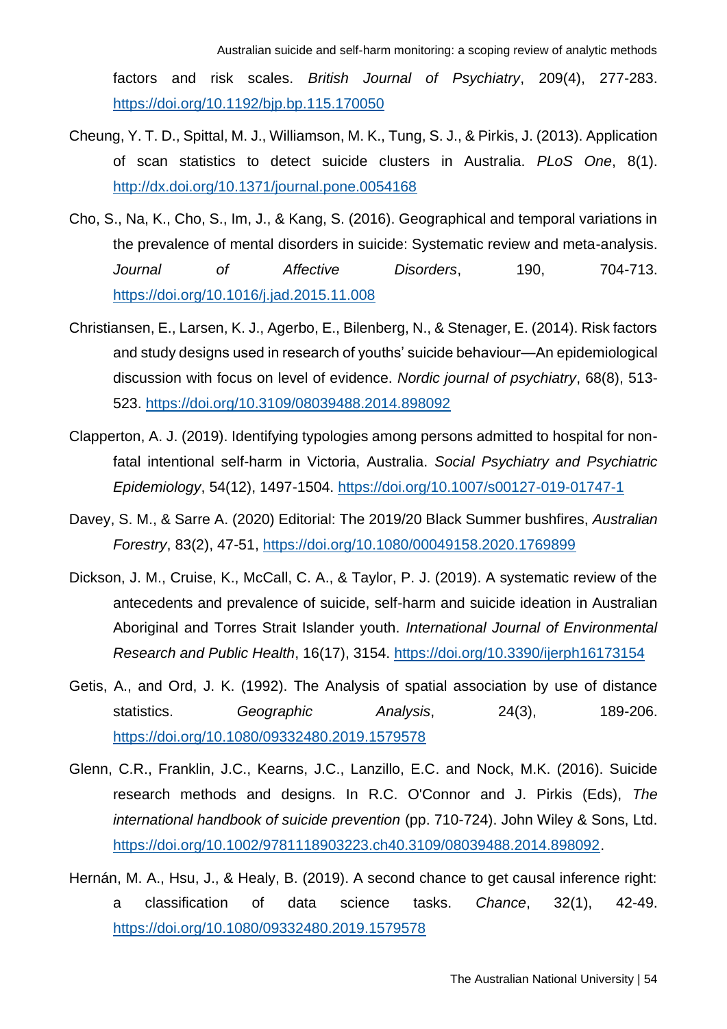factors and risk scales. *British Journal of Psychiatry*, 209(4), 277-283. https://doi.org/10.1192/bjp.bp.115.170050

Cheung, Y. T. D., Spittal, M. J., Williamson, M. K., Tung, S. J., & Pirkis, J. (2013). Application of scan statistics to detect suicide clusters in Australia. *PLoS One*, 8(1). http://dx.doi.org/10.1371/journal.pone.0054168

Cho, S., Na, K., Cho, S., Im, J., & Kang, S. (2016). Geographical and temporal variations in the prevalence of mental disorders in suicide: Systematic review and meta-analysis. *Journal of Affective Disorders*, 190, 704-713. https://doi.org/10.1016/j.jad.2015.11.008

Christiansen, E., Larsen, K. J., Agerbo, E., Bilenberg, N., & Stenager, E. (2014). Risk factors and study designs used in research of youths' suicide behaviour—An epidemiological discussion with focus on level of evidence. *Nordic journal of psychiatry*, 68(8), 513-523. https://doi.org/10.3109/08039488.2014.898092

Clapperton, A. J. (2019). Identifying typologies among persons admitted to hospital for non-fatal intentional self-harm in Victoria, Australia. *Social Psychiatry and Psychiatric Epidemiology*, 54(12), 1497-1504. https://doi.org/10.1007/s00127-019-01747-1

Davey, S. M., & Sarre A. (2020) Editorial: The 2019/20 Black Summer bushfires, *Australian Forestry*, 83(2), 47-51, https://doi.org/10.1080/00049158.2020.1769899

Dickson, J. M., Cruise, K., McCall, C. A., & Taylor, P. J. (2019). A systematic review of the antecedents and prevalence of suicide, self-harm and suicide ideation in Australian Aboriginal and Torres Strait Islander youth. *International Journal of Environmental Research and Public Health*, 16(17), 3154. https://doi.org/10.3390/ijerph16173154

Getis, A., and Ord, J. K. (1992). The Analysis of spatial association by use of distance statistics. *Geographic Analysis*, 24(3), 189-206. https://doi.org/10.1080/09332480.2019.1579578

Glenn, C.R., Franklin, J.C., Kearns, J.C., Lanzillo, E.C. and Nock, M.K. (2016). Suicide research methods and designs. In R.C. O'Connor and J. Pirkis (Eds), *The international handbook of suicide prevention* (pp. 710-724). John Wiley & Sons, Ltd. https://doi.org/10.1002/9781118903223.ch40.3109/08039488.2014.898092.

Hernán, M. A., Hsu, J., & Healy, B. (2019). A second chance to get causal inference right: a classification of data science tasks. *Chance*, 32(1), 42-49. https://doi.org/10.1080/09332480.2019.1579578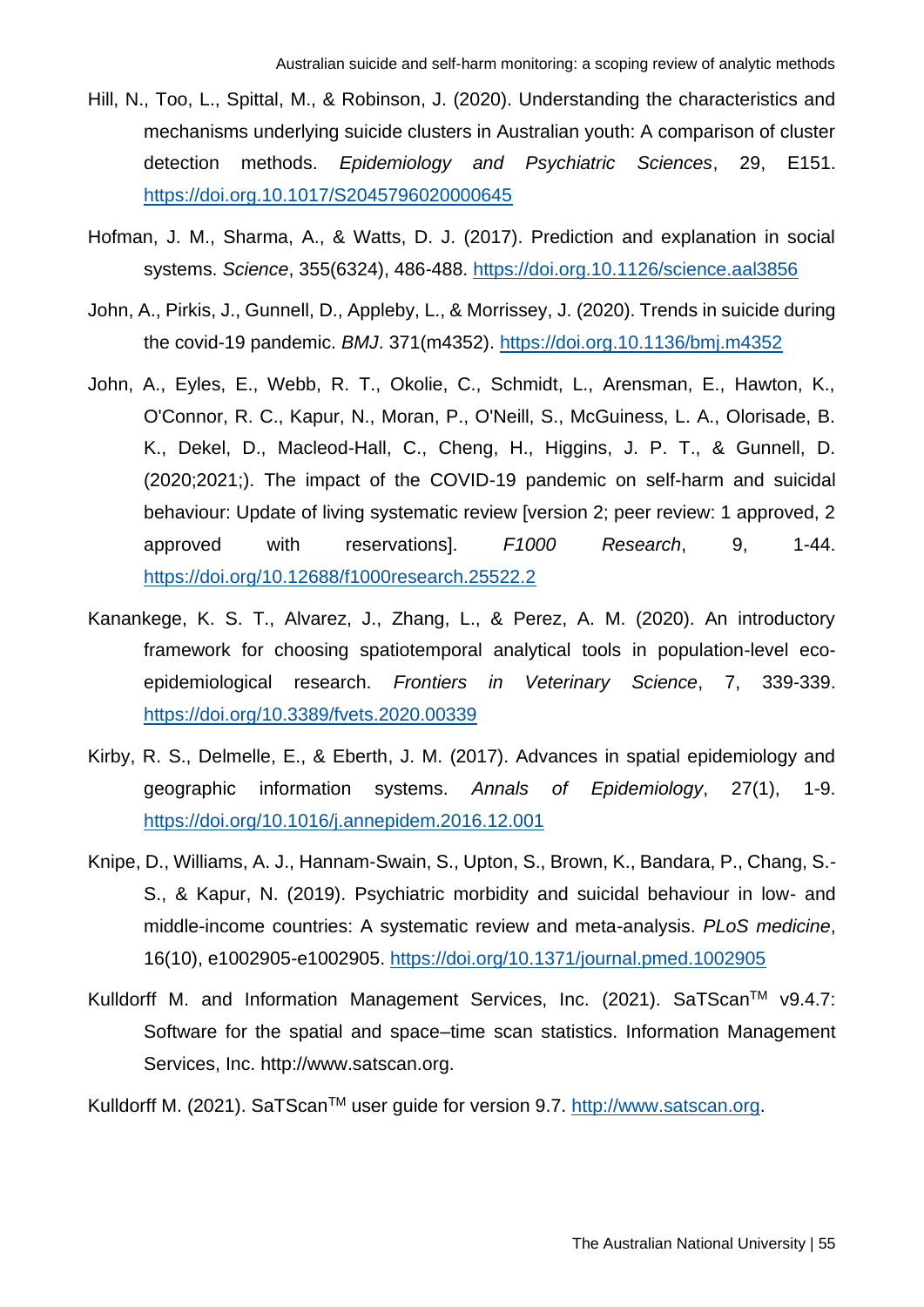Hill, N., Too, L., Spittal, M., & Robinson, J. (2020). Understanding the characteristics and mechanisms underlying suicide clusters in Australian youth: A comparison of cluster detection methods. *Epidemiology and Psychiatric Sciences*, 29, E151. https://doi.org.10.1017/S2045796020000645

Hofman, J. M., Sharma, A., & Watts, D. J. (2017). Prediction and explanation in social systems. *Science*, 355(6324), 486-488. https://doi.org.10.1126/science.aal3856

John, A., Pirkis, J., Gunnell, D., Appleby, L., & Morrissey, J. (2020). Trends in suicide during the covid-19 pandemic. *BMJ*. 371(m4352). https://doi.org.10.1136/bmj.m4352

John, A., Eyles, E., Webb, R. T., Okolie, C., Schmidt, L., Arensman, E., Hawton, K., O'Connor, R. C., Kapur, N., Moran, P., O'Neill, S., McGuiness, L. A., Olorisade, B. K., Dekel, D., Macleod-Hall, C., Cheng, H., Higgins, J. P. T., & Gunnell, D. (2020;2021;). The impact of the COVID-19 pandemic on self-harm and suicidal behaviour: Update of living systematic review [version 2; peer review: 1 approved, 2 approved with reservations]. *F1000 Research*, 9, 1-44. https://doi.org/10.12688/f1000research.25522.2

Kanankege, K. S. T., Alvarez, J., Zhang, L., & Perez, A. M. (2020). An introductory framework for choosing spatiotemporal analytical tools in population-level eco-epidemiological research. *Frontiers in Veterinary Science*, 7, 339-339. https://doi.org/10.3389/fvets.2020.00339

Kirby, R. S., Delmelle, E., & Eberth, J. M. (2017). Advances in spatial epidemiology and geographic information systems. *Annals of Epidemiology*, 27(1), 1-9. https://doi.org/10.1016/j.annepidem.2016.12.001

Knipe, D., Williams, A. J., Hannam-Swain, S., Upton, S., Brown, K., Bandara, P., Chang, S.-S., & Kapur, N. (2019). Psychiatric morbidity and suicidal behaviour in low- and middle-income countries: A systematic review and meta-analysis. *PLoS medicine*, 16(10), e1002905-e1002905. https://doi.org/10.1371/journal.pmed.1002905

Kulldorff M. and Information Management Services, Inc. (2021). SaTScan™ v9.4.7: Software for the spatial and space–time scan statistics. Information Management Services, Inc. http://www.satscan.org.

Kulldorff M. (2021). SaTScan™ user guide for version 9.7. http://www.satscan.org.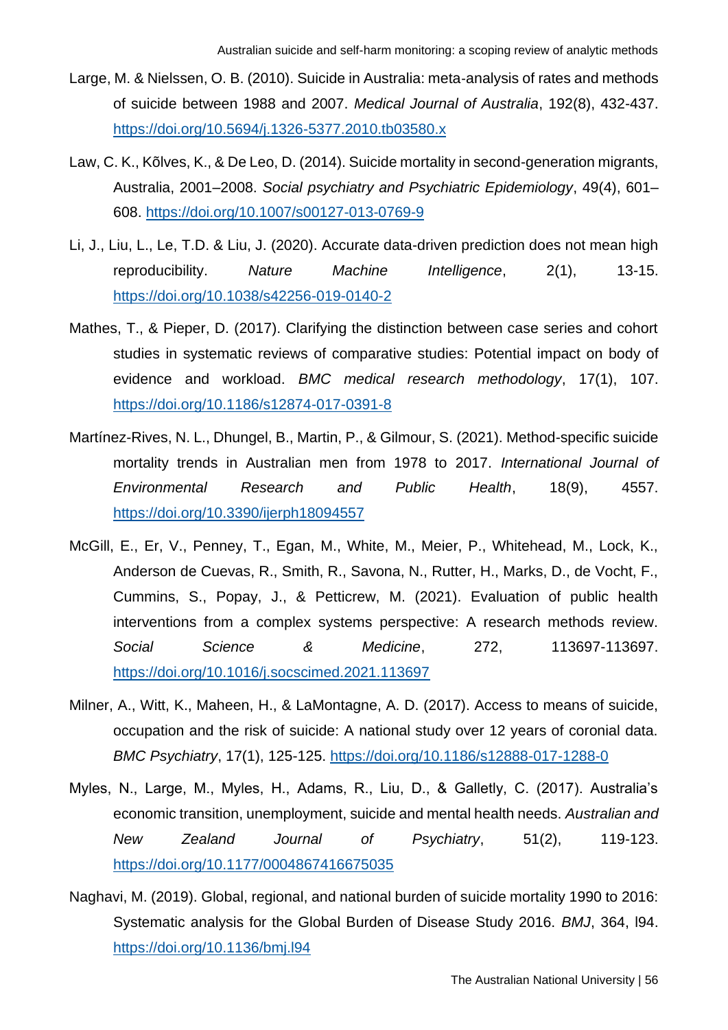Large, M. & Nielssen, O. B. (2010). Suicide in Australia: meta-analysis of rates and methods of suicide between 1988 and 2007. *Medical Journal of Australia*, 192(8), 432-437. https://doi.org/10.5694/j.1326-5377.2010.tb03580.x

Law, C. K., Kõlves, K., & De Leo, D. (2014). Suicide mortality in second-generation migrants, Australia, 2001–2008. *Social psychiatry and Psychiatric Epidemiology*, 49(4), 601–608. https://doi.org/10.1007/s00127-013-0769-9

Li, J., Liu, L., Le, T.D. & Liu, J. (2020). Accurate data-driven prediction does not mean high reproducibility. *Nature Machine Intelligence*, 2(1), 13-15. https://doi.org/10.1038/s42256-019-0140-2

Mathes, T., & Pieper, D. (2017). Clarifying the distinction between case series and cohort studies in systematic reviews of comparative studies: Potential impact on body of evidence and workload. *BMC medical research methodology*, 17(1), 107. https://doi.org/10.1186/s12874-017-0391-8

Martínez-Rives, N. L., Dhungel, B., Martin, P., & Gilmour, S. (2021). Method-specific suicide mortality trends in Australian men from 1978 to 2017. *International Journal of Environmental Research and Public Health*, 18(9), 4557. https://doi.org/10.3390/ijerph18094557

McGill, E., Er, V., Penney, T., Egan, M., White, M., Meier, P., Whitehead, M., Lock, K., Anderson de Cuevas, R., Smith, R., Savona, N., Rutter, H., Marks, D., de Vocht, F., Cummins, S., Popay, J., & Petticrew, M. (2021). Evaluation of public health interventions from a complex systems perspective: A research methods review. *Social Science & Medicine*, 272, 113697-113697. https://doi.org/10.1016/j.socscimed.2021.113697

Milner, A., Witt, K., Maheen, H., & LaMontagne, A. D. (2017). Access to means of suicide, occupation and the risk of suicide: A national study over 12 years of coronial data. *BMC Psychiatry*, 17(1), 125-125. https://doi.org/10.1186/s12888-017-1288-0

Myles, N., Large, M., Myles, H., Adams, R., Liu, D., & Galletly, C. (2017). Australia's economic transition, unemployment, suicide and mental health needs. *Australian and New Zealand Journal of Psychiatry*, 51(2), 119-123. https://doi.org/10.1177/0004867416675035

Naghavi, M. (2019). Global, regional, and national burden of suicide mortality 1990 to 2016: Systematic analysis for the Global Burden of Disease Study 2016. *BMJ*, 364, l94. https://doi.org/10.1136/bmj.l94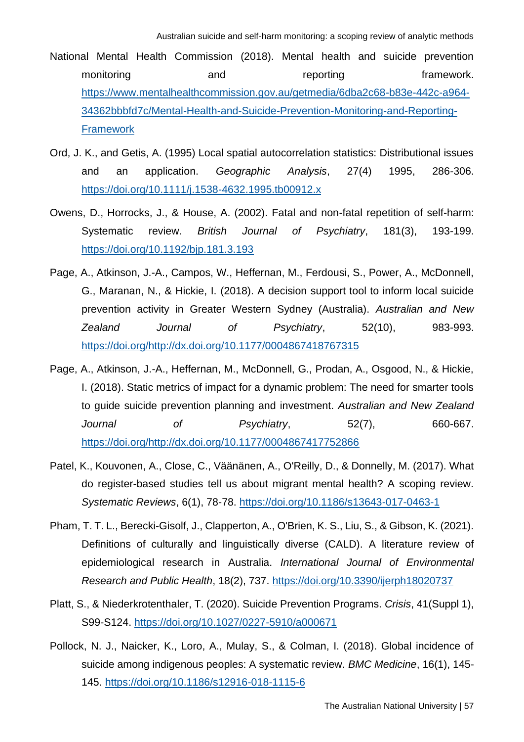National Mental Health Commission (2018). Mental health and suicide prevention monitoring and reporting framework. https://www.mentalhealthcommission.gov.au/getmedia/6dba2c68-b83e-442c-a964-34362bbbfd7c/Mental-Health-and-Suicide-Prevention-Monitoring-and-Reporting-Framework

Ord, J. K., and Getis, A. (1995) Local spatial autocorrelation statistics: Distributional issues and an application. *Geographic Analysis*, 27(4) 1995, 286-306. https://doi.org/10.1111/j.1538-4632.1995.tb00912.x

Owens, D., Horrocks, J., & House, A. (2002). Fatal and non-fatal repetition of self-harm: Systematic review. *British Journal of Psychiatry*, 181(3), 193-199. https://doi.org/10.1192/bjp.181.3.193

Page, A., Atkinson, J.-A., Campos, W., Heffernan, M., Ferdousi, S., Power, A., McDonnell, G., Maranan, N., & Hickie, I. (2018). A decision support tool to inform local suicide prevention activity in Greater Western Sydney (Australia). *Australian and New Zealand Journal of Psychiatry*, 52(10), 983-993. https://doi.org/http://dx.doi.org/10.1177/0004867418767315

Page, A., Atkinson, J.-A., Heffernan, M., McDonnell, G., Prodan, A., Osgood, N., & Hickie, I. (2018). Static metrics of impact for a dynamic problem: The need for smarter tools to guide suicide prevention planning and investment. *Australian and New Zealand Journal of Psychiatry*, 52(7), 660-667. https://doi.org/http://dx.doi.org/10.1177/0004867417752866

Patel, K., Kouvonen, A., Close, C., Väänänen, A., O'Reilly, D., & Donnelly, M. (2017). What do register-based studies tell us about migrant mental health? A scoping review. *Systematic Reviews*, 6(1), 78-78. https://doi.org/10.1186/s13643-017-0463-1

Pham, T. T. L., Berecki-Gisolf, J., Clapperton, A., O'Brien, K. S., Liu, S., & Gibson, K. (2021). Definitions of culturally and linguistically diverse (CALD). A literature review of epidemiological research in Australia. *International Journal of Environmental Research and Public Health*, 18(2), 737. https://doi.org/10.3390/ijerph18020737

Platt, S., & Niederkrotenthaler, T. (2020). Suicide Prevention Programs. *Crisis*, 41(Suppl 1), S99-S124. https://doi.org/10.1027/0227-5910/a000671

Pollock, N. J., Naicker, K., Loro, A., Mulay, S., & Colman, I. (2018). Global incidence of suicide among indigenous peoples: A systematic review. *BMC Medicine*, 16(1), 145-145. https://doi.org/10.1186/s12916-018-1115-6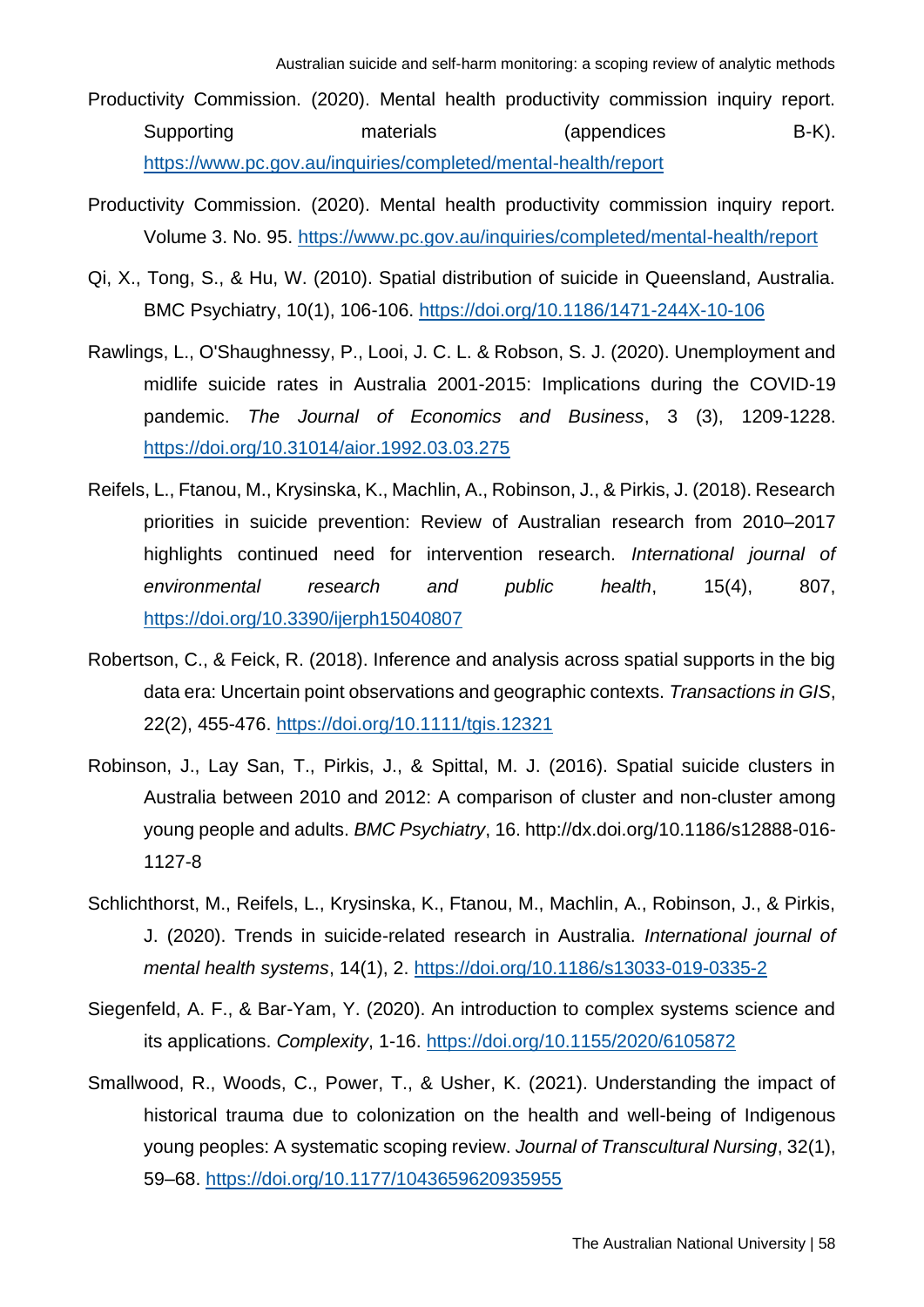Productivity Commission. (2020). Mental health productivity commission inquiry report. Supporting materials (appendices B-K). https://www.pc.gov.au/inquiries/completed/mental-health/report

Productivity Commission. (2020). Mental health productivity commission inquiry report. Volume 3. No. 95. https://www.pc.gov.au/inquiries/completed/mental-health/report

Qi, X., Tong, S., & Hu, W. (2010). Spatial distribution of suicide in Queensland, Australia. BMC Psychiatry, 10(1), 106-106. https://doi.org/10.1186/1471-244X-10-106

Rawlings, L., O'Shaughnessy, P., Looi, J. C. L. & Robson, S. J. (2020). Unemployment and midlife suicide rates in Australia 2001-2015: Implications during the COVID-19 pandemic. *The Journal of Economics and Business*, 3 (3), 1209-1228. https://doi.org/10.31014/aior.1992.03.03.275

Reifels, L., Ftanou, M., Krysinska, K., Machlin, A., Robinson, J., & Pirkis, J. (2018). Research priorities in suicide prevention: Review of Australian research from 2010–2017 highlights continued need for intervention research. *International journal of environmental research and public health*, 15(4), 807, https://doi.org/10.3390/ijerph15040807

Robertson, C., & Feick, R. (2018). Inference and analysis across spatial supports in the big data era: Uncertain point observations and geographic contexts. *Transactions in GIS*, 22(2), 455-476. https://doi.org/10.1111/tgis.12321

Robinson, J., Lay San, T., Pirkis, J., & Spittal, M. J. (2016). Spatial suicide clusters in Australia between 2010 and 2012: A comparison of cluster and non-cluster among young people and adults. *BMC Psychiatry*, 16. http://dx.doi.org/10.1186/s12888-016-1127-8

Schlichthorst, M., Reifels, L., Krysinska, K., Ftanou, M., Machlin, A., Robinson, J., & Pirkis, J. (2020). Trends in suicide-related research in Australia. *International journal of mental health systems*, 14(1), 2. https://doi.org/10.1186/s13033-019-0335-2

Siegenfeld, A. F., & Bar-Yam, Y. (2020). An introduction to complex systems science and its applications. *Complexity*, 1-16. https://doi.org/10.1155/2020/6105872

Smallwood, R., Woods, C., Power, T., & Usher, K. (2021). Understanding the impact of historical trauma due to colonization on the health and well-being of Indigenous young peoples: A systematic scoping review. *Journal of Transcultural Nursing*, 32(1), 59–68. https://doi.org/10.1177/1043659620935955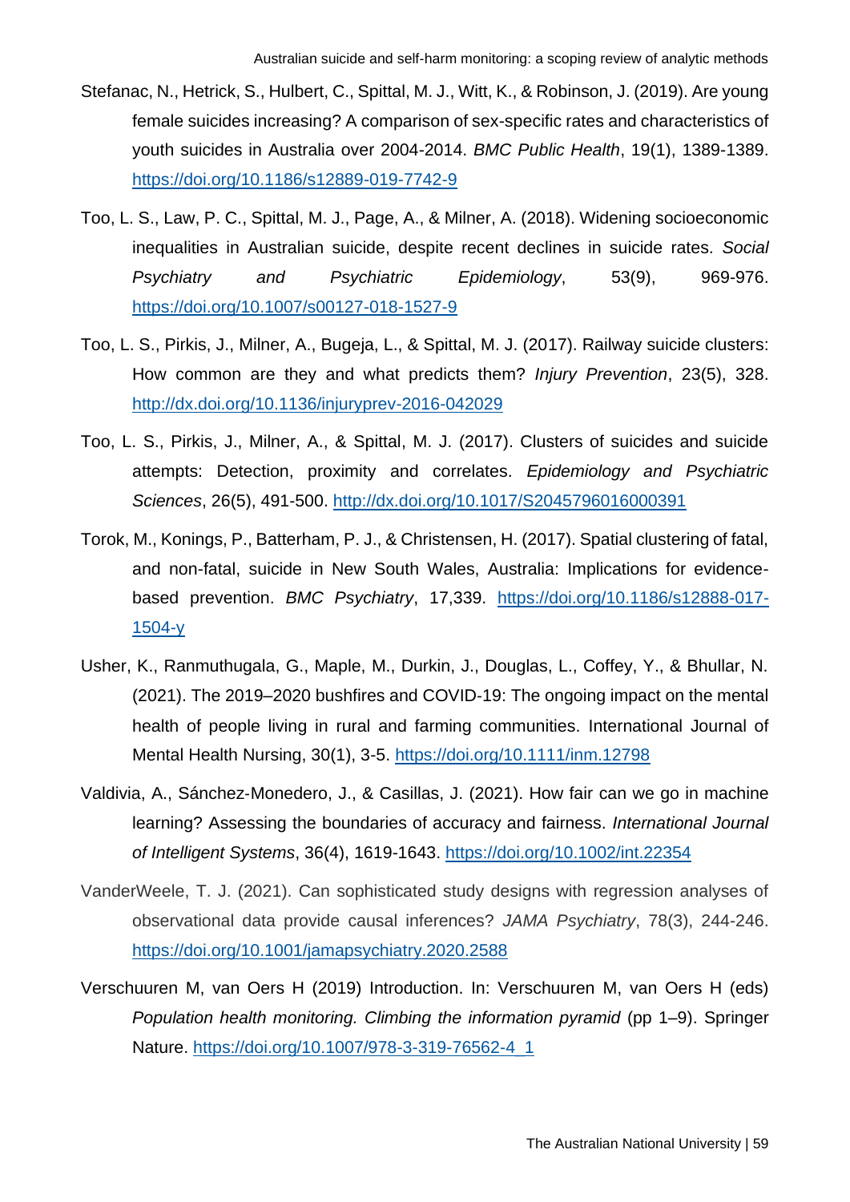Stefanac, N., Hetrick, S., Hulbert, C., Spittal, M. J., Witt, K., & Robinson, J. (2019). Are young female suicides increasing? A comparison of sex-specific rates and characteristics of youth suicides in Australia over 2004-2014. *BMC Public Health*, 19(1), 1389-1389. https://doi.org/10.1186/s12889-019-7742-9

Too, L. S., Law, P. C., Spittal, M. J., Page, A., & Milner, A. (2018). Widening socioeconomic inequalities in Australian suicide, despite recent declines in suicide rates. *Social Psychiatry and Psychiatric Epidemiology*, 53(9), 969-976. https://doi.org/10.1007/s00127-018-1527-9

Too, L. S., Pirkis, J., Milner, A., Bugeja, L., & Spittal, M. J. (2017). Railway suicide clusters: How common are they and what predicts them? *Injury Prevention*, 23(5), 328. http://dx.doi.org/10.1136/injuryprev-2016-042029

Too, L. S., Pirkis, J., Milner, A., & Spittal, M. J. (2017). Clusters of suicides and suicide attempts: Detection, proximity and correlates. *Epidemiology and Psychiatric Sciences*, 26(5), 491-500. http://dx.doi.org/10.1017/S2045796016000391

Torok, M., Konings, P., Batterham, P. J., & Christensen, H. (2017). Spatial clustering of fatal, and non-fatal, suicide in New South Wales, Australia: Implications for evidence-based prevention. *BMC Psychiatry*, 17,339. https://doi.org/10.1186/s12888-017-1504-y

Usher, K., Ranmuthugala, G., Maple, M., Durkin, J., Douglas, L., Coffey, Y., & Bhullar, N. (2021). The 2019–2020 bushfires and COVID-19: The ongoing impact on the mental health of people living in rural and farming communities. International Journal of Mental Health Nursing, 30(1), 3-5. https://doi.org/10.1111/inm.12798

Valdivia, A., Sánchez-Monedero, J., & Casillas, J. (2021). How fair can we go in machine learning? Assessing the boundaries of accuracy and fairness. *International Journal of Intelligent Systems*, 36(4), 1619-1643. https://doi.org/10.1002/int.22354

VanderWeele, T. J. (2021). Can sophisticated study designs with regression analyses of observational data provide causal inferences? *JAMA Psychiatry*, 78(3), 244-246. https://doi.org/10.1001/jamapsychiatry.2020.2588

Verschuuren M, van Oers H (2019) Introduction. In: Verschuuren M, van Oers H (eds) *Population health monitoring. Climbing the information pyramid* (pp 1–9). Springer Nature. https://doi.org/10.1007/978-3-319-76562-4_1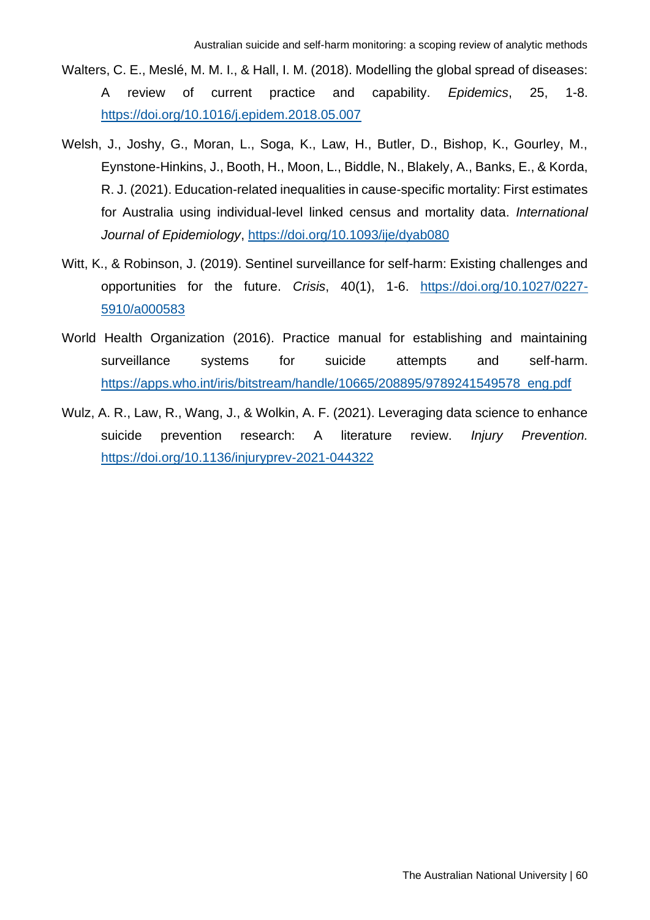Walters, C. E., Meslé, M. M. I., & Hall, I. M. (2018). Modelling the global spread of diseases: A review of current practice and capability. *Epidemics*, 25, 1-8. https://doi.org/10.1016/j.epidem.2018.05.007

Welsh, J., Joshy, G., Moran, L., Soga, K., Law, H., Butler, D., Bishop, K., Gourley, M., Eynstone-Hinkins, J., Booth, H., Moon, L., Biddle, N., Blakely, A., Banks, E., & Korda, R. J. (2021). Education-related inequalities in cause-specific mortality: First estimates for Australia using individual-level linked census and mortality data. *International Journal of Epidemiology*, https://doi.org/10.1093/ije/dyab080

Witt, K., & Robinson, J. (2019). Sentinel surveillance for self-harm: Existing challenges and opportunities for the future. *Crisis*, 40(1), 1-6. https://doi.org/10.1027/0227-5910/a000583

World Health Organization (2016). Practice manual for establishing and maintaining surveillance systems for suicide attempts and self-harm. https://apps.who.int/iris/bitstream/handle/10665/208895/9789241549578_eng.pdf

Wulz, A. R., Law, R., Wang, J., & Wolkin, A. F. (2021). Leveraging data science to enhance suicide prevention research: A literature review. *Injury Prevention.* https://doi.org/10.1136/injuryprev-2021-044322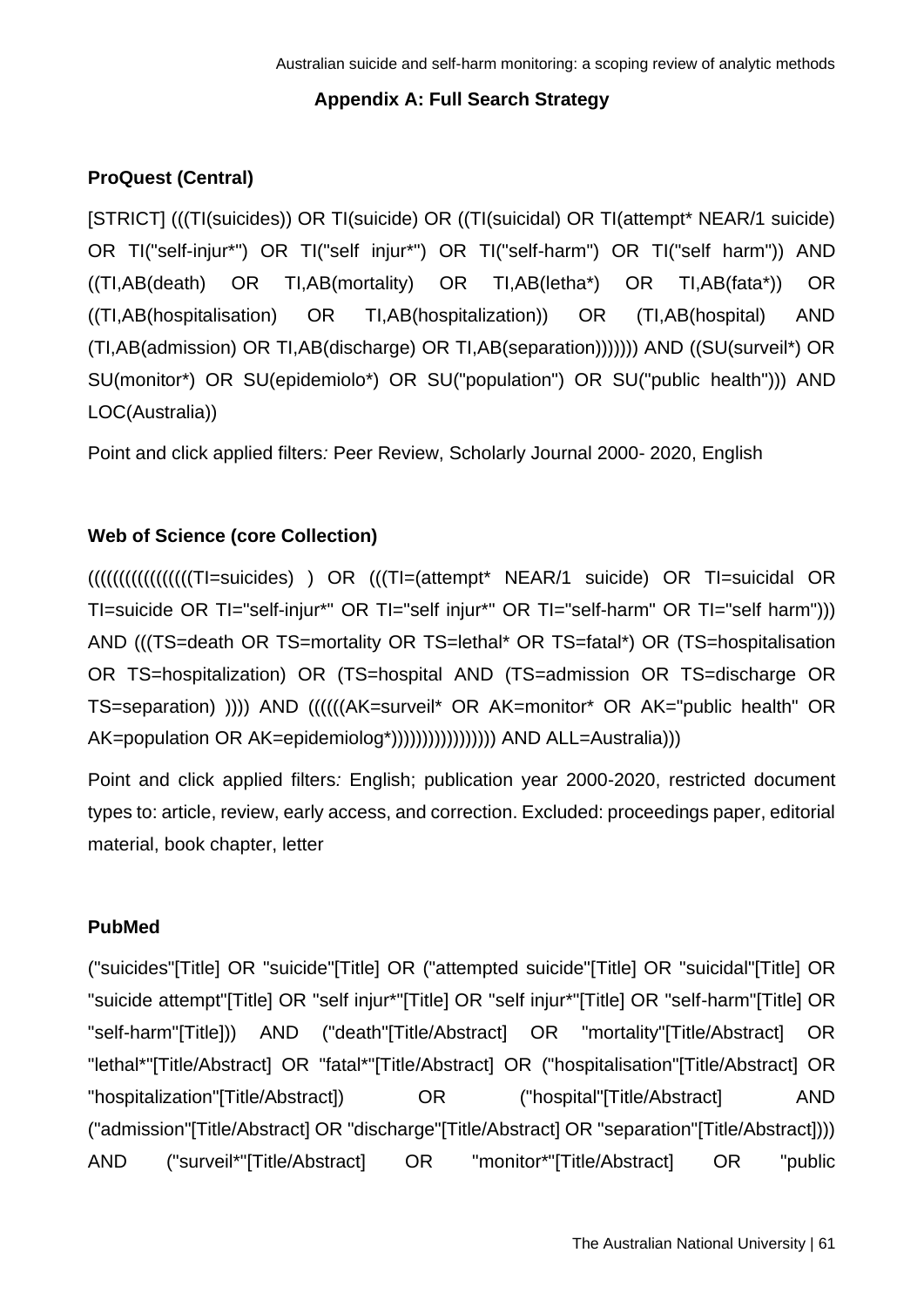## Appendix A: Full Search Strategy

### ProQuest (Central)

[STRICT] (((TI(suicides)) OR TI(suicide) OR ((TI(suicidal) OR TI(attempt* NEAR/1 suicide) OR TI("self-injur*") OR TI("self injur*") OR TI("self-harm") OR TI("self harm")) AND ((TI,AB(death) OR TI,AB(mortality) OR TI,AB(letha*) OR TI,AB(fata*)) OR ((TI,AB(hospitalisation) OR TI,AB(hospitalization)) OR (TI,AB(hospital) AND (TI,AB(admission) OR TI,AB(discharge) OR TI,AB(separation))))))) AND ((SU(surveil*) OR SU(monitor*) OR SU(epidemiolo*) OR SU("population") OR SU("public health"))) AND LOC(Australia))

Point and click applied filters*:* Peer Review, Scholarly Journal 2000- 2020, English

### Web of Science (core Collection)

((((((((((((((((TI=suicides) ) OR (((TI=(attempt* NEAR/1 suicide) OR TI=suicidal OR TI=suicide OR TI="self-injur*" OR TI="self injur*" OR TI="self-harm" OR TI="self harm"))) AND (((TS=death OR TS=mortality OR TS=lethal* OR TS=fatal*) OR (TS=hospitalisation OR TS=hospitalization) OR (TS=hospital AND (TS=admission OR TS=discharge OR TS=separation) )))) AND ((((((AK=surveil* OR AK=monitor* OR AK="public health" OR AK=population OR AK=epidemiolog*))))))))))))))))) AND ALL=Australia)))

Point and click applied filters*:* English; publication year 2000-2020, restricted document types to: article, review, early access, and correction. Excluded: proceedings paper, editorial material, book chapter, letter

### PubMed

("suicides"[Title] OR "suicide"[Title] OR ("attempted suicide"[Title] OR "suicidal"[Title] OR "suicide attempt"[Title] OR "self injur*"[Title] OR "self injur*"[Title] OR "self-harm"[Title] OR "self-harm"[Title])) AND ("death"[Title/Abstract] OR "mortality"[Title/Abstract] OR "lethal*"[Title/Abstract] OR "fatal*"[Title/Abstract] OR ("hospitalisation"[Title/Abstract] OR "hospitalization"[Title/Abstract]) OR ("hospital"[Title/Abstract] AND ("admission"[Title/Abstract] OR "discharge"[Title/Abstract] OR "separation"[Title/Abstract]))) AND ("surveil*"[Title/Abstract] OR "monitor*"[Title/Abstract] OR "public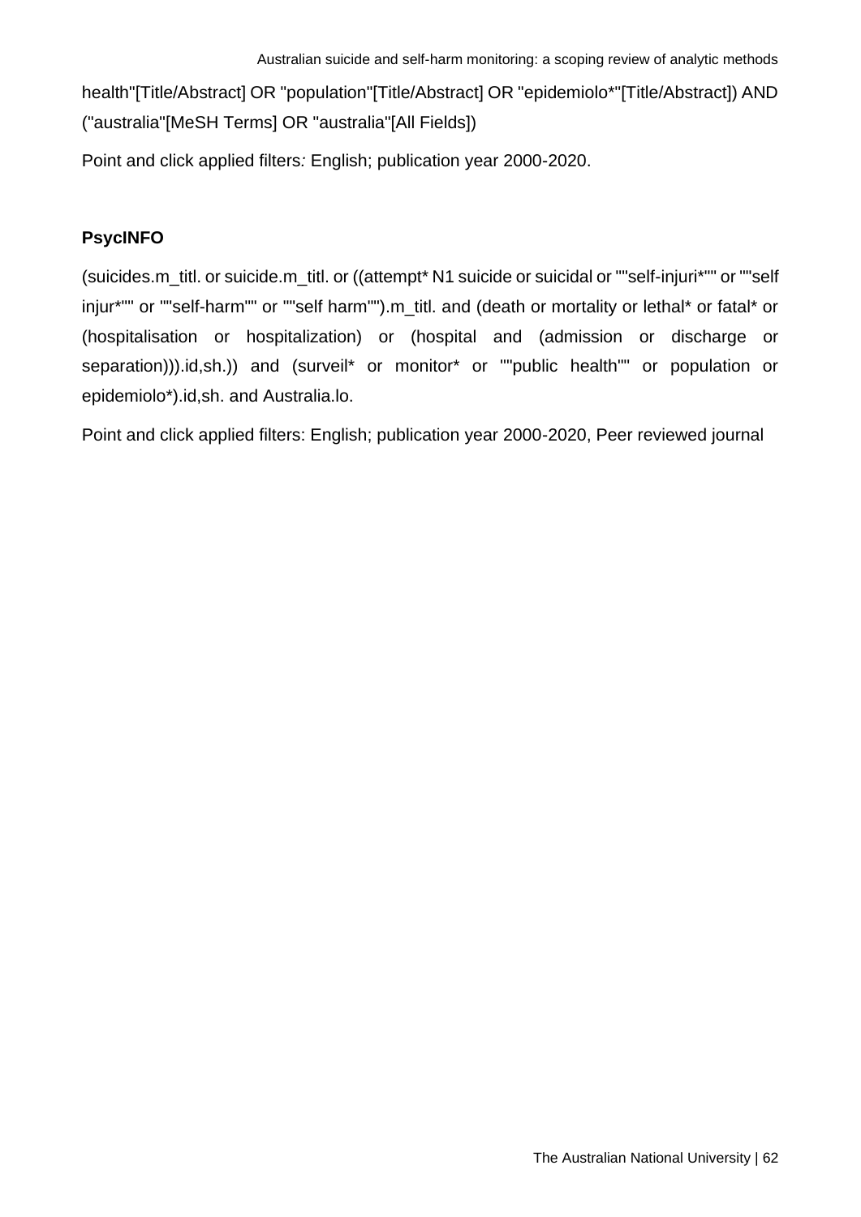health"[Title/Abstract] OR "population"[Title/Abstract] OR "epidemiolo*"[Title/Abstract]) AND ("australia"[MeSH Terms] OR "australia"[All Fields])

Point and click applied filters: English; publication year 2000-2020.

**PsycINFO**

(suicides.m_titl. or suicide.m_titl. or ((attempt* N1 suicide or suicidal or ""self-injuri*"" or ""self injur*"" or ""self-harm"" or ""self harm"").m_titl. and (death or mortality or lethal* or fatal* or (hospitalisation or hospitalization) or (hospital and (admission or discharge or separation))).id,sh.)) and (surveil* or monitor* or ""public health"" or population or epidemiolo*).id,sh. and Australia.lo.

Point and click applied filters: English; publication year 2000-2020, Peer reviewed journal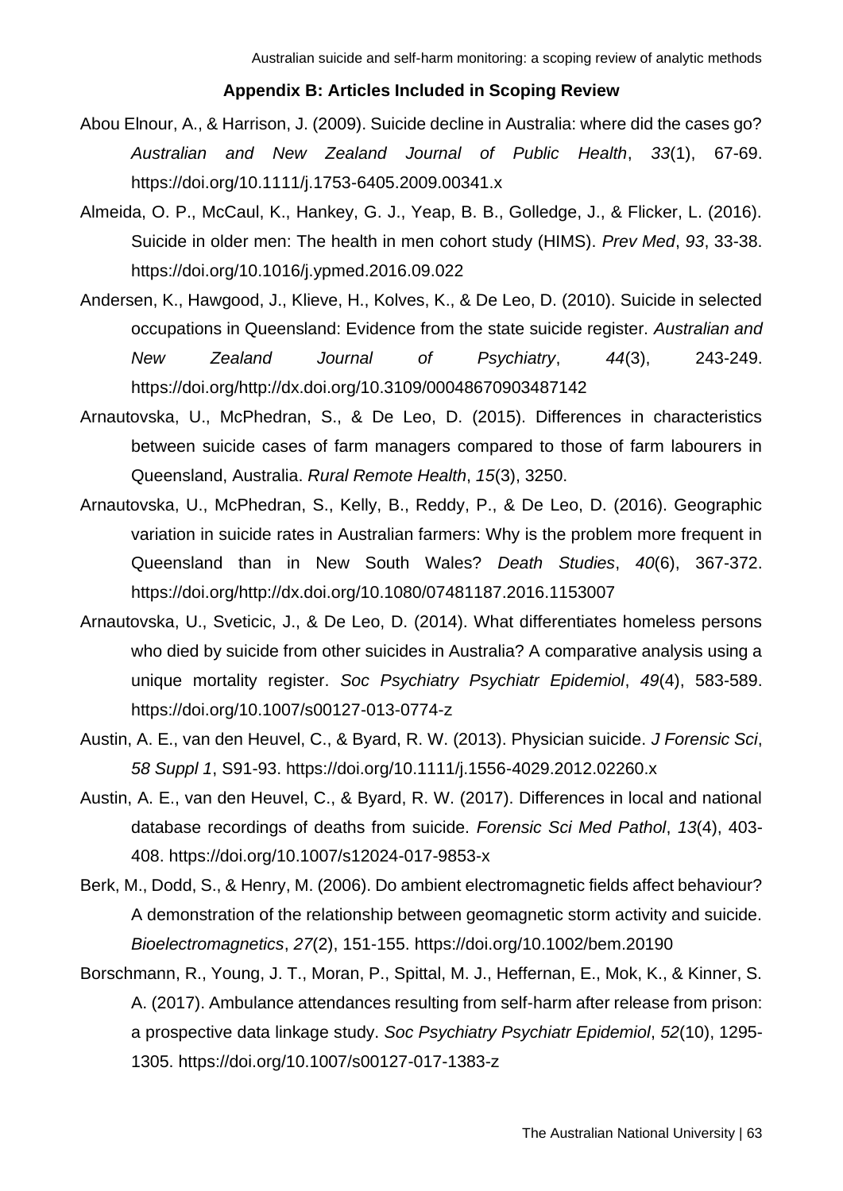## Appendix B: Articles Included in Scoping Review

Abou Elnour, A., & Harrison, J. (2009). Suicide decline in Australia: where did the cases go? *Australian and New Zealand Journal of Public Health*, *33*(1), 67-69. https://doi.org/10.1111/j.1753-6405.2009.00341.x

Almeida, O. P., McCaul, K., Hankey, G. J., Yeap, B. B., Golledge, J., & Flicker, L. (2016). Suicide in older men: The health in men cohort study (HIMS). *Prev Med*, *93*, 33-38. https://doi.org/10.1016/j.ypmed.2016.09.022

Andersen, K., Hawgood, J., Klieve, H., Kolves, K., & De Leo, D. (2010). Suicide in selected occupations in Queensland: Evidence from the state suicide register. *Australian and New Zealand Journal of Psychiatry*, *44*(3), 243-249. https://doi.org/http://dx.doi.org/10.3109/00048670903487142

Arnautovska, U., McPhedran, S., & De Leo, D. (2015). Differences in characteristics between suicide cases of farm managers compared to those of farm labourers in Queensland, Australia. *Rural Remote Health*, *15*(3), 3250.

Arnautovska, U., McPhedran, S., Kelly, B., Reddy, P., & De Leo, D. (2016). Geographic variation in suicide rates in Australian farmers: Why is the problem more frequent in Queensland than in New South Wales? *Death Studies*, *40*(6), 367-372. https://doi.org/http://dx.doi.org/10.1080/07481187.2016.1153007

Arnautovska, U., Sveticic, J., & De Leo, D. (2014). What differentiates homeless persons who died by suicide from other suicides in Australia? A comparative analysis using a unique mortality register. *Soc Psychiatry Psychiatr Epidemiol*, *49*(4), 583-589. https://doi.org/10.1007/s00127-013-0774-z

Austin, A. E., van den Heuvel, C., & Byard, R. W. (2013). Physician suicide. *J Forensic Sci*, *58 Suppl 1*, S91-93. https://doi.org/10.1111/j.1556-4029.2012.02260.x

Austin, A. E., van den Heuvel, C., & Byard, R. W. (2017). Differences in local and national database recordings of deaths from suicide. *Forensic Sci Med Pathol*, *13*(4), 403-408. https://doi.org/10.1007/s12024-017-9853-x

Berk, M., Dodd, S., & Henry, M. (2006). Do ambient electromagnetic fields affect behaviour? A demonstration of the relationship between geomagnetic storm activity and suicide. *Bioelectromagnetics*, *27*(2), 151-155. https://doi.org/10.1002/bem.20190

Borschmann, R., Young, J. T., Moran, P., Spittal, M. J., Heffernan, E., Mok, K., & Kinner, S. A. (2017). Ambulance attendances resulting from self-harm after release from prison: a prospective data linkage study. *Soc Psychiatry Psychiatr Epidemiol*, *52*(10), 1295-1305. https://doi.org/10.1007/s00127-017-1383-z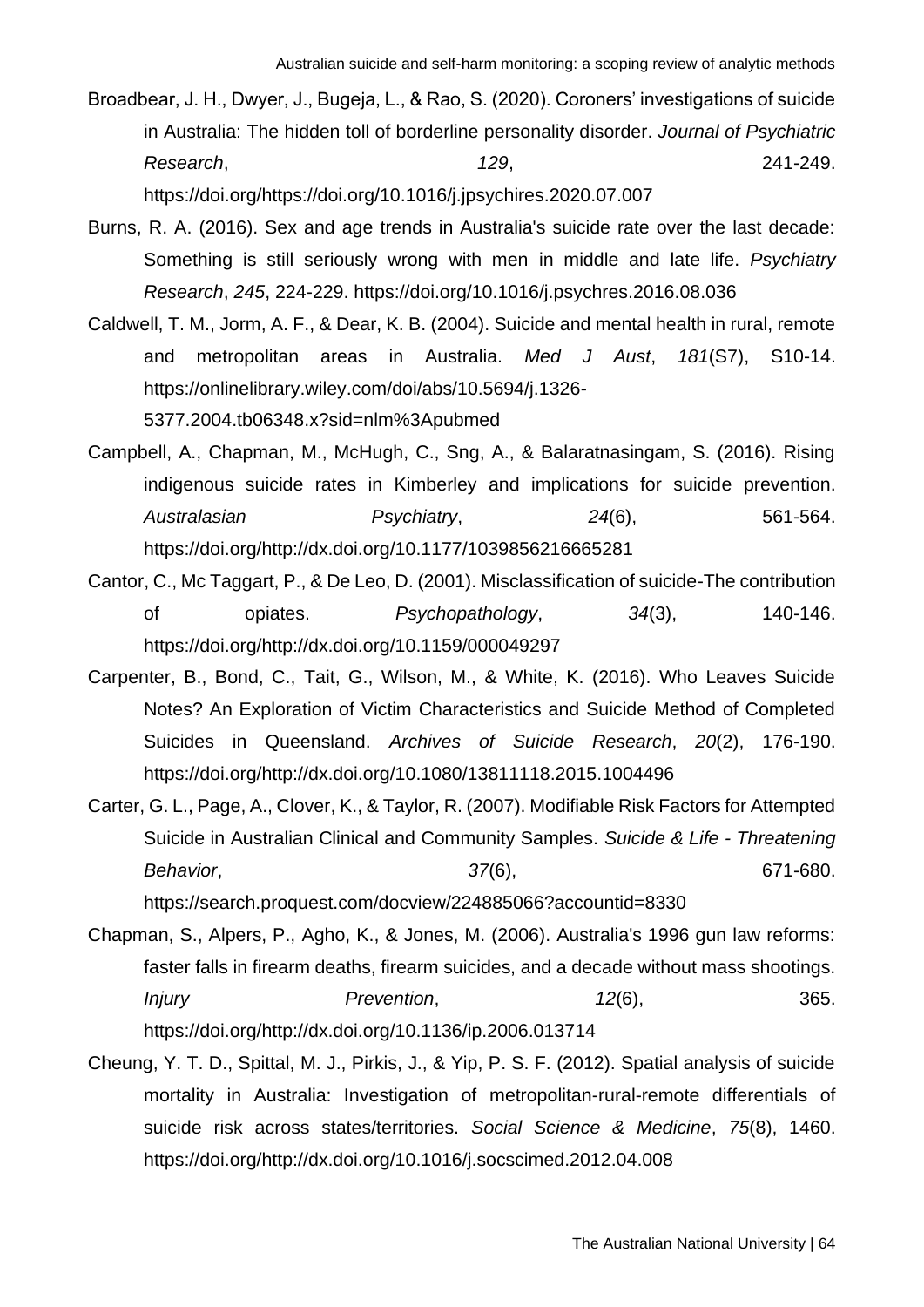Broadbear, J. H., Dwyer, J., Bugeja, L., & Rao, S. (2020). Coroners' investigations of suicide in Australia: The hidden toll of borderline personality disorder. *Journal of Psychiatric Research*, *129*, 241-249. https://doi.org/https://doi.org/10.1016/j.jpsychires.2020.07.007

Burns, R. A. (2016). Sex and age trends in Australia's suicide rate over the last decade: Something is still seriously wrong with men in middle and late life. *Psychiatry Research*, *245*, 224-229. https://doi.org/10.1016/j.psychres.2016.08.036

Caldwell, T. M., Jorm, A. F., & Dear, K. B. (2004). Suicide and mental health in rural, remote and metropolitan areas in Australia. *Med J Aust*, *181*(S7), S10-14. https://onlinelibrary.wiley.com/doi/abs/10.5694/j.1326-5377.2004.tb06348.x?sid=nlm%3Apubmed

Campbell, A., Chapman, M., McHugh, C., Sng, A., & Balaratnasingam, S. (2016). Rising indigenous suicide rates in Kimberley and implications for suicide prevention. *Australasian Psychiatry*, *24*(6), 561-564. https://doi.org/http://dx.doi.org/10.1177/1039856216665281

Cantor, C., Mc Taggart, P., & De Leo, D. (2001). Misclassification of suicide-The contribution of opiates. *Psychopathology*, *34*(3), 140-146. https://doi.org/http://dx.doi.org/10.1159/000049297

Carpenter, B., Bond, C., Tait, G., Wilson, M., & White, K. (2016). Who Leaves Suicide Notes? An Exploration of Victim Characteristics and Suicide Method of Completed Suicides in Queensland. *Archives of Suicide Research*, *20*(2), 176-190. https://doi.org/http://dx.doi.org/10.1080/13811118.2015.1004496

Carter, G. L., Page, A., Clover, K., & Taylor, R. (2007). Modifiable Risk Factors for Attempted Suicide in Australian Clinical and Community Samples. *Suicide & Life - Threatening Behavior*, *37*(6), 671-680. https://search.proquest.com/docview/224885066?accountid=8330

Chapman, S., Alpers, P., Agho, K., & Jones, M. (2006). Australia's 1996 gun law reforms: faster falls in firearm deaths, firearm suicides, and a decade without mass shootings. *Injury Prevention*, *12*(6), 365. https://doi.org/http://dx.doi.org/10.1136/ip.2006.013714

Cheung, Y. T. D., Spittal, M. J., Pirkis, J., & Yip, P. S. F. (2012). Spatial analysis of suicide mortality in Australia: Investigation of metropolitan-rural-remote differentials of suicide risk across states/territories. *Social Science & Medicine*, *75*(8), 1460. https://doi.org/http://dx.doi.org/10.1016/j.socscimed.2012.04.008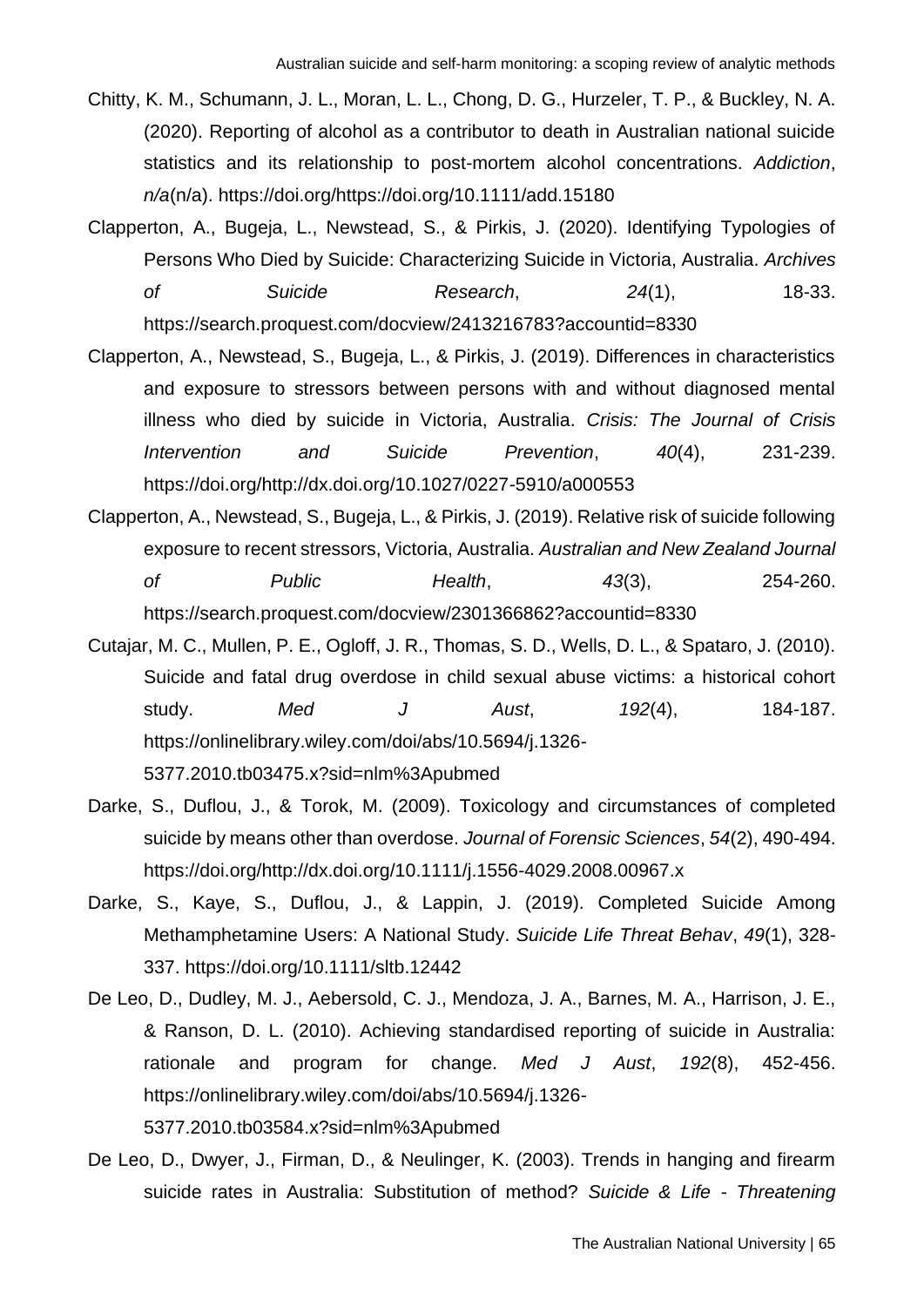Chitty, K. M., Schumann, J. L., Moran, L. L., Chong, D. G., Hurzeler, T. P., & Buckley, N. A. (2020). Reporting of alcohol as a contributor to death in Australian national suicide statistics and its relationship to post-mortem alcohol concentrations. *Addiction*, *n/a*(n/a). https://doi.org/https://doi.org/10.1111/add.15180

Clapperton, A., Bugeja, L., Newstead, S., & Pirkis, J. (2020). Identifying Typologies of Persons Who Died by Suicide: Characterizing Suicide in Victoria, Australia. *Archives of Suicide Research*, *24*(1), 18-33. https://search.proquest.com/docview/2413216783?accountid=8330

Clapperton, A., Newstead, S., Bugeja, L., & Pirkis, J. (2019). Differences in characteristics and exposure to stressors between persons with and without diagnosed mental illness who died by suicide in Victoria, Australia. *Crisis: The Journal of Crisis Intervention and Suicide Prevention*, *40*(4), 231-239. https://doi.org/http://dx.doi.org/10.1027/0227-5910/a000553

Clapperton, A., Newstead, S., Bugeja, L., & Pirkis, J. (2019). Relative risk of suicide following exposure to recent stressors, Victoria, Australia. *Australian and New Zealand Journal of Public Health*, *43*(3), 254-260. https://search.proquest.com/docview/2301366862?accountid=8330

Cutajar, M. C., Mullen, P. E., Ogloff, J. R., Thomas, S. D., Wells, D. L., & Spataro, J. (2010). Suicide and fatal drug overdose in child sexual abuse victims: a historical cohort study. *Med J Aust*, *192*(4), 184-187. https://onlinelibrary.wiley.com/doi/abs/10.5694/j.1326-5377.2010.tb03475.x?sid=nlm%3Apubmed

Darke, S., Duflou, J., & Torok, M. (2009). Toxicology and circumstances of completed suicide by means other than overdose. *Journal of Forensic Sciences*, *54*(2), 490-494. https://doi.org/http://dx.doi.org/10.1111/j.1556-4029.2008.00967.x

Darke, S., Kaye, S., Duflou, J., & Lappin, J. (2019). Completed Suicide Among Methamphetamine Users: A National Study. *Suicide Life Threat Behav*, *49*(1), 328-337. https://doi.org/10.1111/sltb.12442

De Leo, D., Dudley, M. J., Aebersold, C. J., Mendoza, J. A., Barnes, M. A., Harrison, J. E., & Ranson, D. L. (2010). Achieving standardised reporting of suicide in Australia: rationale and program for change. *Med J Aust*, *192*(8), 452-456. https://onlinelibrary.wiley.com/doi/abs/10.5694/j.1326-5377.2010.tb03584.x?sid=nlm%3Apubmed

De Leo, D., Dwyer, J., Firman, D., & Neulinger, K. (2003). Trends in hanging and firearm suicide rates in Australia: Substitution of method? *Suicide & Life - Threatening*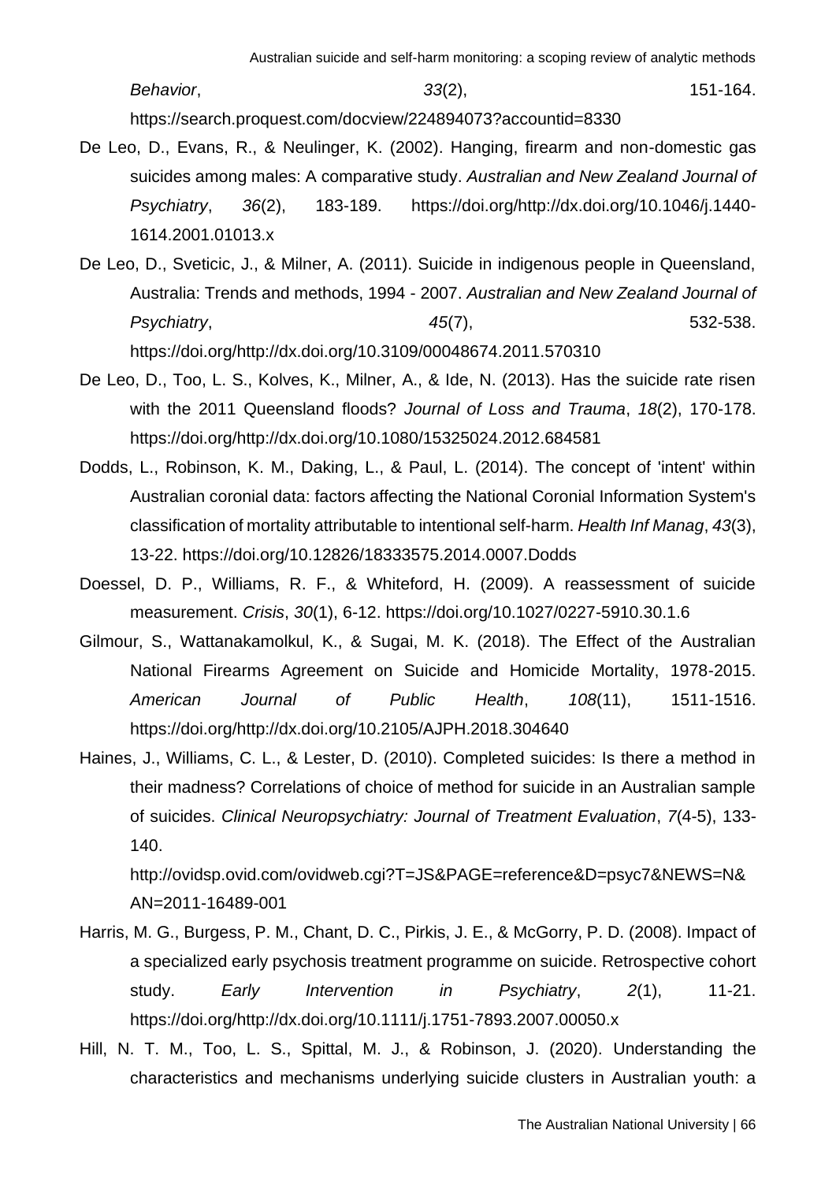*Behavior*, *33*(2), 151-164. https://search.proquest.com/docview/224894073?accountid=8330

De Leo, D., Evans, R., & Neulinger, K. (2002). Hanging, firearm and non-domestic gas suicides among males: A comparative study. *Australian and New Zealand Journal of Psychiatry*, *36*(2), 183-189. https://doi.org/http://dx.doi.org/10.1046/j.1440-1614.2001.01013.x

De Leo, D., Sveticic, J., & Milner, A. (2011). Suicide in indigenous people in Queensland, Australia: Trends and methods, 1994 - 2007. *Australian and New Zealand Journal of Psychiatry*, *45*(7), 532-538. https://doi.org/http://dx.doi.org/10.3109/00048674.2011.570310

De Leo, D., Too, L. S., Kolves, K., Milner, A., & Ide, N. (2013). Has the suicide rate risen with the 2011 Queensland floods? *Journal of Loss and Trauma*, *18*(2), 170-178. https://doi.org/http://dx.doi.org/10.1080/15325024.2012.684581

Dodds, L., Robinson, K. M., Daking, L., & Paul, L. (2014). The concept of 'intent' within Australian coronial data: factors affecting the National Coronial Information System's classification of mortality attributable to intentional self-harm. *Health Inf Manag*, *43*(3), 13-22. https://doi.org/10.12826/18333575.2014.0007.Dodds

Doessel, D. P., Williams, R. F., & Whiteford, H. (2009). A reassessment of suicide measurement. *Crisis*, *30*(1), 6-12. https://doi.org/10.1027/0227-5910.30.1.6

Gilmour, S., Wattanakamolkul, K., & Sugai, M. K. (2018). The Effect of the Australian National Firearms Agreement on Suicide and Homicide Mortality, 1978-2015. *American Journal of Public Health*, *108*(11), 1511-1516. https://doi.org/http://dx.doi.org/10.2105/AJPH.2018.304640

Haines, J., Williams, C. L., & Lester, D. (2010). Completed suicides: Is there a method in their madness? Correlations of choice of method for suicide in an Australian sample of suicides. *Clinical Neuropsychiatry: Journal of Treatment Evaluation*, *7*(4-5), 133-140. http://ovidsp.ovid.com/ovidweb.cgi?T=JS&PAGE=reference&D=psyc7&NEWS=N&AN=2011-16489-001

Harris, M. G., Burgess, P. M., Chant, D. C., Pirkis, J. E., & McGorry, P. D. (2008). Impact of a specialized early psychosis treatment programme on suicide. Retrospective cohort study. *Early Intervention in Psychiatry*, *2*(1), 11-21. https://doi.org/http://dx.doi.org/10.1111/j.1751-7893.2007.00050.x

Hill, N. T. M., Too, L. S., Spittal, M. J., & Robinson, J. (2020). Understanding the characteristics and mechanisms underlying suicide clusters in Australian youth: a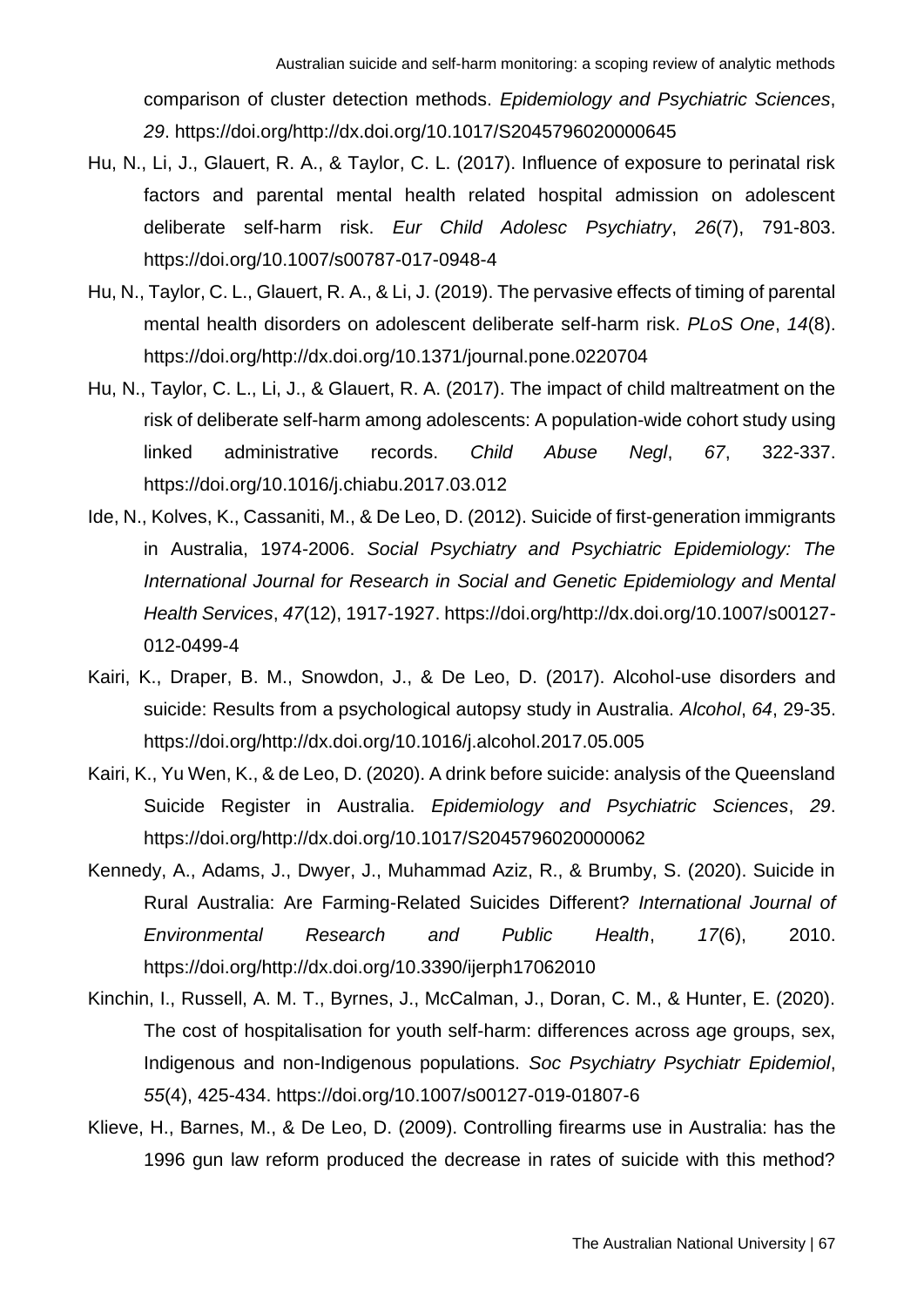comparison of cluster detection methods. *Epidemiology and Psychiatric Sciences*, *29*. https://doi.org/http://dx.doi.org/10.1017/S2045796020000645

Hu, N., Li, J., Glauert, R. A., & Taylor, C. L. (2017). Influence of exposure to perinatal risk factors and parental mental health related hospital admission on adolescent deliberate self-harm risk. *Eur Child Adolesc Psychiatry*, *26*(7), 791-803. https://doi.org/10.1007/s00787-017-0948-4

Hu, N., Taylor, C. L., Glauert, R. A., & Li, J. (2019). The pervasive effects of timing of parental mental health disorders on adolescent deliberate self-harm risk. *PLoS One*, *14*(8). https://doi.org/http://dx.doi.org/10.1371/journal.pone.0220704

Hu, N., Taylor, C. L., Li, J., & Glauert, R. A. (2017). The impact of child maltreatment on the risk of deliberate self-harm among adolescents: A population-wide cohort study using linked administrative records. *Child Abuse Negl*, *67*, 322-337. https://doi.org/10.1016/j.chiabu.2017.03.012

Ide, N., Kolves, K., Cassaniti, M., & De Leo, D. (2012). Suicide of first-generation immigrants in Australia, 1974-2006. *Social Psychiatry and Psychiatric Epidemiology: The International Journal for Research in Social and Genetic Epidemiology and Mental Health Services*, *47*(12), 1917-1927. https://doi.org/http://dx.doi.org/10.1007/s00127-012-0499-4

Kairi, K., Draper, B. M., Snowdon, J., & De Leo, D. (2017). Alcohol-use disorders and suicide: Results from a psychological autopsy study in Australia. *Alcohol*, *64*, 29-35. https://doi.org/http://dx.doi.org/10.1016/j.alcohol.2017.05.005

Kairi, K., Yu Wen, K., & de Leo, D. (2020). A drink before suicide: analysis of the Queensland Suicide Register in Australia. *Epidemiology and Psychiatric Sciences*, *29*. https://doi.org/http://dx.doi.org/10.1017/S2045796020000062

Kennedy, A., Adams, J., Dwyer, J., Muhammad Aziz, R., & Brumby, S. (2020). Suicide in Rural Australia: Are Farming-Related Suicides Different? *International Journal of Environmental Research and Public Health*, *17*(6), 2010. https://doi.org/http://dx.doi.org/10.3390/ijerph17062010

Kinchin, I., Russell, A. M. T., Byrnes, J., McCalman, J., Doran, C. M., & Hunter, E. (2020). The cost of hospitalisation for youth self-harm: differences across age groups, sex, Indigenous and non-Indigenous populations. *Soc Psychiatry Psychiatr Epidemiol*, *55*(4), 425-434. https://doi.org/10.1007/s00127-019-01807-6

Klieve, H., Barnes, M., & De Leo, D. (2009). Controlling firearms use in Australia: has the 1996 gun law reform produced the decrease in rates of suicide with this method?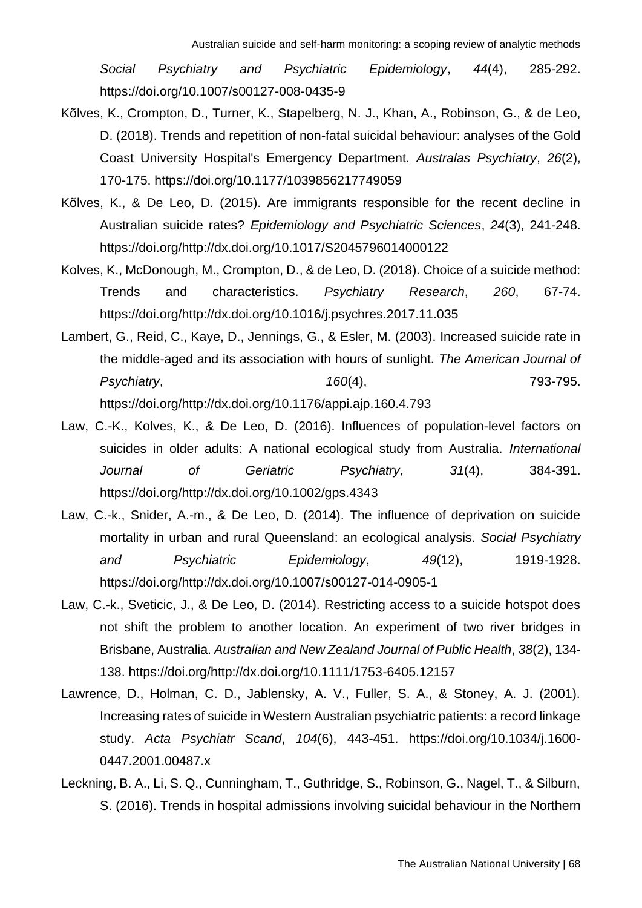*Social Psychiatry and Psychiatric Epidemiology*, *44*(4), 285-292. https://doi.org/10.1007/s00127-008-0435-9

Kõlves, K., Crompton, D., Turner, K., Stapelberg, N. J., Khan, A., Robinson, G., & de Leo, D. (2018). Trends and repetition of non-fatal suicidal behaviour: analyses of the Gold Coast University Hospital's Emergency Department. *Australas Psychiatry*, *26*(2), 170-175. https://doi.org/10.1177/1039856217749059

Kõlves, K., & De Leo, D. (2015). Are immigrants responsible for the recent decline in Australian suicide rates? *Epidemiology and Psychiatric Sciences*, *24*(3), 241-248. https://doi.org/http://dx.doi.org/10.1017/S2045796014000122

Kolves, K., McDonough, M., Crompton, D., & de Leo, D. (2018). Choice of a suicide method: Trends and characteristics. *Psychiatry Research*, *260*, 67-74. https://doi.org/http://dx.doi.org/10.1016/j.psychres.2017.11.035

Lambert, G., Reid, C., Kaye, D., Jennings, G., & Esler, M. (2003). Increased suicide rate in the middle-aged and its association with hours of sunlight. *The American Journal of Psychiatry*, *160*(4), 793-795. https://doi.org/http://dx.doi.org/10.1176/appi.ajp.160.4.793

Law, C.-K., Kolves, K., & De Leo, D. (2016). Influences of population-level factors on suicides in older adults: A national ecological study from Australia. *International Journal of Geriatric Psychiatry*, *31*(4), 384-391. https://doi.org/http://dx.doi.org/10.1002/gps.4343

Law, C.-k., Snider, A.-m., & De Leo, D. (2014). The influence of deprivation on suicide mortality in urban and rural Queensland: an ecological analysis. *Social Psychiatry and Psychiatric Epidemiology*, *49*(12), 1919-1928. https://doi.org/http://dx.doi.org/10.1007/s00127-014-0905-1

Law, C.-k., Sveticic, J., & De Leo, D. (2014). Restricting access to a suicide hotspot does not shift the problem to another location. An experiment of two river bridges in Brisbane, Australia. *Australian and New Zealand Journal of Public Health*, *38*(2), 134-138. https://doi.org/http://dx.doi.org/10.1111/1753-6405.12157

Lawrence, D., Holman, C. D., Jablensky, A. V., Fuller, S. A., & Stoney, A. J. (2001). Increasing rates of suicide in Western Australian psychiatric patients: a record linkage study. *Acta Psychiatr Scand*, *104*(6), 443-451. https://doi.org/10.1034/j.1600-0447.2001.00487.x

Leckning, B. A., Li, S. Q., Cunningham, T., Guthridge, S., Robinson, G., Nagel, T., & Silburn, S. (2016). Trends in hospital admissions involving suicidal behaviour in the Northern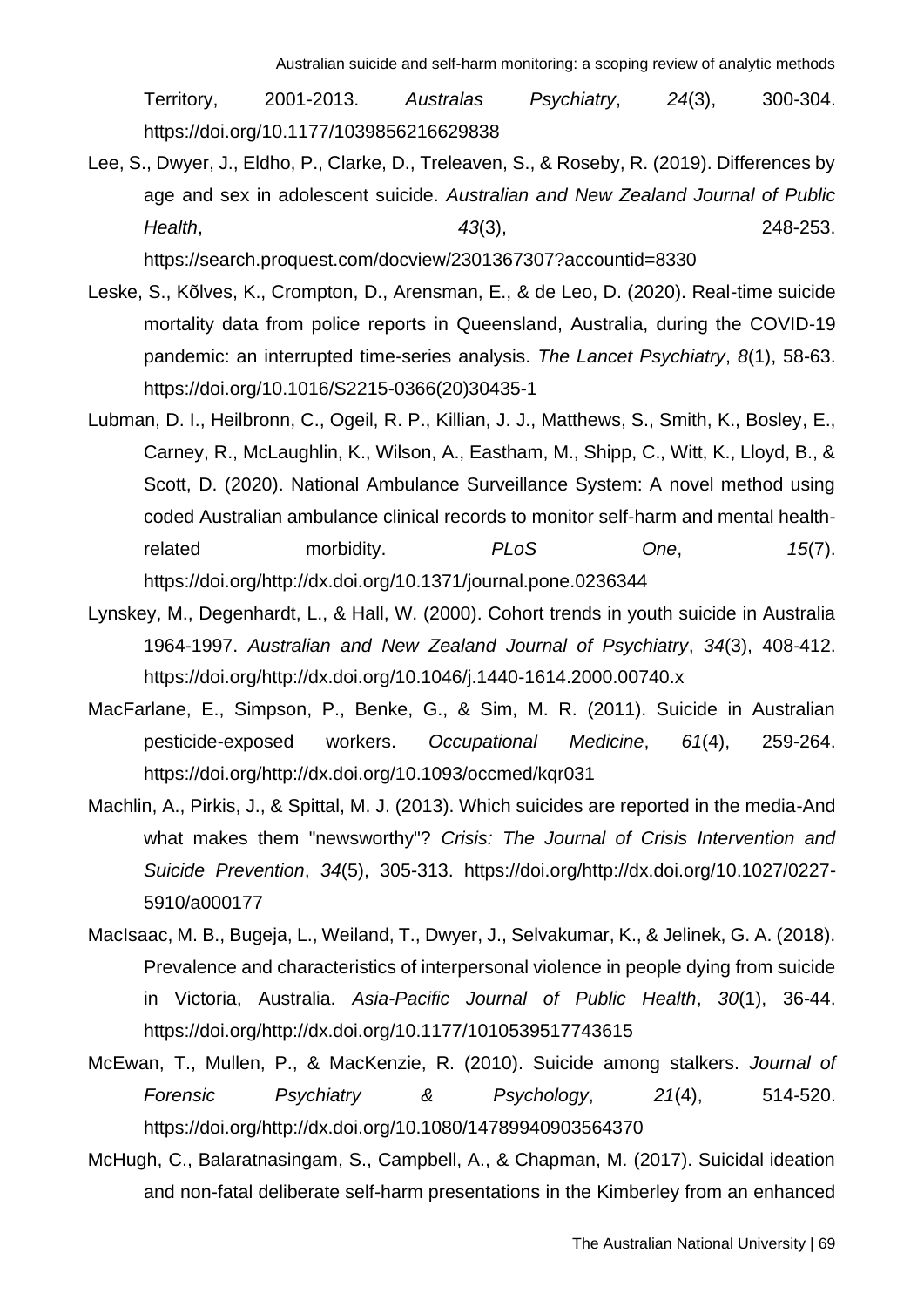Territory, 2001-2013. *Australas Psychiatry*, *24*(3), 300-304. https://doi.org/10.1177/1039856216629838

Lee, S., Dwyer, J., Eldho, P., Clarke, D., Treleaven, S., & Roseby, R. (2019). Differences by age and sex in adolescent suicide. *Australian and New Zealand Journal of Public Health*, *43*(3), 248-253. https://search.proquest.com/docview/2301367307?accountid=8330

Leske, S., Kõlves, K., Crompton, D., Arensman, E., & de Leo, D. (2020). Real-time suicide mortality data from police reports in Queensland, Australia, during the COVID-19 pandemic: an interrupted time-series analysis. *The Lancet Psychiatry*, *8*(1), 58-63. https://doi.org/10.1016/S2215-0366(20)30435-1

Lubman, D. I., Heilbronn, C., Ogeil, R. P., Killian, J. J., Matthews, S., Smith, K., Bosley, E., Carney, R., McLaughlin, K., Wilson, A., Eastham, M., Shipp, C., Witt, K., Lloyd, B., & Scott, D. (2020). National Ambulance Surveillance System: A novel method using coded Australian ambulance clinical records to monitor self-harm and mental health-related morbidity. *PLoS One*, *15*(7). https://doi.org/http://dx.doi.org/10.1371/journal.pone.0236344

Lynskey, M., Degenhardt, L., & Hall, W. (2000). Cohort trends in youth suicide in Australia 1964-1997. *Australian and New Zealand Journal of Psychiatry*, *34*(3), 408-412. https://doi.org/http://dx.doi.org/10.1046/j.1440-1614.2000.00740.x

MacFarlane, E., Simpson, P., Benke, G., & Sim, M. R. (2011). Suicide in Australian pesticide-exposed workers. *Occupational Medicine*, *61*(4), 259-264. https://doi.org/http://dx.doi.org/10.1093/occmed/kqr031

Machlin, A., Pirkis, J., & Spittal, M. J. (2013). Which suicides are reported in the media-And what makes them "newsworthy"? *Crisis: The Journal of Crisis Intervention and Suicide Prevention*, *34*(5), 305-313. https://doi.org/http://dx.doi.org/10.1027/0227-5910/a000177

MacIsaac, M. B., Bugeja, L., Weiland, T., Dwyer, J., Selvakumar, K., & Jelinek, G. A. (2018). Prevalence and characteristics of interpersonal violence in people dying from suicide in Victoria, Australia. *Asia-Pacific Journal of Public Health*, *30*(1), 36-44. https://doi.org/http://dx.doi.org/10.1177/1010539517743615

McEwan, T., Mullen, P., & MacKenzie, R. (2010). Suicide among stalkers. *Journal of Forensic Psychiatry & Psychology*, *21*(4), 514-520. https://doi.org/http://dx.doi.org/10.1080/14789940903564370

McHugh, C., Balaratnasingam, S., Campbell, A., & Chapman, M. (2017). Suicidal ideation and non-fatal deliberate self-harm presentations in the Kimberley from an enhanced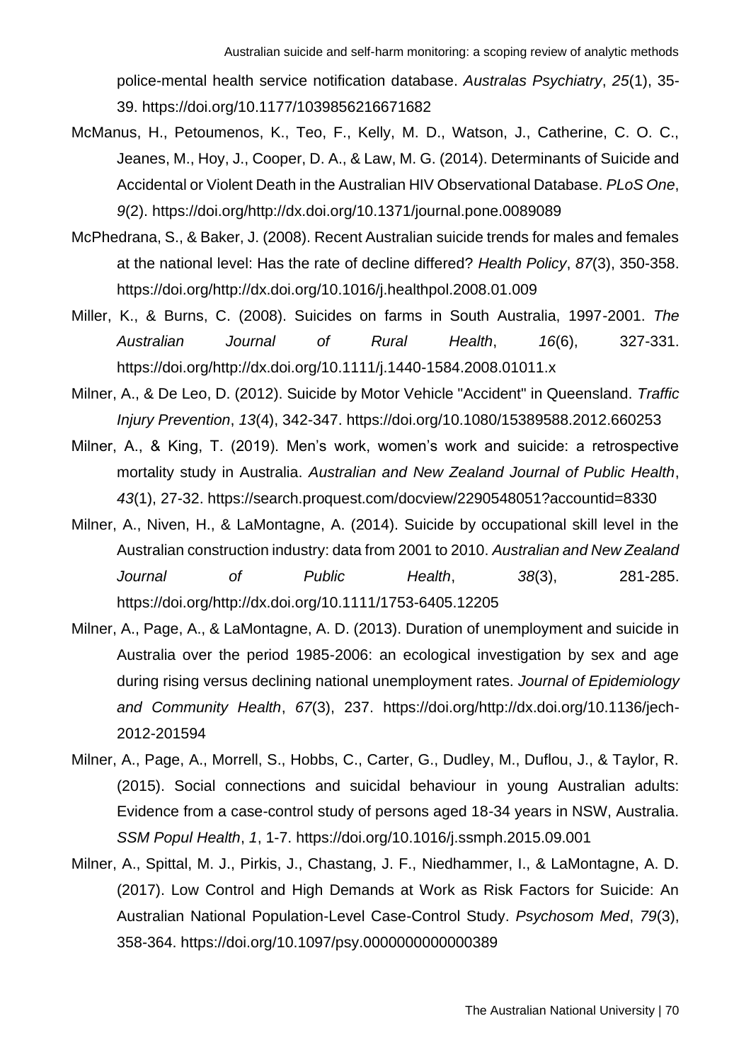police-mental health service notification database. *Australas Psychiatry*, *25*(1), 35-39. https://doi.org/10.1177/1039856216671682

McManus, H., Petoumenos, K., Teo, F., Kelly, M. D., Watson, J., Catherine, C. O. C., Jeanes, M., Hoy, J., Cooper, D. A., & Law, M. G. (2014). Determinants of Suicide and Accidental or Violent Death in the Australian HIV Observational Database. *PLoS One*, *9*(2). https://doi.org/http://dx.doi.org/10.1371/journal.pone.0089089

McPhedrana, S., & Baker, J. (2008). Recent Australian suicide trends for males and females at the national level: Has the rate of decline differed? *Health Policy*, *87*(3), 350-358. https://doi.org/http://dx.doi.org/10.1016/j.healthpol.2008.01.009

Miller, K., & Burns, C. (2008). Suicides on farms in South Australia, 1997-2001. *The Australian Journal of Rural Health*, *16*(6), 327-331. https://doi.org/http://dx.doi.org/10.1111/j.1440-1584.2008.01011.x

Milner, A., & De Leo, D. (2012). Suicide by Motor Vehicle "Accident" in Queensland. *Traffic Injury Prevention*, *13*(4), 342-347. https://doi.org/10.1080/15389588.2012.660253

Milner, A., & King, T. (2019). Men's work, women's work and suicide: a retrospective mortality study in Australia. *Australian and New Zealand Journal of Public Health*, *43*(1), 27-32. https://search.proquest.com/docview/2290548051?accountid=8330

Milner, A., Niven, H., & LaMontagne, A. (2014). Suicide by occupational skill level in the Australian construction industry: data from 2001 to 2010. *Australian and New Zealand Journal of Public Health*, *38*(3), 281-285. https://doi.org/http://dx.doi.org/10.1111/1753-6405.12205

Milner, A., Page, A., & LaMontagne, A. D. (2013). Duration of unemployment and suicide in Australia over the period 1985-2006: an ecological investigation by sex and age during rising versus declining national unemployment rates. *Journal of Epidemiology and Community Health*, *67*(3), 237. https://doi.org/http://dx.doi.org/10.1136/jech-2012-201594

Milner, A., Page, A., Morrell, S., Hobbs, C., Carter, G., Dudley, M., Duflou, J., & Taylor, R. (2015). Social connections and suicidal behaviour in young Australian adults: Evidence from a case-control study of persons aged 18-34 years in NSW, Australia. *SSM Popul Health*, *1*, 1-7. https://doi.org/10.1016/j.ssmph.2015.09.001

Milner, A., Spittal, M. J., Pirkis, J., Chastang, J. F., Niedhammer, I., & LaMontagne, A. D. (2017). Low Control and High Demands at Work as Risk Factors for Suicide: An Australian National Population-Level Case-Control Study. *Psychosom Med*, *79*(3), 358-364. https://doi.org/10.1097/psy.0000000000000389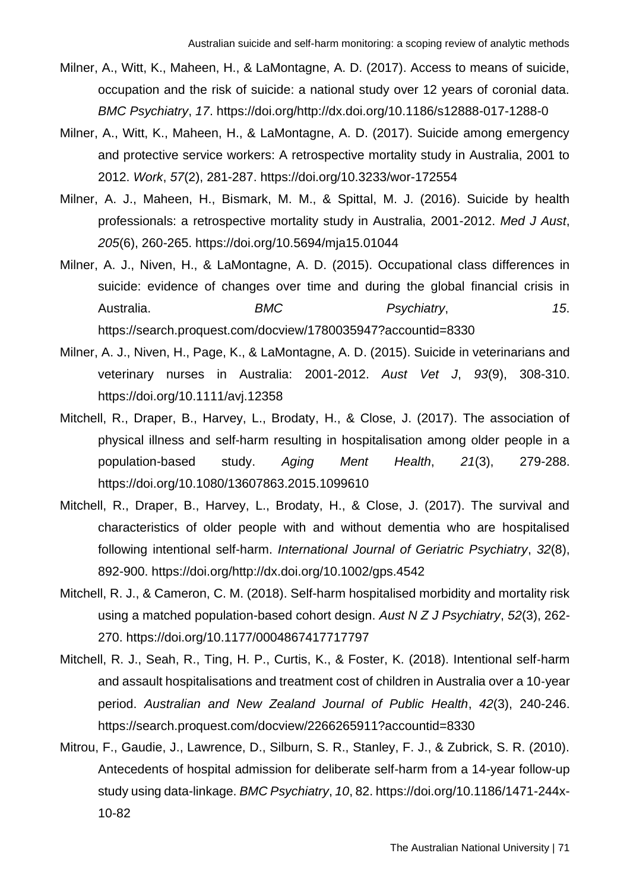Milner, A., Witt, K., Maheen, H., & LaMontagne, A. D. (2017). Access to means of suicide, occupation and the risk of suicide: a national study over 12 years of coronial data. *BMC Psychiatry*, *17*. https://doi.org/http://dx.doi.org/10.1186/s12888-017-1288-0

Milner, A., Witt, K., Maheen, H., & LaMontagne, A. D. (2017). Suicide among emergency and protective service workers: A retrospective mortality study in Australia, 2001 to 2012. *Work*, *57*(2), 281-287. https://doi.org/10.3233/wor-172554

Milner, A. J., Maheen, H., Bismark, M. M., & Spittal, M. J. (2016). Suicide by health professionals: a retrospective mortality study in Australia, 2001-2012. *Med J Aust*, *205*(6), 260-265. https://doi.org/10.5694/mja15.01044

Milner, A. J., Niven, H., & LaMontagne, A. D. (2015). Occupational class differences in suicide: evidence of changes over time and during the global financial crisis in Australia. *BMC Psychiatry*, *15*. https://search.proquest.com/docview/1780035947?accountid=8330

Milner, A. J., Niven, H., Page, K., & LaMontagne, A. D. (2015). Suicide in veterinarians and veterinary nurses in Australia: 2001-2012. *Aust Vet J*, *93*(9), 308-310. https://doi.org/10.1111/avj.12358

Mitchell, R., Draper, B., Harvey, L., Brodaty, H., & Close, J. (2017). The association of physical illness and self-harm resulting in hospitalisation among older people in a population-based study. *Aging Ment Health*, *21*(3), 279-288. https://doi.org/10.1080/13607863.2015.1099610

Mitchell, R., Draper, B., Harvey, L., Brodaty, H., & Close, J. (2017). The survival and characteristics of older people with and without dementia who are hospitalised following intentional self-harm. *International Journal of Geriatric Psychiatry*, *32*(8), 892-900. https://doi.org/http://dx.doi.org/10.1002/gps.4542

Mitchell, R. J., & Cameron, C. M. (2018). Self-harm hospitalised morbidity and mortality risk using a matched population-based cohort design. *Aust N Z J Psychiatry*, *52*(3), 262-270. https://doi.org/10.1177/0004867417717797

Mitchell, R. J., Seah, R., Ting, H. P., Curtis, K., & Foster, K. (2018). Intentional self-harm and assault hospitalisations and treatment cost of children in Australia over a 10-year period. *Australian and New Zealand Journal of Public Health*, *42*(3), 240-246. https://search.proquest.com/docview/2266265911?accountid=8330

Mitrou, F., Gaudie, J., Lawrence, D., Silburn, S. R., Stanley, F. J., & Zubrick, S. R. (2010). Antecedents of hospital admission for deliberate self-harm from a 14-year follow-up study using data-linkage. *BMC Psychiatry*, *10*, 82. https://doi.org/10.1186/1471-244x-10-82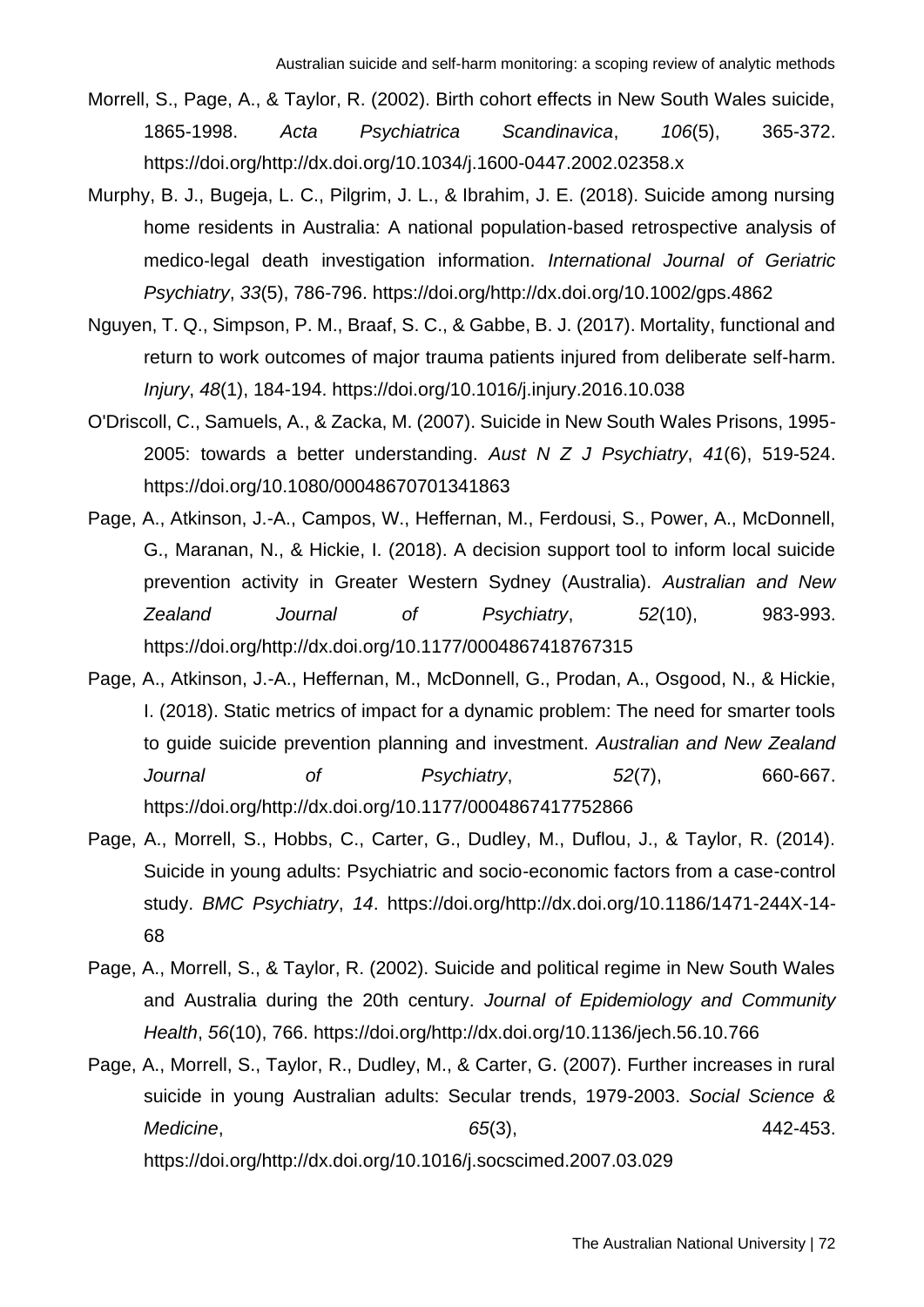Morrell, S., Page, A., & Taylor, R. (2002). Birth cohort effects in New South Wales suicide, 1865-1998. *Acta Psychiatrica Scandinavica*, *106*(5), 365-372. https://doi.org/http://dx.doi.org/10.1034/j.1600-0447.2002.02358.x

Murphy, B. J., Bugeja, L. C., Pilgrim, J. L., & Ibrahim, J. E. (2018). Suicide among nursing home residents in Australia: A national population-based retrospective analysis of medico-legal death investigation information. *International Journal of Geriatric Psychiatry*, *33*(5), 786-796. https://doi.org/http://dx.doi.org/10.1002/gps.4862

Nguyen, T. Q., Simpson, P. M., Braaf, S. C., & Gabbe, B. J. (2017). Mortality, functional and return to work outcomes of major trauma patients injured from deliberate self-harm. *Injury*, *48*(1), 184-194. https://doi.org/10.1016/j.injury.2016.10.038

O'Driscoll, C., Samuels, A., & Zacka, M. (2007). Suicide in New South Wales Prisons, 1995-2005: towards a better understanding. *Aust N Z J Psychiatry*, *41*(6), 519-524. https://doi.org/10.1080/00048670701341863

Page, A., Atkinson, J.-A., Campos, W., Heffernan, M., Ferdousi, S., Power, A., McDonnell, G., Maranan, N., & Hickie, I. (2018). A decision support tool to inform local suicide prevention activity in Greater Western Sydney (Australia). *Australian and New Zealand Journal of Psychiatry*, *52*(10), 983-993. https://doi.org/http://dx.doi.org/10.1177/0004867418767315

Page, A., Atkinson, J.-A., Heffernan, M., McDonnell, G., Prodan, A., Osgood, N., & Hickie, I. (2018). Static metrics of impact for a dynamic problem: The need for smarter tools to guide suicide prevention planning and investment. *Australian and New Zealand Journal of Psychiatry*, *52*(7), 660-667. https://doi.org/http://dx.doi.org/10.1177/0004867417752866

Page, A., Morrell, S., Hobbs, C., Carter, G., Dudley, M., Duflou, J., & Taylor, R. (2014). Suicide in young adults: Psychiatric and socio-economic factors from a case-control study. *BMC Psychiatry*, *14*. https://doi.org/http://dx.doi.org/10.1186/1471-244X-14-68

Page, A., Morrell, S., & Taylor, R. (2002). Suicide and political regime in New South Wales and Australia during the 20th century. *Journal of Epidemiology and Community Health*, *56*(10), 766. https://doi.org/http://dx.doi.org/10.1136/jech.56.10.766

Page, A., Morrell, S., Taylor, R., Dudley, M., & Carter, G. (2007). Further increases in rural suicide in young Australian adults: Secular trends, 1979-2003. *Social Science & Medicine*, *65*(3), 442-453. https://doi.org/http://dx.doi.org/10.1016/j.socscimed.2007.03.029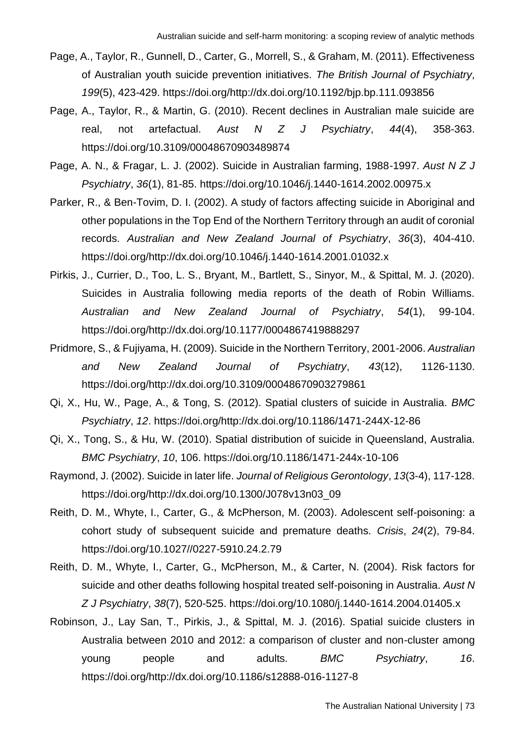Page, A., Taylor, R., Gunnell, D., Carter, G., Morrell, S., & Graham, M. (2011). Effectiveness of Australian youth suicide prevention initiatives. *The British Journal of Psychiatry*, *199*(5), 423-429. https://doi.org/http://dx.doi.org/10.1192/bjp.bp.111.093856

Page, A., Taylor, R., & Martin, G. (2010). Recent declines in Australian male suicide are real, not artefactual. *Aust N Z J Psychiatry*, *44*(4), 358-363. https://doi.org/10.3109/00048670903489874

Page, A. N., & Fragar, L. J. (2002). Suicide in Australian farming, 1988-1997. *Aust N Z J Psychiatry*, *36*(1), 81-85. https://doi.org/10.1046/j.1440-1614.2002.00975.x

Parker, R., & Ben-Tovim, D. I. (2002). A study of factors affecting suicide in Aboriginal and other populations in the Top End of the Northern Territory through an audit of coronial records. *Australian and New Zealand Journal of Psychiatry*, *36*(3), 404-410. https://doi.org/http://dx.doi.org/10.1046/j.1440-1614.2001.01032.x

Pirkis, J., Currier, D., Too, L. S., Bryant, M., Bartlett, S., Sinyor, M., & Spittal, M. J. (2020). Suicides in Australia following media reports of the death of Robin Williams. *Australian and New Zealand Journal of Psychiatry*, *54*(1), 99-104. https://doi.org/http://dx.doi.org/10.1177/0004867419888297

Pridmore, S., & Fujiyama, H. (2009). Suicide in the Northern Territory, 2001-2006. *Australian and New Zealand Journal of Psychiatry*, *43*(12), 1126-1130. https://doi.org/http://dx.doi.org/10.3109/00048670903279861

Qi, X., Hu, W., Page, A., & Tong, S. (2012). Spatial clusters of suicide in Australia. *BMC Psychiatry*, *12*. https://doi.org/http://dx.doi.org/10.1186/1471-244X-12-86

Qi, X., Tong, S., & Hu, W. (2010). Spatial distribution of suicide in Queensland, Australia. *BMC Psychiatry*, *10*, 106. https://doi.org/10.1186/1471-244x-10-106

Raymond, J. (2002). Suicide in later life. *Journal of Religious Gerontology*, *13*(3-4), 117-128. https://doi.org/http://dx.doi.org/10.1300/J078v13n03_09

Reith, D. M., Whyte, I., Carter, G., & McPherson, M. (2003). Adolescent self-poisoning: a cohort study of subsequent suicide and premature deaths. *Crisis*, *24*(2), 79-84. https://doi.org/10.1027//0227-5910.24.2.79

Reith, D. M., Whyte, I., Carter, G., McPherson, M., & Carter, N. (2004). Risk factors for suicide and other deaths following hospital treated self-poisoning in Australia. *Aust N Z J Psychiatry*, *38*(7), 520-525. https://doi.org/10.1080/j.1440-1614.2004.01405.x

Robinson, J., Lay San, T., Pirkis, J., & Spittal, M. J. (2016). Spatial suicide clusters in Australia between 2010 and 2012: a comparison of cluster and non-cluster among young people and adults. *BMC Psychiatry*, *16*. https://doi.org/http://dx.doi.org/10.1186/s12888-016-1127-8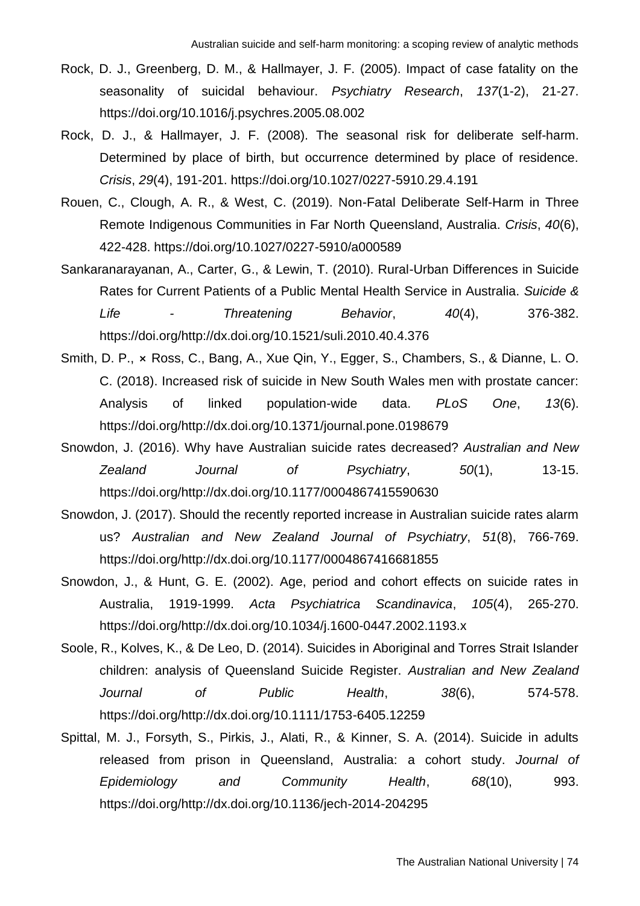Rock, D. J., Greenberg, D. M., & Hallmayer, J. F. (2005). Impact of case fatality on the seasonality of suicidal behaviour. *Psychiatry Research*, *137*(1-2), 21-27. https://doi.org/10.1016/j.psychres.2005.08.002

Rock, D. J., & Hallmayer, J. F. (2008). The seasonal risk for deliberate self-harm. Determined by place of birth, but occurrence determined by place of residence. *Crisis*, *29*(4), 191-201. https://doi.org/10.1027/0227-5910.29.4.191

Rouen, C., Clough, A. R., & West, C. (2019). Non-Fatal Deliberate Self-Harm in Three Remote Indigenous Communities in Far North Queensland, Australia. *Crisis*, *40*(6), 422-428. https://doi.org/10.1027/0227-5910/a000589

Sankaranarayanan, A., Carter, G., & Lewin, T. (2010). Rural-Urban Differences in Suicide Rates for Current Patients of a Public Mental Health Service in Australia. *Suicide & Life - Threatening Behavior*, *40*(4), 376-382. https://doi.org/http://dx.doi.org/10.1521/suli.2010.40.4.376

Smith, D. P., × Ross, C., Bang, A., Xue Qin, Y., Egger, S., Chambers, S., & Dianne, L. O. C. (2018). Increased risk of suicide in New South Wales men with prostate cancer: Analysis of linked population-wide data. *PLoS One*, *13*(6). https://doi.org/http://dx.doi.org/10.1371/journal.pone.0198679

Snowdon, J. (2016). Why have Australian suicide rates decreased? *Australian and New Zealand Journal of Psychiatry*, *50*(1), 13-15. https://doi.org/http://dx.doi.org/10.1177/0004867415590630

Snowdon, J. (2017). Should the recently reported increase in Australian suicide rates alarm us? *Australian and New Zealand Journal of Psychiatry*, *51*(8), 766-769. https://doi.org/http://dx.doi.org/10.1177/0004867416681855

Snowdon, J., & Hunt, G. E. (2002). Age, period and cohort effects on suicide rates in Australia, 1919-1999. *Acta Psychiatrica Scandinavica*, *105*(4), 265-270. https://doi.org/http://dx.doi.org/10.1034/j.1600-0447.2002.1193.x

Soole, R., Kolves, K., & De Leo, D. (2014). Suicides in Aboriginal and Torres Strait Islander children: analysis of Queensland Suicide Register. *Australian and New Zealand Journal of Public Health*, *38*(6), 574-578. https://doi.org/http://dx.doi.org/10.1111/1753-6405.12259

Spittal, M. J., Forsyth, S., Pirkis, J., Alati, R., & Kinner, S. A. (2014). Suicide in adults released from prison in Queensland, Australia: a cohort study. *Journal of Epidemiology and Community Health*, *68*(10), 993. https://doi.org/http://dx.doi.org/10.1136/jech-2014-204295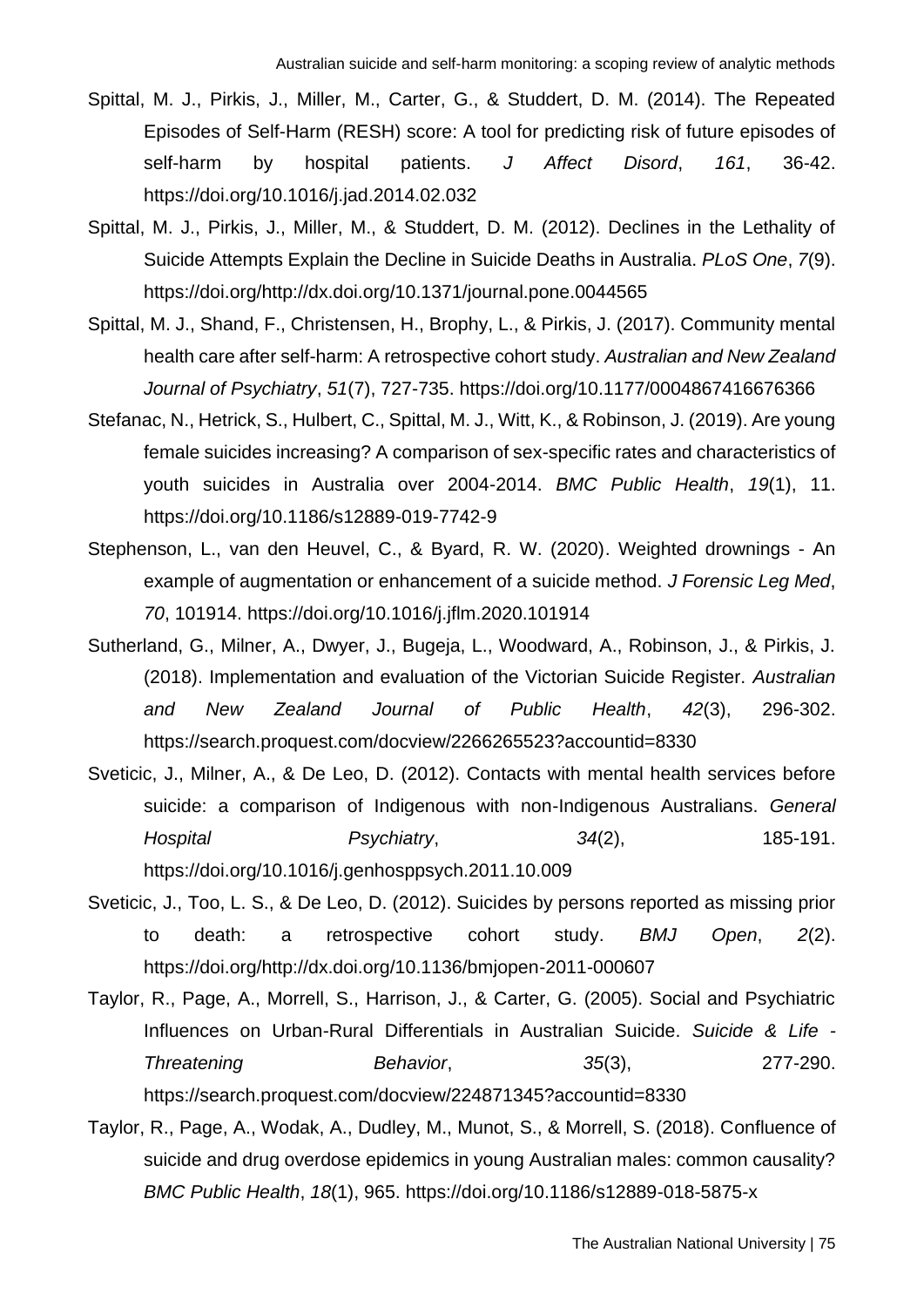Spittal, M. J., Pirkis, J., Miller, M., Carter, G., & Studdert, D. M. (2014). The Repeated Episodes of Self-Harm (RESH) score: A tool for predicting risk of future episodes of self-harm by hospital patients. *J Affect Disord*, *161*, 36-42. https://doi.org/10.1016/j.jad.2014.02.032

Spittal, M. J., Pirkis, J., Miller, M., & Studdert, D. M. (2012). Declines in the Lethality of Suicide Attempts Explain the Decline in Suicide Deaths in Australia. *PLoS One*, *7*(9). https://doi.org/http://dx.doi.org/10.1371/journal.pone.0044565

Spittal, M. J., Shand, F., Christensen, H., Brophy, L., & Pirkis, J. (2017). Community mental health care after self-harm: A retrospective cohort study. *Australian and New Zealand Journal of Psychiatry*, *51*(7), 727-735. https://doi.org/10.1177/0004867416676366

Stefanac, N., Hetrick, S., Hulbert, C., Spittal, M. J., Witt, K., & Robinson, J. (2019). Are young female suicides increasing? A comparison of sex-specific rates and characteristics of youth suicides in Australia over 2004-2014. *BMC Public Health*, *19*(1), 11. https://doi.org/10.1186/s12889-019-7742-9

Stephenson, L., van den Heuvel, C., & Byard, R. W. (2020). Weighted drownings - An example of augmentation or enhancement of a suicide method. *J Forensic Leg Med*, *70*, 101914. https://doi.org/10.1016/j.jflm.2020.101914

Sutherland, G., Milner, A., Dwyer, J., Bugeja, L., Woodward, A., Robinson, J., & Pirkis, J. (2018). Implementation and evaluation of the Victorian Suicide Register. *Australian and New Zealand Journal of Public Health*, *42*(3), 296-302. https://search.proquest.com/docview/2266265523?accountid=8330

Sveticic, J., Milner, A., & De Leo, D. (2012). Contacts with mental health services before suicide: a comparison of Indigenous with non-Indigenous Australians. *General Hospital Psychiatry*, *34*(2), 185-191. https://doi.org/10.1016/j.genhosppsych.2011.10.009

Sveticic, J., Too, L. S., & De Leo, D. (2012). Suicides by persons reported as missing prior to death: a retrospective cohort study. *BMJ Open*, *2*(2). https://doi.org/http://dx.doi.org/10.1136/bmjopen-2011-000607

Taylor, R., Page, A., Morrell, S., Harrison, J., & Carter, G. (2005). Social and Psychiatric Influences on Urban-Rural Differentials in Australian Suicide. *Suicide & Life - Threatening Behavior*, *35*(3), 277-290. https://search.proquest.com/docview/224871345?accountid=8330

Taylor, R., Page, A., Wodak, A., Dudley, M., Munot, S., & Morrell, S. (2018). Confluence of suicide and drug overdose epidemics in young Australian males: common causality? *BMC Public Health*, *18*(1), 965. https://doi.org/10.1186/s12889-018-5875-x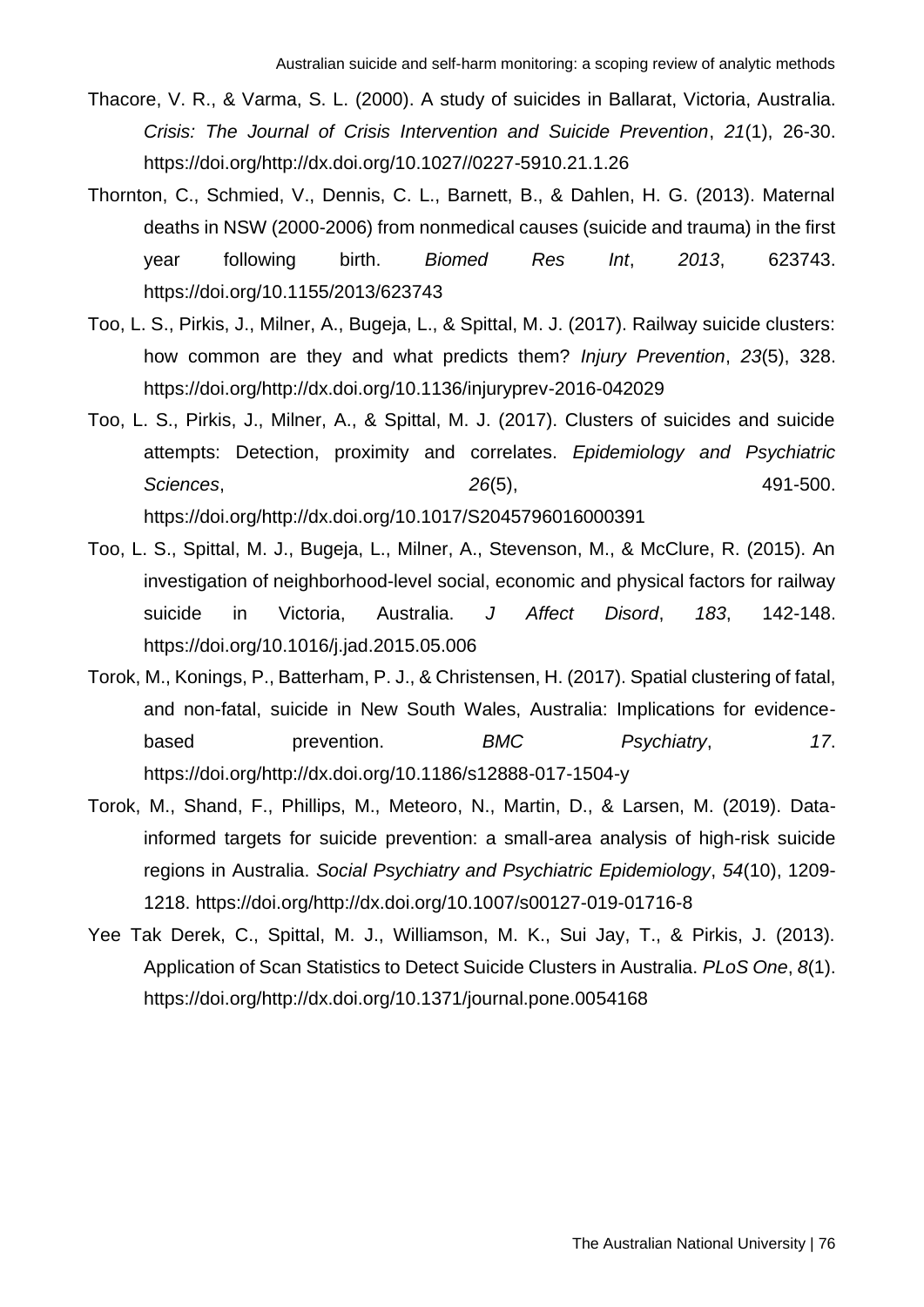Thacore, V. R., & Varma, S. L. (2000). A study of suicides in Ballarat, Victoria, Australia. *Crisis: The Journal of Crisis Intervention and Suicide Prevention*, *21*(1), 26-30. https://doi.org/http://dx.doi.org/10.1027//0227-5910.21.1.26

Thornton, C., Schmied, V., Dennis, C. L., Barnett, B., & Dahlen, H. G. (2013). Maternal deaths in NSW (2000-2006) from nonmedical causes (suicide and trauma) in the first year following birth. *Biomed Res Int*, *2013*, 623743. https://doi.org/10.1155/2013/623743

Too, L. S., Pirkis, J., Milner, A., Bugeja, L., & Spittal, M. J. (2017). Railway suicide clusters: how common are they and what predicts them? *Injury Prevention*, *23*(5), 328. https://doi.org/http://dx.doi.org/10.1136/injuryprev-2016-042029

Too, L. S., Pirkis, J., Milner, A., & Spittal, M. J. (2017). Clusters of suicides and suicide attempts: Detection, proximity and correlates. *Epidemiology and Psychiatric Sciences*, *26*(5), 491-500. https://doi.org/http://dx.doi.org/10.1017/S2045796016000391

Too, L. S., Spittal, M. J., Bugeja, L., Milner, A., Stevenson, M., & McClure, R. (2015). An investigation of neighborhood-level social, economic and physical factors for railway suicide in Victoria, Australia. *J Affect Disord*, *183*, 142-148. https://doi.org/10.1016/j.jad.2015.05.006

Torok, M., Konings, P., Batterham, P. J., & Christensen, H. (2017). Spatial clustering of fatal, and non-fatal, suicide in New South Wales, Australia: Implications for evidence-based prevention. *BMC Psychiatry*, *17*. https://doi.org/http://dx.doi.org/10.1186/s12888-017-1504-y

Torok, M., Shand, F., Phillips, M., Meteoro, N., Martin, D., & Larsen, M. (2019). Data-informed targets for suicide prevention: a small-area analysis of high-risk suicide regions in Australia. *Social Psychiatry and Psychiatric Epidemiology*, *54*(10), 1209-1218. https://doi.org/http://dx.doi.org/10.1007/s00127-019-01716-8

Yee Tak Derek, C., Spittal, M. J., Williamson, M. K., Sui Jay, T., & Pirkis, J. (2013). Application of Scan Statistics to Detect Suicide Clusters in Australia. *PLoS One*, *8*(1). https://doi.org/http://dx.doi.org/10.1371/journal.pone.0054168